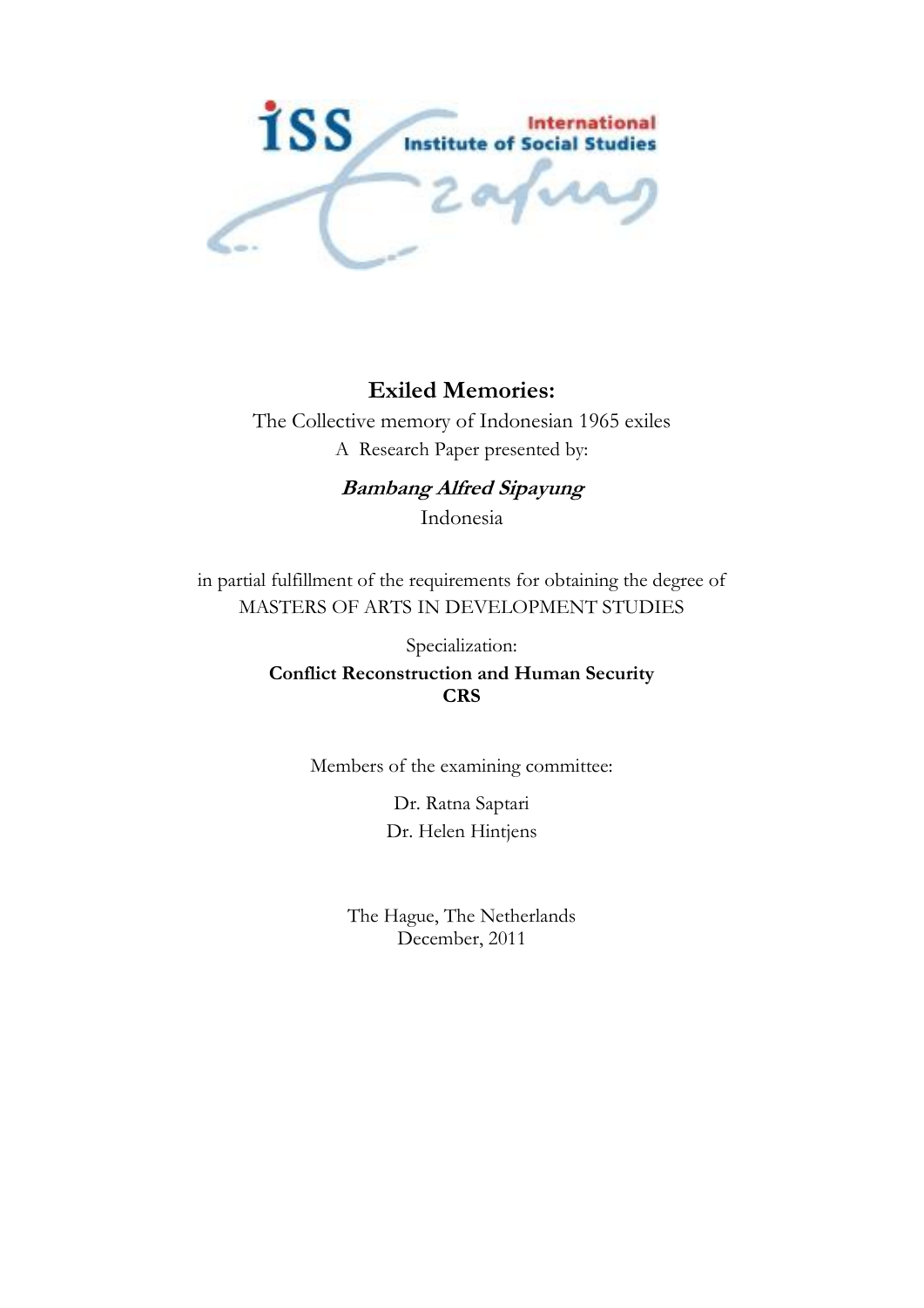# Exiled Memories:

The Collective memory of Indonesian 1965 exiles

A Research Paper presented by:

***Bambang Alfred Sipayung***

Indonesia

in partial fulfillment of the requirements for obtaining the degree of
MASTERS OF ARTS IN DEVELOPMENT STUDIES

Specialization:

**Conflict Reconstruction and Human Security**
**CRS**

Members of the examining committee:

Dr. Ratna Saptari
Dr. Helen Hintjens

The Hague, The Netherlands
December, 2011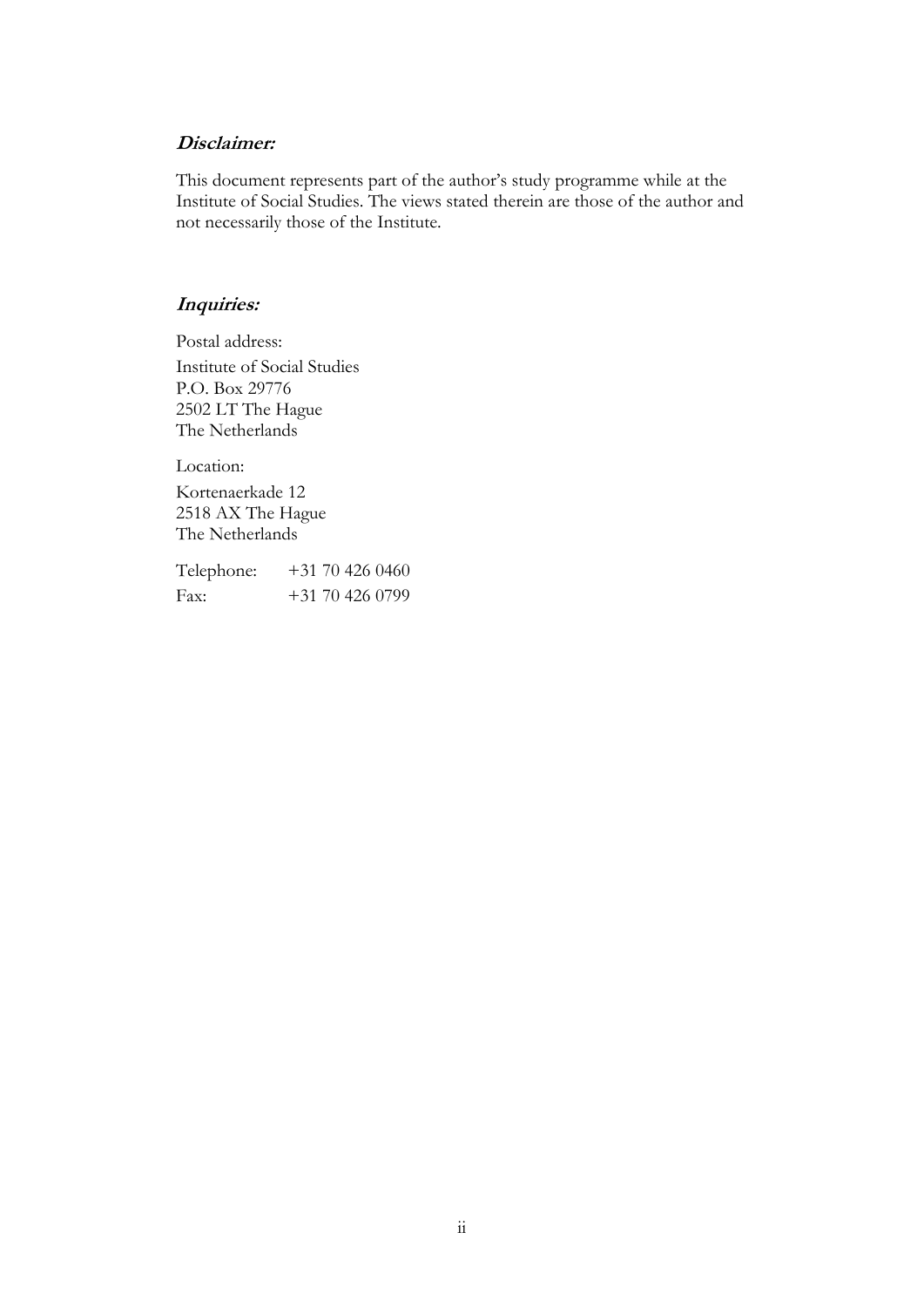***Disclaimer:***

This document represents part of the author's study programme while at the Institute of Social Studies. The views stated therein are those of the author and not necessarily those of the Institute.

***Inquiries:***

Postal address:

Institute of Social Studies
P.O. Box 29776
2502 LT The Hague
The Netherlands

Location:

Kortenaerkade 12
2518 AX The Hague
The Netherlands

| Telephone: | +31 70 426 0460 |
|---|---|
| Fax: | +31 70 426 0799 |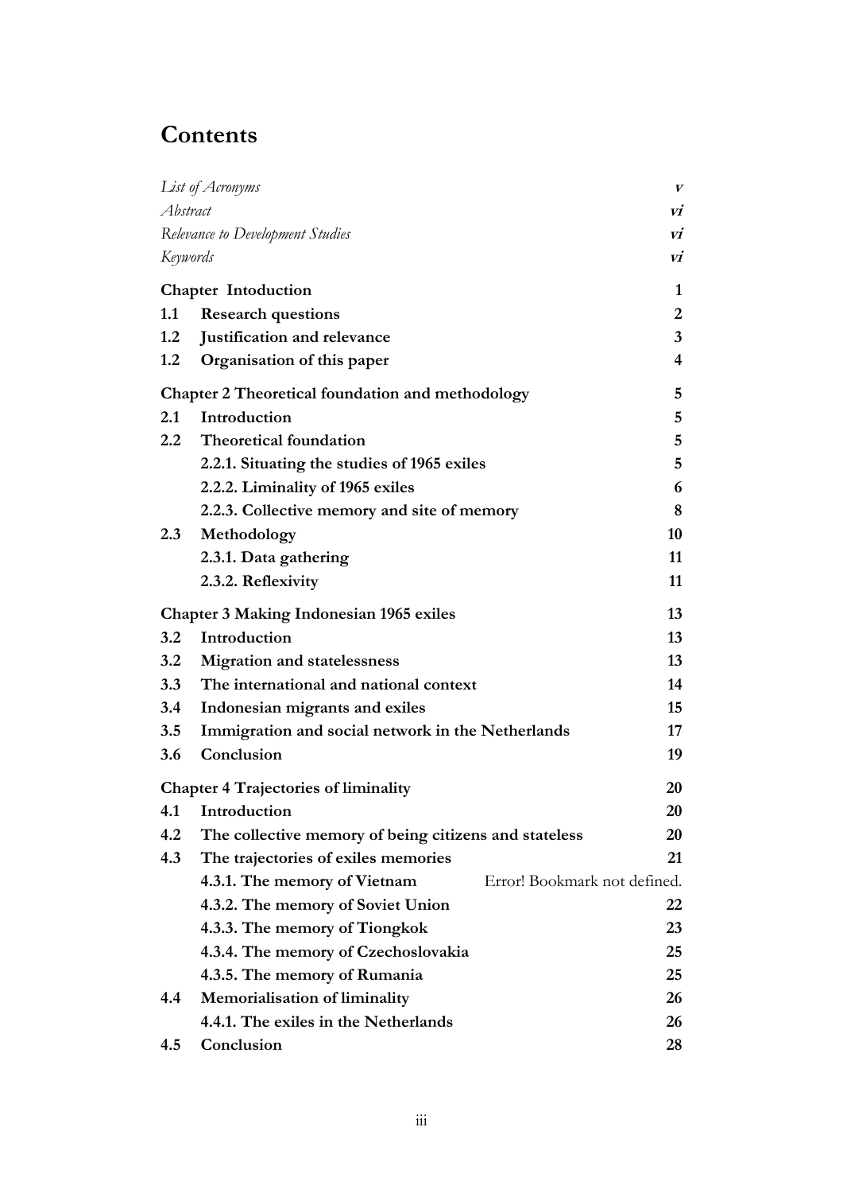# Contents

| | | |
|---|---|---|
| *List of Acronyms* | | ***v*** |
| *Abstract* | | ***vi*** |
| *Relevance to Development Studies* | | ***vi*** |
| *Keywords* | | ***vi*** |
| **Chapter Intoduction** | | **1** |
| **1.1** | **Research questions** | **2** |
| **1.2** | **Justification and relevance** | **3** |
| **1.2** | **Organisation of this paper** | **4** |
| **Chapter 2 Theoretical foundation and methodology** | | **5** |
| **2.1** | **Introduction** | **5** |
| **2.2** | **Theoretical foundation** | **5** |
| | **2.2.1. Situating the studies of 1965 exiles** | **5** |
| | **2.2.2. Liminality of 1965 exiles** | **6** |
| | **2.2.3. Collective memory and site of memory** | **8** |
| **2.3** | **Methodology** | **10** |
| | **2.3.1. Data gathering** | **11** |
| | **2.3.2. Reflexivity** | **11** |
| **Chapter 3 Making Indonesian 1965 exiles** | | **13** |
| **3.2** | **Introduction** | **13** |
| **3.2** | **Migration and statelessness** | **13** |
| **3.3** | **The international and national context** | **14** |
| **3.4** | **Indonesian migrants and exiles** | **15** |
| **3.5** | **Immigration and social network in the Netherlands** | **17** |
| **3.6** | **Conclusion** | **19** |
| **Chapter 4 Trajectories of liminality** | | **20** |
| **4.1** | **Introduction** | **20** |
| **4.2** | **The collective memory of being citizens and stateless** | **20** |
| **4.3** | **The trajectories of exiles memories** | **21** |
| | **4.3.1. The memory of Vietnam** | Error! Bookmark not defined. |
| | **4.3.2. The memory of Soviet Union** | **22** |
| | **4.3.3. The memory of Tiongkok** | **23** |
| | **4.3.4. The memory of Czechoslovakia** | **25** |
| | **4.3.5. The memory of Rumania** | **25** |
| **4.4** | **Memorialisation of liminality** | **26** |
| | **4.4.1. The exiles in the Netherlands** | **26** |
| **4.5** | **Conclusion** | **28** |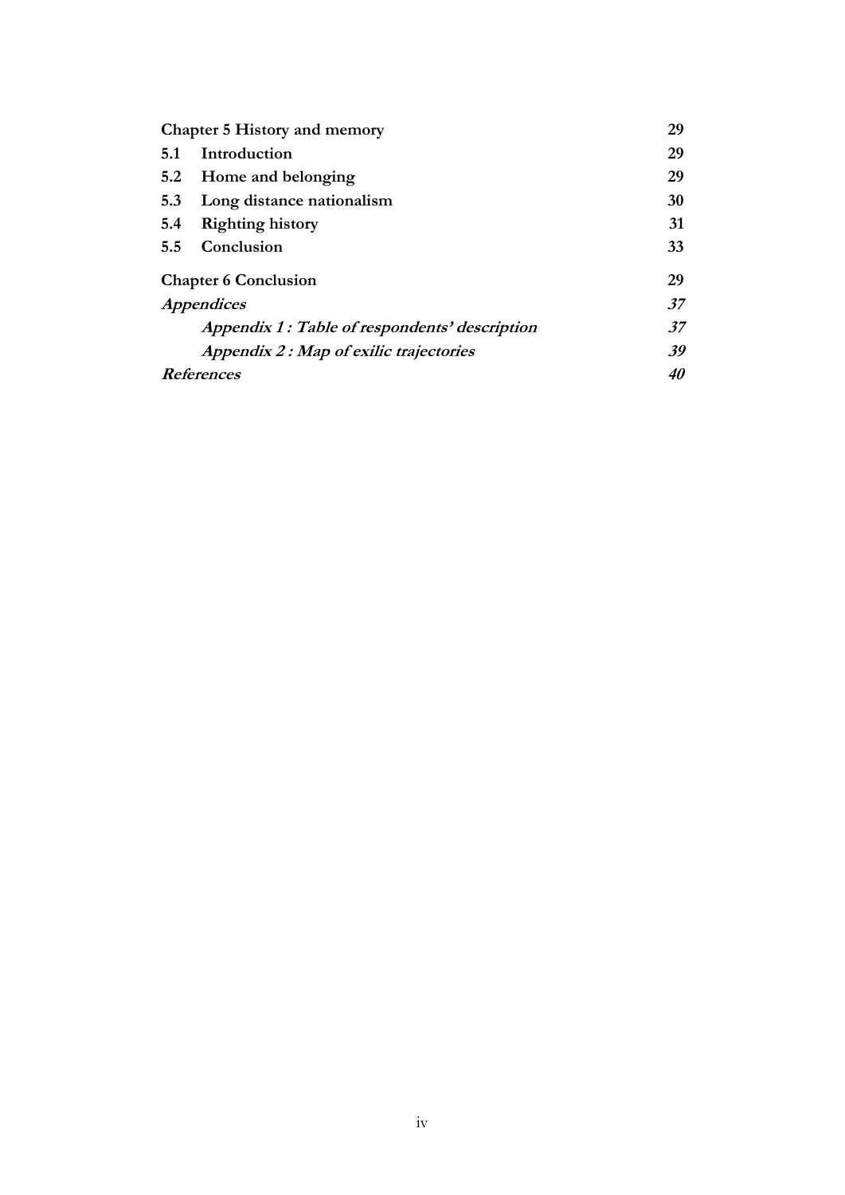| | | |
|---|---|---|
| **Chapter 5 History and memory** | | **29** |
| **5.1** | **Introduction** | **29** |
| **5.2** | **Home and belonging** | **29** |
| **5.3** | **Long distance nationalism** | **30** |
| **5.4** | **Righting history** | **31** |
| **5.5** | **Conclusion** | **33** |
| **Chapter 6 Conclusion** | | **29** |
| ***Appendices*** | | ***37*** |
| | ***Appendix 1 : Table of respondents' description*** | ***37*** |
| | ***Appendix 2 : Map of exilic trajectories*** | ***39*** |
| ***References*** | | ***40*** |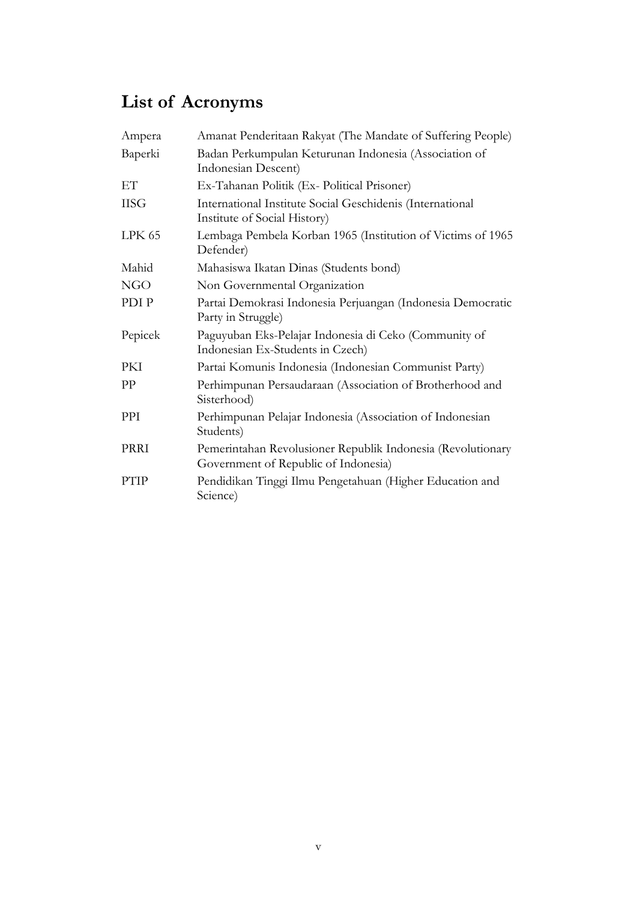# List of Acronyms

| | |
|---|---|
| Ampera | Amanat Penderitaan Rakyat (The Mandate of Suffering People) |
| Baperki | Badan Perkumpulan Keturunan Indonesia (Association of Indonesian Descent) |
| ET | Ex-Tahanan Politik (Ex- Political Prisoner) |
| IISG | International Institute Social Geschidenis (International Institute of Social History) |
| LPK 65 | Lembaga Pembela Korban 1965 (Institution of Victims of 1965 Defender) |
| Mahid | Mahasiswa Ikatan Dinas (Students bond) |
| NGO | Non Governmental Organization |
| PDI P | Partai Demokrasi Indonesia Perjuangan (Indonesia Democratic Party in Struggle) |
| Pepicek | Paguyuban Eks-Pelajar Indonesia di Ceko (Community of Indonesian Ex-Students in Czech) |
| PKI | Partai Komunis Indonesia (Indonesian Communist Party) |
| PP | Perhimpunan Persaudaraan (Association of Brotherhood and Sisterhood) |
| PPI | Perhimpunan Pelajar Indonesia (Association of Indonesian Students) |
| PRRI | Pemerintahan Revolusioner Republik Indonesia (Revolutionary Government of Republic of Indonesia) |
| PTIP | Pendidikan Tinggi Ilmu Pengetahuan (Higher Education and Science) |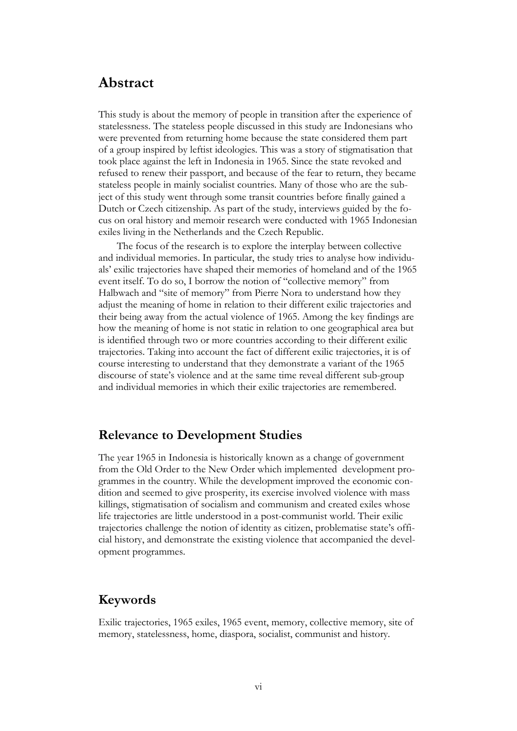## Abstract

This study is about the memory of people in transition after the experience of statelessness. The stateless people discussed in this study are Indonesians who were prevented from returning home because the state considered them part of a group inspired by leftist ideologies. This was a story of stigmatisation that took place against the left in Indonesia in 1965. Since the state revoked and refused to renew their passport, and because of the fear to return, they became stateless people in mainly socialist countries. Many of those who are the subject of this study went through some transit countries before finally gained a Dutch or Czech citizenship. As part of the study, interviews guided by the focus on oral history and memoir research were conducted with 1965 Indonesian exiles living in the Netherlands and the Czech Republic.

The focus of the research is to explore the interplay between collective and individual memories. In particular, the study tries to analyse how individuals' exilic trajectories have shaped their memories of homeland and of the 1965 event itself. To do so, I borrow the notion of "collective memory" from Halbwach and "site of memory" from Pierre Nora to understand how they adjust the meaning of home in relation to their different exilic trajectories and their being away from the actual violence of 1965. Among the key findings are how the meaning of home is not static in relation to one geographical area but is identified through two or more countries according to their different exilic trajectories. Taking into account the fact of different exilic trajectories, it is of course interesting to understand that they demonstrate a variant of the 1965 discourse of state's violence and at the same time reveal different sub-group and individual memories in which their exilic trajectories are remembered.

## Relevance to Development Studies

The year 1965 in Indonesia is historically known as a change of government from the Old Order to the New Order which implemented development programmes in the country. While the development improved the economic condition and seemed to give prosperity, its exercise involved violence with mass killings, stigmatisation of socialism and communism and created exiles whose life trajectories are little understood in a post-communist world. Their exilic trajectories challenge the notion of identity as citizen, problematise state's official history, and demonstrate the existing violence that accompanied the development programmes.

## Keywords

Exilic trajectories, 1965 exiles, 1965 event, memory, collective memory, site of memory, statelessness, home, diaspora, socialist, communist and history.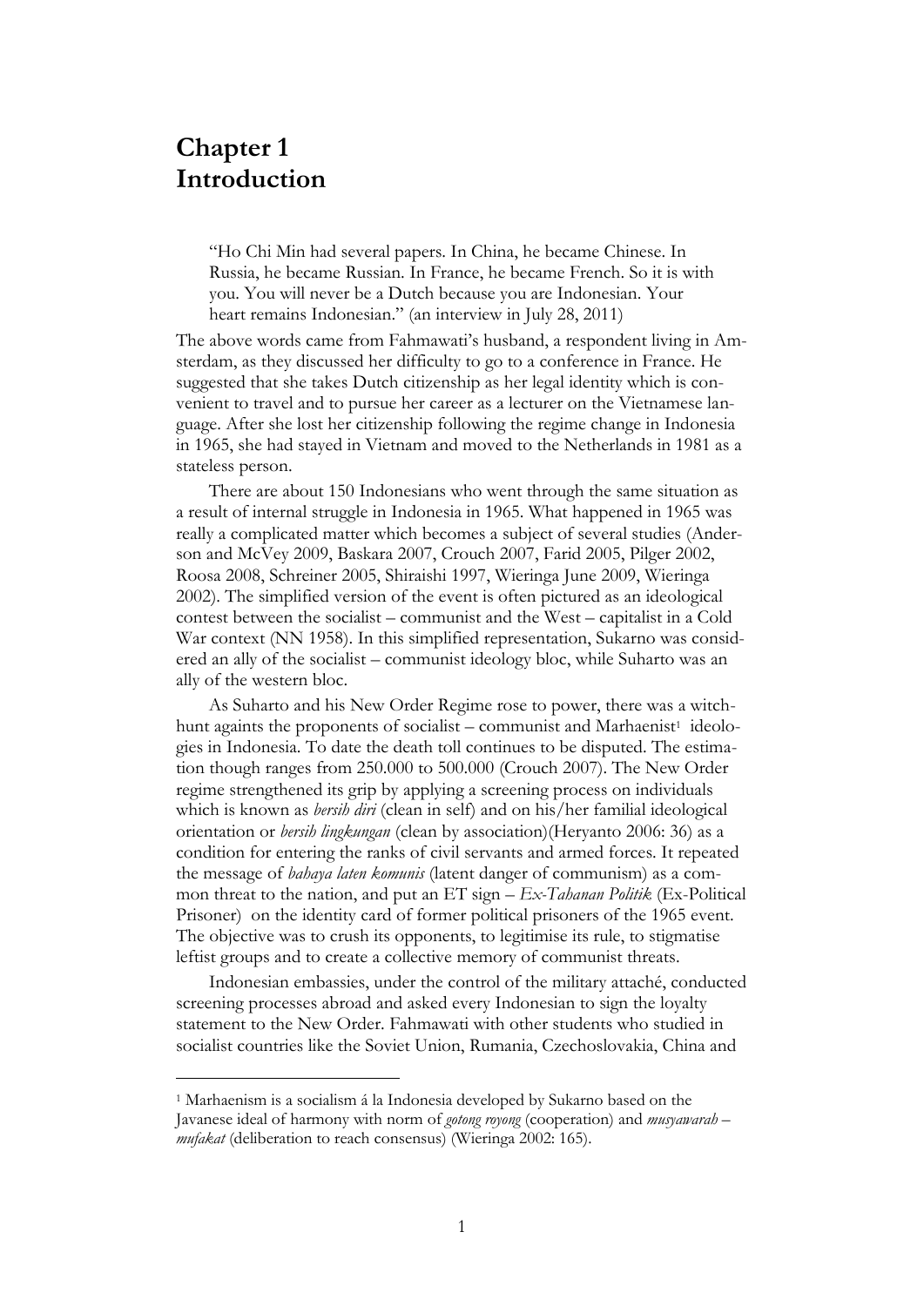# Chapter 1
# Introduction

> "Ho Chi Min had several papers. In China, he became Chinese. In Russia, he became Russian. In France, he became French. So it is with you. You will never be a Dutch because you are Indonesian. Your heart remains Indonesian." (an interview in July 28, 2011)

The above words came from Fahmawati's husband, a respondent living in Amsterdam, as they discussed her difficulty to go to a conference in France. He suggested that she takes Dutch citizenship as her legal identity which is convenient to travel and to pursue her career as a lecturer on the Vietnamese language. After she lost her citizenship following the regime change in Indonesia in 1965, she had stayed in Vietnam and moved to the Netherlands in 1981 as a stateless person.

There are about 150 Indonesians who went through the same situation as a result of internal struggle in Indonesia in 1965. What happened in 1965 was really a complicated matter which becomes a subject of several studies (Anderson and McVey 2009, Baskara 2007, Crouch 2007, Farid 2005, Pilger 2002, Roosa 2008, Schreiner 2005, Shiraishi 1997, Wieringa June 2009, Wieringa 2002). The simplified version of the event is often pictured as an ideological contest between the socialist – communist and the West – capitalist in a Cold War context (NN 1958). In this simplified representation, Sukarno was considered an ally of the socialist – communist ideology bloc, while Suharto was an ally of the western bloc.

As Suharto and his New Order Regime rose to power, there was a witch-hunt againts the proponents of socialist – communist and Marhaenist[1] ideologies in Indonesia. To date the death toll continues to be disputed. The estimation though ranges from 250.000 to 500.000 (Crouch 2007). The New Order regime strengthened its grip by applying a screening process on individuals which is known as *bersih diri* (clean in self) and on his/her familial ideological orientation or *bersih lingkungan* (clean by association)(Heryanto 2006: 36) as a condition for entering the ranks of civil servants and armed forces. It repeated the message of *bahaya laten komunis* (latent danger of communism) as a common threat to the nation, and put an ET sign – *Ex-Tahanan Politik* (Ex-Political Prisoner) on the identity card of former political prisoners of the 1965 event. The objective was to crush its opponents, to legitimise its rule, to stigmatise leftist groups and to create a collective memory of communist threats.

Indonesian embassies, under the control of the military attaché, conducted screening processes abroad and asked every Indonesian to sign the loyalty statement to the New Order. Fahmawati with other students who studied in socialist countries like the Soviet Union, Rumania, Czechoslovakia, China and

[1] Marhaenism is a socialism á la Indonesia developed by Sukarno based on the Javanese ideal of harmony with norm of *gotong royong* (cooperation) and *musyawarah – mufakat* (deliberation to reach consensus) (Wieringa 2002: 165).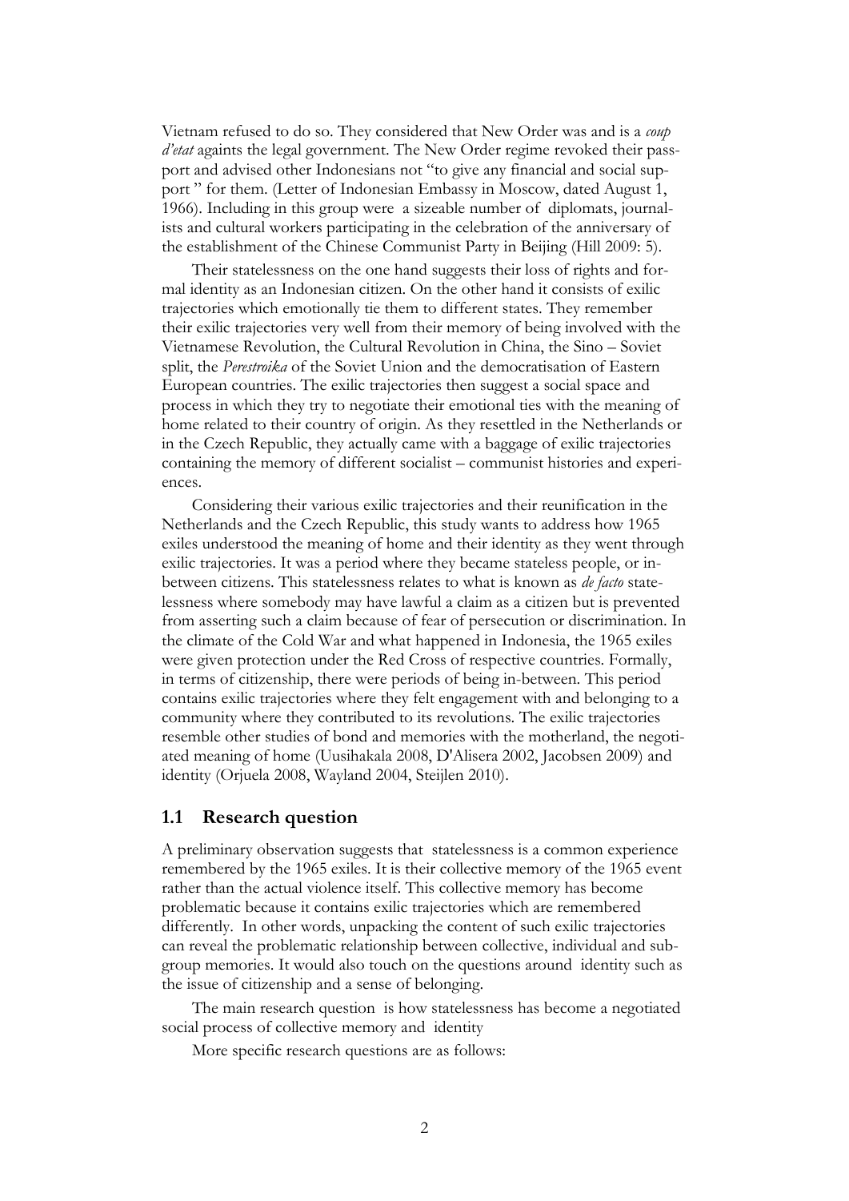Vietnam refused to do so. They considered that New Order was and is a *coup d'etat* againts the legal government. The New Order regime revoked their passport and advised other Indonesians not "to give any financial and social support " for them. (Letter of Indonesian Embassy in Moscow, dated August 1, 1966). Including in this group were a sizeable number of diplomats, journalists and cultural workers participating in the celebration of the anniversary of the establishment of the Chinese Communist Party in Beijing (Hill 2009: 5).

Their statelessness on the one hand suggests their loss of rights and formal identity as an Indonesian citizen. On the other hand it consists of exilic trajectories which emotionally tie them to different states. They remember their exilic trajectories very well from their memory of being involved with the Vietnamese Revolution, the Cultural Revolution in China, the Sino – Soviet split, the *Perestroika* of the Soviet Union and the democratisation of Eastern European countries. The exilic trajectories then suggest a social space and process in which they try to negotiate their emotional ties with the meaning of home related to their country of origin. As they resettled in the Netherlands or in the Czech Republic, they actually came with a baggage of exilic trajectories containing the memory of different socialist – communist histories and experiences.

Considering their various exilic trajectories and their reunification in the Netherlands and the Czech Republic, this study wants to address how 1965 exiles understood the meaning of home and their identity as they went through exilic trajectories. It was a period where they became stateless people, or in-between citizens. This statelessness relates to what is known as *de facto* statelessness where somebody may have lawful a claim as a citizen but is prevented from asserting such a claim because of fear of persecution or discrimination. In the climate of the Cold War and what happened in Indonesia, the 1965 exiles were given protection under the Red Cross of respective countries. Formally, in terms of citizenship, there were periods of being in-between. This period contains exilic trajectories where they felt engagement with and belonging to a community where they contributed to its revolutions. The exilic trajectories resemble other studies of bond and memories with the motherland, the negotiated meaning of home (Uusihakala 2008, D'Alisera 2002, Jacobsen 2009) and identity (Orjuela 2008, Wayland 2004, Steijlen 2010).

## 1.1 Research question

A preliminary observation suggests that statelessness is a common experience remembered by the 1965 exiles. It is their collective memory of the 1965 event rather than the actual violence itself. This collective memory has become problematic because it contains exilic trajectories which are remembered differently. In other words, unpacking the content of such exilic trajectories can reveal the problematic relationship between collective, individual and sub-group memories. It would also touch on the questions around identity such as the issue of citizenship and a sense of belonging.

The main research question is how statelessness has become a negotiated social process of collective memory and identity

More specific research questions are as follows: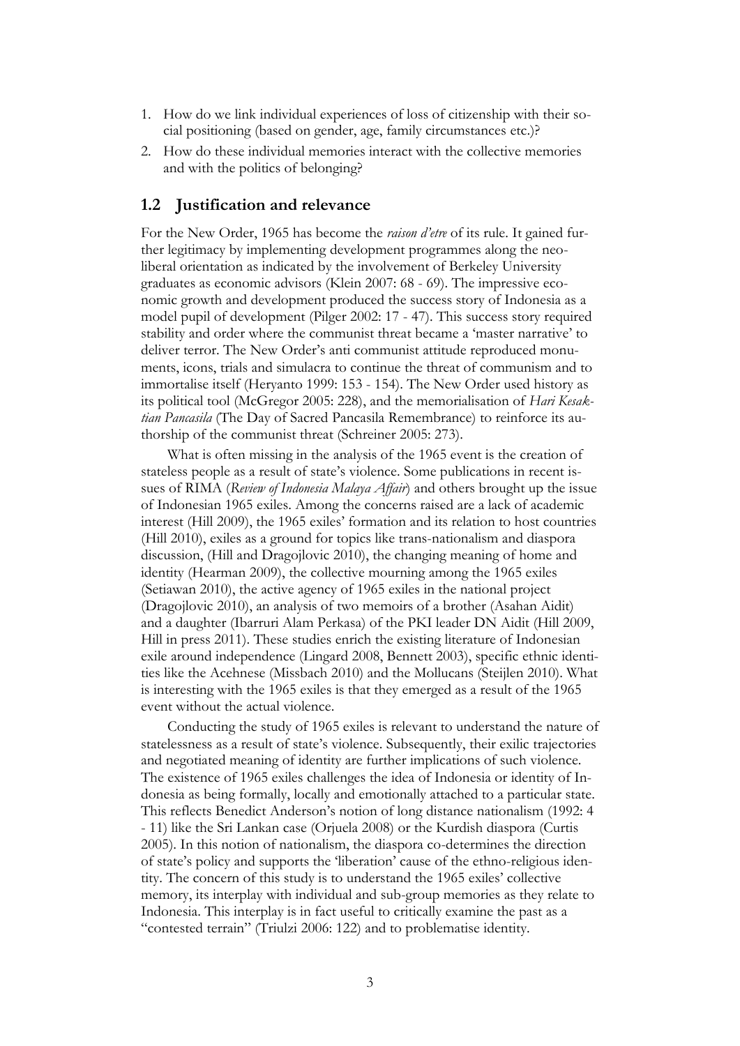1. How do we link individual experiences of loss of citizenship with their social positioning (based on gender, age, family circumstances etc.)?
2. How do these individual memories interact with the collective memories and with the politics of belonging?

## 1.2 Justification and relevance

For the New Order, 1965 has become the *raison d'etre* of its rule. It gained further legitimacy by implementing development programmes along the neoliberal orientation as indicated by the involvement of Berkeley University graduates as economic advisors (Klein 2007: 68 - 69). The impressive economic growth and development produced the success story of Indonesia as a model pupil of development (Pilger 2002: 17 - 47). This success story required stability and order where the communist threat became a 'master narrative' to deliver terror. The New Order's anti communist attitude reproduced monuments, icons, trials and simulacra to continue the threat of communism and to immortalise itself (Heryanto 1999: 153 - 154). The New Order used history as its political tool (McGregor 2005: 228), and the memorialisation of *Hari Kesaktian Pancasila* (The Day of Sacred Pancasila Remembrance) to reinforce its authorship of the communist threat (Schreiner 2005: 273).

What is often missing in the analysis of the 1965 event is the creation of stateless people as a result of state's violence. Some publications in recent issues of RIMA (*Review of Indonesia Malaya Affair*) and others brought up the issue of Indonesian 1965 exiles. Among the concerns raised are a lack of academic interest (Hill 2009), the 1965 exiles' formation and its relation to host countries (Hill 2010), exiles as a ground for topics like trans-nationalism and diaspora discussion, (Hill and Dragojlovic 2010), the changing meaning of home and identity (Hearman 2009), the collective mourning among the 1965 exiles (Setiawan 2010), the active agency of 1965 exiles in the national project (Dragojlovic 2010), an analysis of two memoirs of a brother (Asahan Aidit) and a daughter (Ibarruri Alam Perkasa) of the PKI leader DN Aidit (Hill 2009, Hill in press 2011). These studies enrich the existing literature of Indonesian exile around independence (Lingard 2008, Bennett 2003), specific ethnic identities like the Acehnese (Missbach 2010) and the Mollucans (Steijlen 2010). What is interesting with the 1965 exiles is that they emerged as a result of the 1965 event without the actual violence.

Conducting the study of 1965 exiles is relevant to understand the nature of statelessness as a result of state's violence. Subsequently, their exilic trajectories and negotiated meaning of identity are further implications of such violence. The existence of 1965 exiles challenges the idea of Indonesia or identity of Indonesia as being formally, locally and emotionally attached to a particular state. This reflects Benedict Anderson's notion of long distance nationalism (1992: 4 - 11) like the Sri Lankan case (Orjuela 2008) or the Kurdish diaspora (Curtis 2005). In this notion of nationalism, the diaspora co-determines the direction of state's policy and supports the 'liberation' cause of the ethno-religious identity. The concern of this study is to understand the 1965 exiles' collective memory, its interplay with individual and sub-group memories as they relate to Indonesia. This interplay is in fact useful to critically examine the past as a "contested terrain" (Triulzi 2006: 122) and to problematise identity.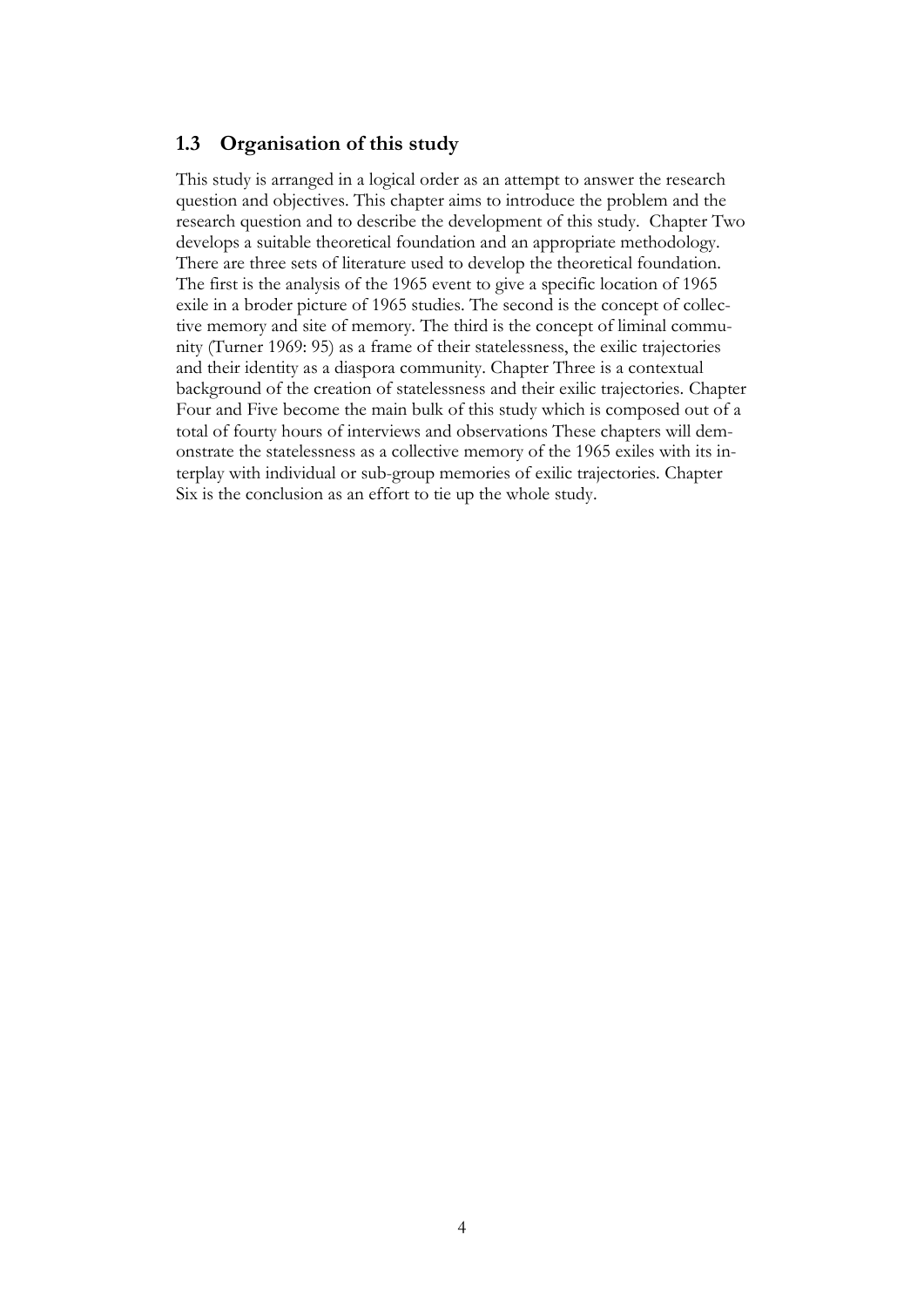## 1.3 Organisation of this study

This study is arranged in a logical order as an attempt to answer the research question and objectives. This chapter aims to introduce the problem and the research question and to describe the development of this study. Chapter Two develops a suitable theoretical foundation and an appropriate methodology. There are three sets of literature used to develop the theoretical foundation. The first is the analysis of the 1965 event to give a specific location of 1965 exile in a broder picture of 1965 studies. The second is the concept of collective memory and site of memory. The third is the concept of liminal community (Turner 1969: 95) as a frame of their statelessness, the exilic trajectories and their identity as a diaspora community. Chapter Three is a contextual background of the creation of statelessness and their exilic trajectories. Chapter Four and Five become the main bulk of this study which is composed out of a total of fourty hours of interviews and observations These chapters will demonstrate the statelessness as a collective memory of the 1965 exiles with its interplay with individual or sub-group memories of exilic trajectories. Chapter Six is the conclusion as an effort to tie up the whole study.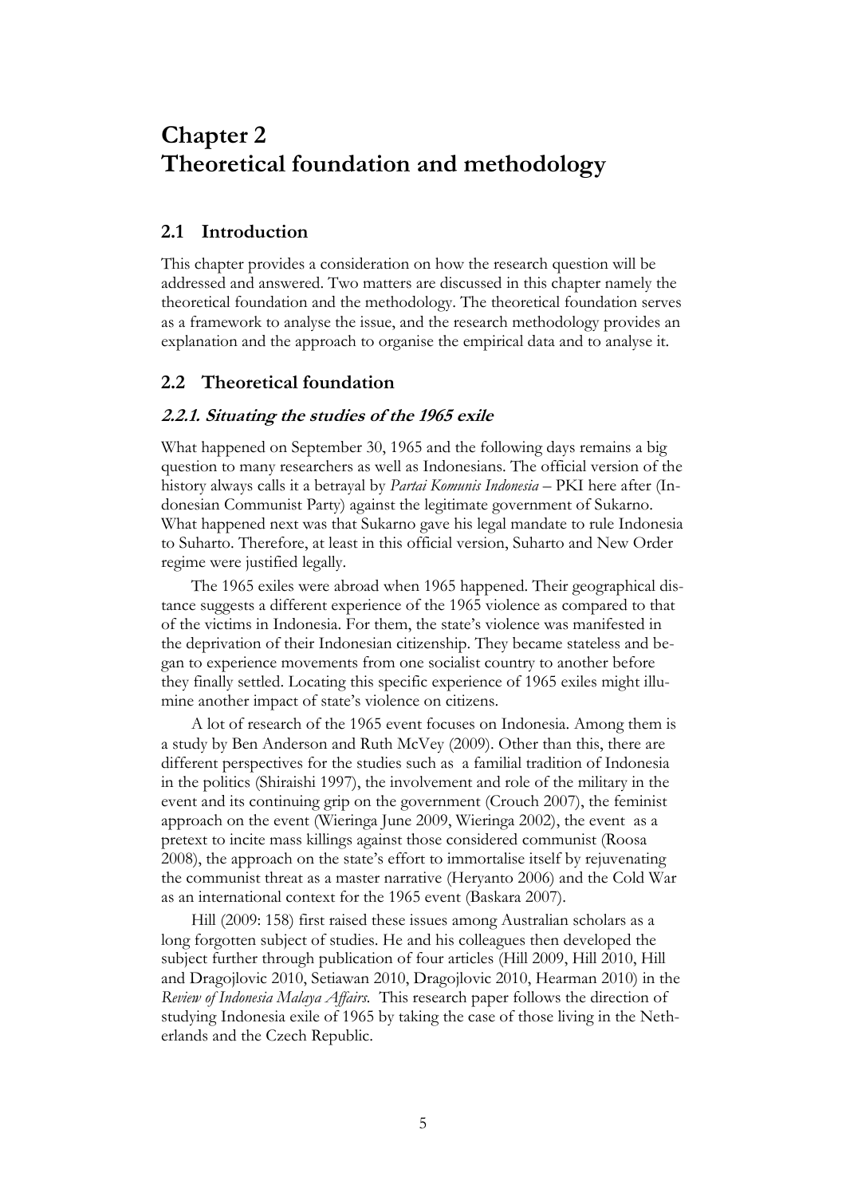# Chapter 2
# Theoretical foundation and methodology

## 2.1 Introduction

This chapter provides a consideration on how the research question will be addressed and answered. Two matters are discussed in this chapter namely the theoretical foundation and the methodology. The theoretical foundation serves as a framework to analyse the issue, and the research methodology provides an explanation and the approach to organise the empirical data and to analyse it.

## 2.2 Theoretical foundation

### *2.2.1. Situating the studies of the 1965 exile*

What happened on September 30, 1965 and the following days remains a big question to many researchers as well as Indonesians. The official version of the history always calls it a betrayal by *Partai Komunis Indonesia* – PKI here after (Indonesian Communist Party) against the legitimate government of Sukarno. What happened next was that Sukarno gave his legal mandate to rule Indonesia to Suharto. Therefore, at least in this official version, Suharto and New Order regime were justified legally.

The 1965 exiles were abroad when 1965 happened. Their geographical distance suggests a different experience of the 1965 violence as compared to that of the victims in Indonesia. For them, the state's violence was manifested in the deprivation of their Indonesian citizenship. They became stateless and began to experience movements from one socialist country to another before they finally settled. Locating this specific experience of 1965 exiles might illumine another impact of state's violence on citizens.

A lot of research of the 1965 event focuses on Indonesia. Among them is a study by Ben Anderson and Ruth McVey (2009). Other than this, there are different perspectives for the studies such as a familial tradition of Indonesia in the politics (Shiraishi 1997), the involvement and role of the military in the event and its continuing grip on the government (Crouch 2007), the feminist approach on the event (Wieringa June 2009, Wieringa 2002), the event as a pretext to incite mass killings against those considered communist (Roosa 2008), the approach on the state's effort to immortalise itself by rejuvenating the communist threat as a master narrative (Heryanto 2006) and the Cold War as an international context for the 1965 event (Baskara 2007).

Hill (2009: 158) first raised these issues among Australian scholars as a long forgotten subject of studies. He and his colleagues then developed the subject further through publication of four articles (Hill 2009, Hill 2010, Hill and Dragojlovic 2010, Setiawan 2010, Dragojlovic 2010, Hearman 2010) in the *Review of Indonesia Malaya Affairs*. This research paper follows the direction of studying Indonesia exile of 1965 by taking the case of those living in the Netherlands and the Czech Republic.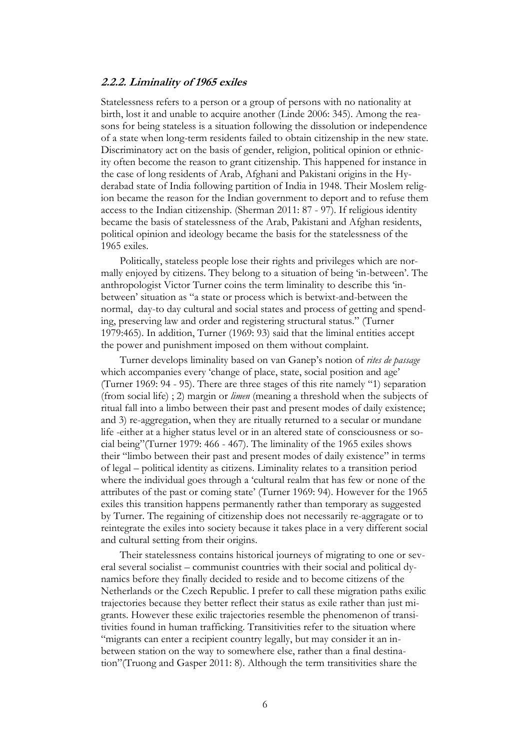### *2.2.2. Liminality of 1965 exiles*

Statelessness refers to a person or a group of persons with no nationality at birth, lost it and unable to acquire another (Linde 2006: 345). Among the reasons for being stateless is a situation following the dissolution or independence of a state when long-term residents failed to obtain citizenship in the new state. Discriminatory act on the basis of gender, religion, political opinion or ethnicity often become the reason to grant citizenship. This happened for instance in the case of long residents of Arab, Afghani and Pakistani origins in the Hyderabad state of India following partition of India in 1948. Their Moslem religion became the reason for the Indian government to deport and to refuse them access to the Indian citizenship. (Sherman 2011: 87 - 97). If religious identity became the basis of statelessness of the Arab, Pakistani and Afghan residents, political opinion and ideology became the basis for the statelessness of the 1965 exiles.

Politically, stateless people lose their rights and privileges which are normally enjoyed by citizens. They belong to a situation of being 'in-between'. The anthropologist Victor Turner coins the term liminality to describe this 'in-between' situation as "a state or process which is betwixt-and-between the normal, day-to day cultural and social states and process of getting and spending, preserving law and order and registering structural status." (Turner 1979:465). In addition, Turner (1969: 93) said that the liminal entities accept the power and punishment imposed on them without complaint.

Turner develops liminality based on van Ganep's notion of *rites de passage* which accompanies every 'change of place, state, social position and age' (Turner 1969: 94 - 95). There are three stages of this rite namely "1) separation (from social life) ; 2) margin or *limen* (meaning a threshold when the subjects of ritual fall into a limbo between their past and present modes of daily existence; and 3) re-aggregation, when they are ritually returned to a secular or mundane life -either at a higher status level or in an altered state of consciousness or social being"(Turner 1979: 466 - 467). The liminality of the 1965 exiles shows their "limbo between their past and present modes of daily existence" in terms of legal – political identity as citizens. Liminality relates to a transition period where the individual goes through a 'cultural realm that has few or none of the attributes of the past or coming state' (Turner 1969: 94). However for the 1965 exiles this transition happens permanently rather than temporary as suggested by Turner. The regaining of citizenship does not necessarily re-aggragate or to reintegrate the exiles into society because it takes place in a very different social and cultural setting from their origins.

Their statelessness contains historical journeys of migrating to one or several several socialist – communist countries with their social and political dynamics before they finally decided to reside and to become citizens of the Netherlands or the Czech Republic. I prefer to call these migration paths exilic trajectories because they better reflect their status as exile rather than just migrants. However these exilic trajectories resemble the phenomenon of transitivities found in human trafficking. Transitivities refer to the situation where "migrants can enter a recipient country legally, but may consider it an in-between station on the way to somewhere else, rather than a final destination"(Truong and Gasper 2011: 8). Although the term transitivities share the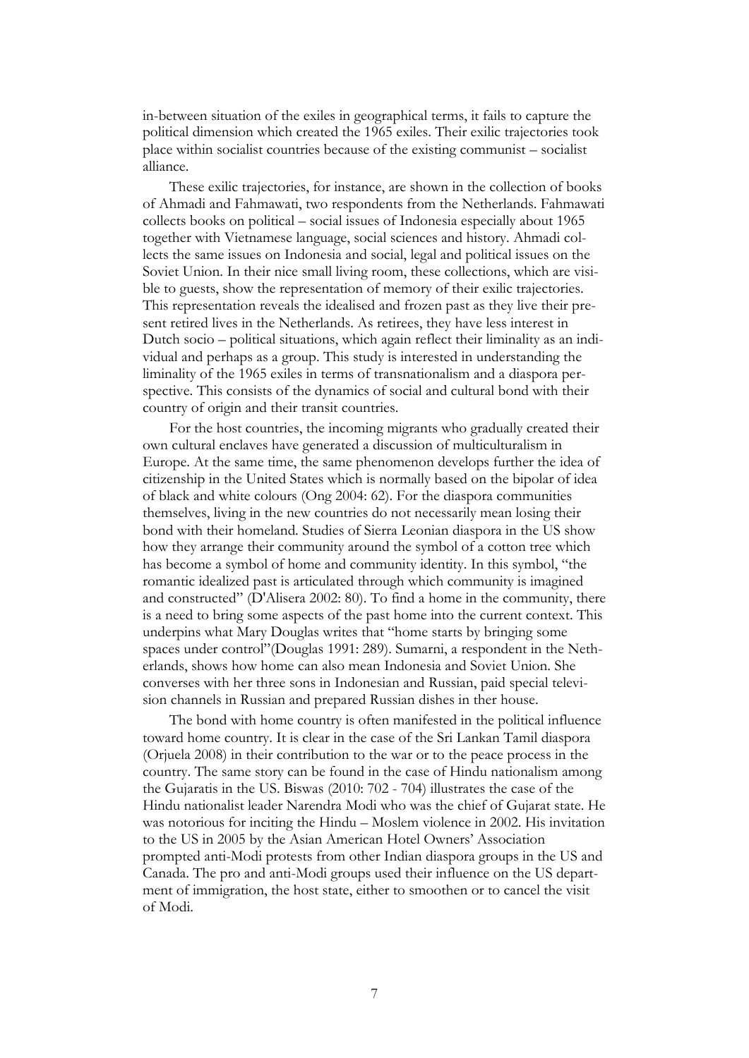in-between situation of the exiles in geographical terms, it fails to capture the political dimension which created the 1965 exiles. Their exilic trajectories took place within socialist countries because of the existing communist – socialist alliance.

These exilic trajectories, for instance, are shown in the collection of books of Ahmadi and Fahmawati, two respondents from the Netherlands. Fahmawati collects books on political – social issues of Indonesia especially about 1965 together with Vietnamese language, social sciences and history. Ahmadi collects the same issues on Indonesia and social, legal and political issues on the Soviet Union. In their nice small living room, these collections, which are visible to guests, show the representation of memory of their exilic trajectories. This representation reveals the idealised and frozen past as they live their present retired lives in the Netherlands. As retirees, they have less interest in Dutch socio – political situations, which again reflect their liminality as an individual and perhaps as a group. This study is interested in understanding the liminality of the 1965 exiles in terms of transnationalism and a diaspora perspective. This consists of the dynamics of social and cultural bond with their country of origin and their transit countries.

For the host countries, the incoming migrants who gradually created their own cultural enclaves have generated a discussion of multiculturalism in Europe. At the same time, the same phenomenon develops further the idea of citizenship in the United States which is normally based on the bipolar of idea of black and white colours (Ong 2004: 62). For the diaspora communities themselves, living in the new countries do not necessarily mean losing their bond with their homeland. Studies of Sierra Leonian diaspora in the US show how they arrange their community around the symbol of a cotton tree which has become a symbol of home and community identity. In this symbol, "the romantic idealized past is articulated through which community is imagined and constructed" (D'Alisera 2002: 80). To find a home in the community, there is a need to bring some aspects of the past home into the current context. This underpins what Mary Douglas writes that "home starts by bringing some spaces under control"(Douglas 1991: 289). Sumarni, a respondent in the Netherlands, shows how home can also mean Indonesia and Soviet Union. She converses with her three sons in Indonesian and Russian, paid special television channels in Russian and prepared Russian dishes in ther house.

The bond with home country is often manifested in the political influence toward home country. It is clear in the case of the Sri Lankan Tamil diaspora (Orjuela 2008) in their contribution to the war or to the peace process in the country. The same story can be found in the case of Hindu nationalism among the Gujaratis in the US. Biswas (2010: 702 - 704) illustrates the case of the Hindu nationalist leader Narendra Modi who was the chief of Gujarat state. He was notorious for inciting the Hindu – Moslem violence in 2002. His invitation to the US in 2005 by the Asian American Hotel Owners' Association prompted anti-Modi protests from other Indian diaspora groups in the US and Canada. The pro and anti-Modi groups used their influence on the US department of immigration, the host state, either to smoothen or to cancel the visit of Modi.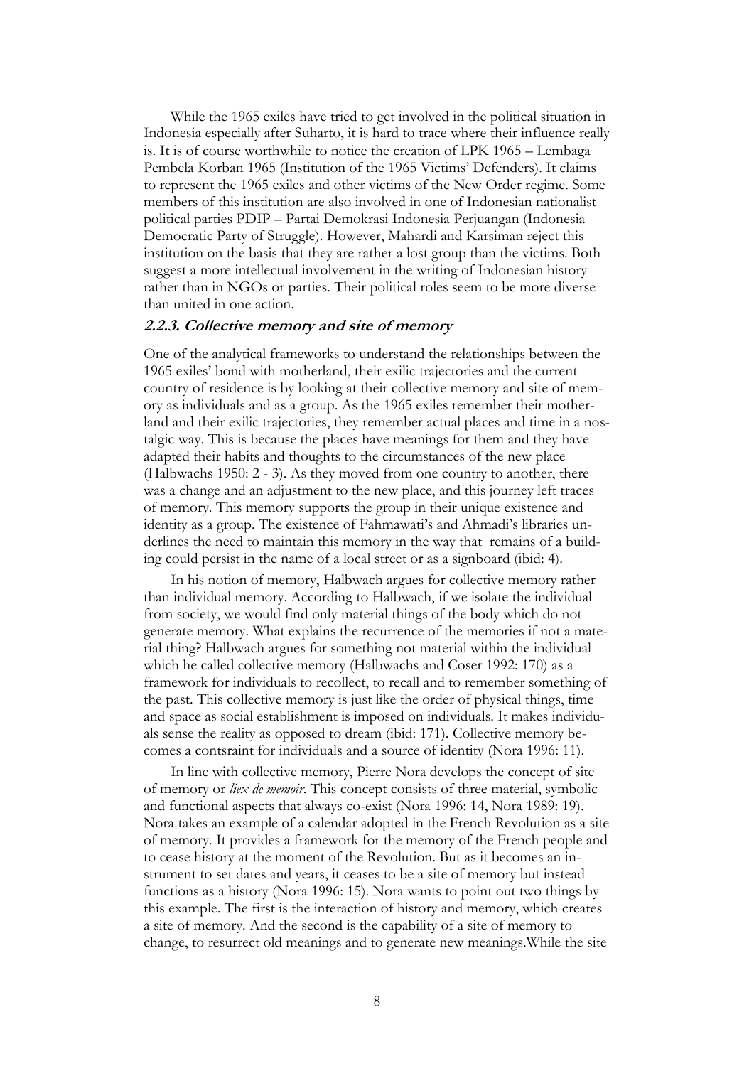While the 1965 exiles have tried to get involved in the political situation in Indonesia especially after Suharto, it is hard to trace where their influence really is. It is of course worthwhile to notice the creation of LPK 1965 – Lembaga Pembela Korban 1965 (Institution of the 1965 Victims' Defenders). It claims to represent the 1965 exiles and other victims of the New Order regime. Some members of this institution are also involved in one of Indonesian nationalist political parties PDIP – Partai Demokrasi Indonesia Perjuangan (Indonesia Democratic Party of Struggle). However, Mahardi and Karsiman reject this institution on the basis that they are rather a lost group than the victims. Both suggest a more intellectual involvement in the writing of Indonesian history rather than in NGOs or parties. Their political roles seem to be more diverse than united in one action.

### *2.2.3. Collective memory and site of memory*

One of the analytical frameworks to understand the relationships between the 1965 exiles' bond with motherland, their exilic trajectories and the current country of residence is by looking at their collective memory and site of memory as individuals and as a group. As the 1965 exiles remember their motherland and their exilic trajectories, they remember actual places and time in a nostalgic way. This is because the places have meanings for them and they have adapted their habits and thoughts to the circumstances of the new place (Halbwachs 1950: 2 - 3). As they moved from one country to another, there was a change and an adjustment to the new place, and this journey left traces of memory. This memory supports the group in their unique existence and identity as a group. The existence of Fahmawati's and Ahmadi's libraries underlines the need to maintain this memory in the way that remains of a building could persist in the name of a local street or as a signboard (ibid: 4).

In his notion of memory, Halbwach argues for collective memory rather than individual memory. According to Halbwach, if we isolate the individual from society, we would find only material things of the body which do not generate memory. What explains the recurrence of the memories if not a material thing? Halbwach argues for something not material within the individual which he called collective memory (Halbwachs and Coser 1992: 170) as a framework for individuals to recollect, to recall and to remember something of the past. This collective memory is just like the order of physical things, time and space as social establishment is imposed on individuals. It makes individuals sense the reality as opposed to dream (ibid: 171). Collective memory becomes a contsraint for individuals and a source of identity (Nora 1996: 11).

In line with collective memory, Pierre Nora develops the concept of site of memory or *liex de memoir*. This concept consists of three material, symbolic and functional aspects that always co-exist (Nora 1996: 14, Nora 1989: 19). Nora takes an example of a calendar adopted in the French Revolution as a site of memory. It provides a framework for the memory of the French people and to cease history at the moment of the Revolution. But as it becomes an instrument to set dates and years, it ceases to be a site of memory but instead functions as a history (Nora 1996: 15). Nora wants to point out two things by this example. The first is the interaction of history and memory, which creates a site of memory. And the second is the capability of a site of memory to change, to resurrect old meanings and to generate new meanings.While the site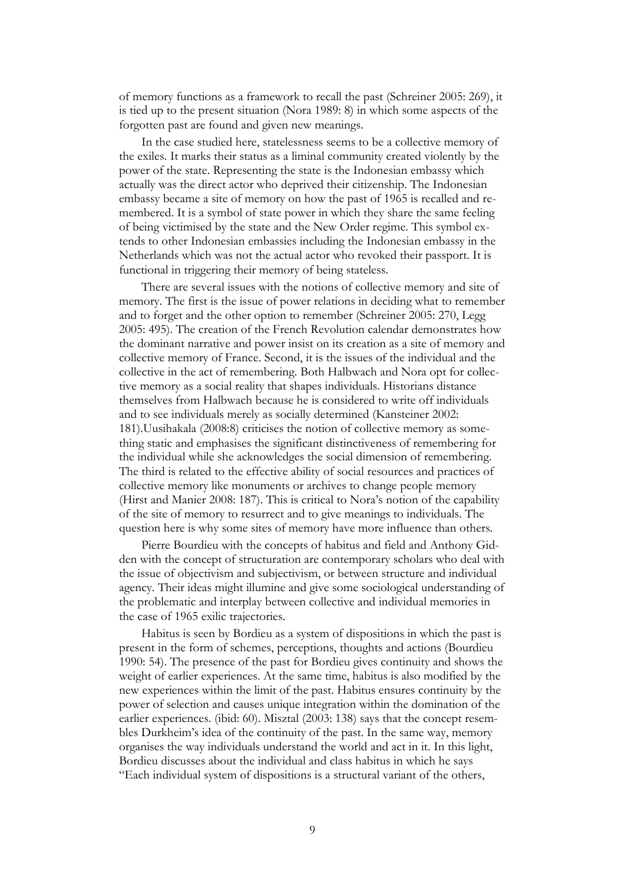of memory functions as a framework to recall the past (Schreiner 2005: 269), it is tied up to the present situation (Nora 1989: 8) in which some aspects of the forgotten past are found and given new meanings.

In the case studied here, statelessness seems to be a collective memory of the exiles. It marks their status as a liminal community created violently by the power of the state. Representing the state is the Indonesian embassy which actually was the direct actor who deprived their citizenship. The Indonesian embassy became a site of memory on how the past of 1965 is recalled and remembered. It is a symbol of state power in which they share the same feeling of being victimised by the state and the New Order regime. This symbol extends to other Indonesian embassies including the Indonesian embassy in the Netherlands which was not the actual actor who revoked their passport. It is functional in triggering their memory of being stateless.

There are several issues with the notions of collective memory and site of memory. The first is the issue of power relations in deciding what to remember and to forget and the other option to remember (Schreiner 2005: 270, Legg 2005: 495). The creation of the French Revolution calendar demonstrates how the dominant narrative and power insist on its creation as a site of memory and collective memory of France. Second, it is the issues of the individual and the collective in the act of remembering. Both Halbwach and Nora opt for collective memory as a social reality that shapes individuals. Historians distance themselves from Halbwach because he is considered to write off individuals and to see individuals merely as socially determined (Kansteiner 2002: 181).Uusihakala (2008:8) criticises the notion of collective memory as something static and emphasises the significant distinctiveness of remembering for the individual while she acknowledges the social dimension of remembering. The third is related to the effective ability of social resources and practices of collective memory like monuments or archives to change people memory (Hirst and Manier 2008: 187). This is critical to Nora's notion of the capability of the site of memory to resurrect and to give meanings to individuals. The question here is why some sites of memory have more influence than others.

Pierre Bourdieu with the concepts of habitus and field and Anthony Gidden with the concept of structuration are contemporary scholars who deal with the issue of objectivism and subjectivism, or between structure and individual agency. Their ideas might illumine and give some sociological understanding of the problematic and interplay between collective and individual memories in the case of 1965 exilic trajectories.

Habitus is seen by Bordieu as a system of dispositions in which the past is present in the form of schemes, perceptions, thoughts and actions (Bourdieu 1990: 54). The presence of the past for Bordieu gives continuity and shows the weight of earlier experiences. At the same time, habitus is also modified by the new experiences within the limit of the past. Habitus ensures continuity by the power of selection and causes unique integration within the domination of the earlier experiences. (ibid: 60). Misztal (2003: 138) says that the concept resembles Durkheim's idea of the continuity of the past. In the same way, memory organises the way individuals understand the world and act in it. In this light, Bordieu discusses about the individual and class habitus in which he says "Each individual system of dispositions is a structural variant of the others,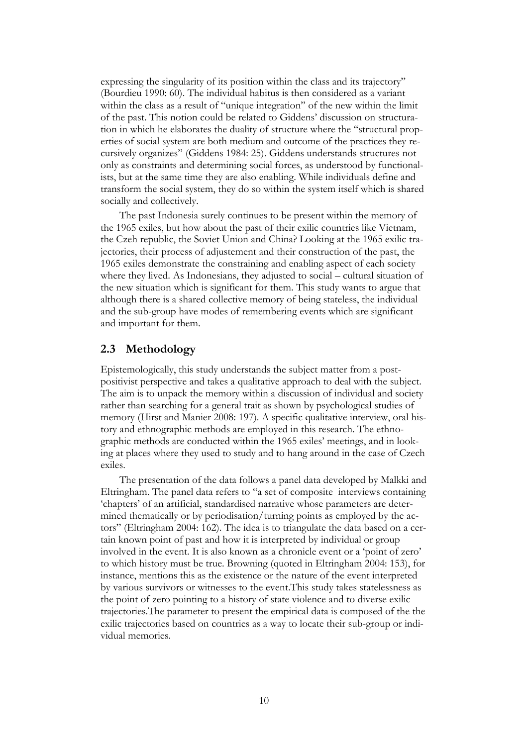expressing the singularity of its position within the class and its trajectory" (Bourdieu 1990: 60). The individual habitus is then considered as a variant within the class as a result of "unique integration" of the new within the limit of the past. This notion could be related to Giddens' discussion on structuration in which he elaborates the duality of structure where the "structural properties of social system are both medium and outcome of the practices they recursively organizes" (Giddens 1984: 25). Giddens understands structures not only as constraints and determining social forces, as understood by functionalists, but at the same time they are also enabling. While individuals define and transform the social system, they do so within the system itself which is shared socially and collectively.

The past Indonesia surely continues to be present within the memory of the 1965 exiles, but how about the past of their exilic countries like Vietnam, the Czeh republic, the Soviet Union and China? Looking at the 1965 exilic trajectories, their process of adjustement and their construction of the past, the 1965 exiles demonstrate the constraining and enabling aspect of each society where they lived. As Indonesians, they adjusted to social – cultural situation of the new situation which is significant for them. This study wants to argue that although there is a shared collective memory of being stateless, the individual and the sub-group have modes of remembering events which are significant and important for them.

## 2.3 Methodology

Epistemologically, this study understands the subject matter from a post-positivist perspective and takes a qualitative approach to deal with the subject. The aim is to unpack the memory within a discussion of individual and society rather than searching for a general trait as shown by psychological studies of memory (Hirst and Manier 2008: 197). A specific qualitative interview, oral history and ethnographic methods are employed in this research. The ethnographic methods are conducted within the 1965 exiles' meetings, and in looking at places where they used to study and to hang around in the case of Czech exiles.

The presentation of the data follows a panel data developed by Malkki and Eltringham. The panel data refers to "a set of composite interviews containing 'chapters' of an artificial, standardised narrative whose parameters are determined thematically or by periodisation/turning points as employed by the actors" (Eltringham 2004: 162). The idea is to triangulate the data based on a certain known point of past and how it is interpreted by individual or group involved in the event. It is also known as a chronicle event or a 'point of zero' to which history must be true. Browning (quoted in Eltringham 2004: 153), for instance, mentions this as the existence or the nature of the event interpreted by various survivors or witnesses to the event.This study takes statelessness as the point of zero pointing to a history of state violence and to diverse exilic trajectories.The parameter to present the empirical data is composed of the the exilic trajectories based on countries as a way to locate their sub-group or individual memories.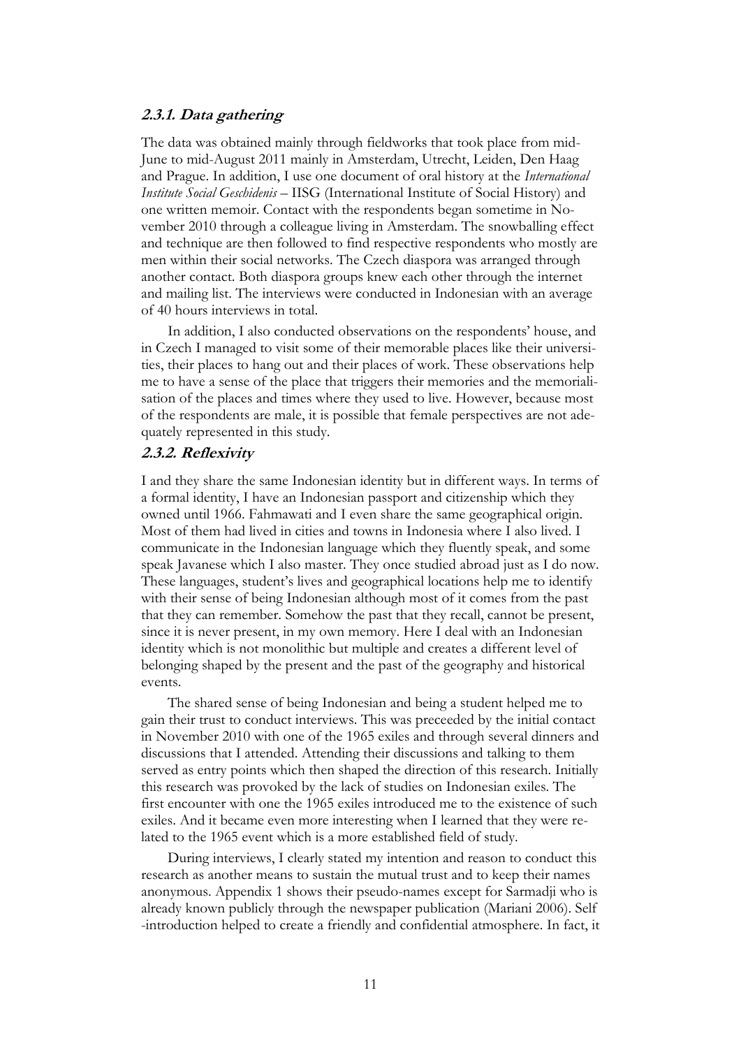### 2.3.1. Data gathering

The data was obtained mainly through fieldworks that took place from mid-June to mid-August 2011 mainly in Amsterdam, Utrecht, Leiden, Den Haag and Prague. In addition, I use one document of oral history at the *International Institute Social Geschidenis* – IISG (International Institute of Social History) and one written memoir. Contact with the respondents began sometime in November 2010 through a colleague living in Amsterdam. The snowballing effect and technique are then followed to find respective respondents who mostly are men within their social networks. The Czech diaspora was arranged through another contact. Both diaspora groups knew each other through the internet and mailing list. The interviews were conducted in Indonesian with an average of 40 hours interviews in total.

In addition, I also conducted observations on the respondents' house, and in Czech I managed to visit some of their memorable places like their universities, their places to hang out and their places of work. These observations help me to have a sense of the place that triggers their memories and the memorialisation of the places and times where they used to live. However, because most of the respondents are male, it is possible that female perspectives are not adequately represented in this study.

### 2.3.2. Reflexivity

I and they share the same Indonesian identity but in different ways. In terms of a formal identity, I have an Indonesian passport and citizenship which they owned until 1966. Fahmawati and I even share the same geographical origin. Most of them had lived in cities and towns in Indonesia where I also lived. I communicate in the Indonesian language which they fluently speak, and some speak Javanese which I also master. They once studied abroad just as I do now. These languages, student's lives and geographical locations help me to identify with their sense of being Indonesian although most of it comes from the past that they can remember. Somehow the past that they recall, cannot be present, since it is never present, in my own memory. Here I deal with an Indonesian identity which is not monolithic but multiple and creates a different level of belonging shaped by the present and the past of the geography and historical events.

The shared sense of being Indonesian and being a student helped me to gain their trust to conduct interviews. This was preceeded by the initial contact in November 2010 with one of the 1965 exiles and through several dinners and discussions that I attended. Attending their discussions and talking to them served as entry points which then shaped the direction of this research. Initially this research was provoked by the lack of studies on Indonesian exiles. The first encounter with one the 1965 exiles introduced me to the existence of such exiles. And it became even more interesting when I learned that they were related to the 1965 event which is a more established field of study.

During interviews, I clearly stated my intention and reason to conduct this research as another means to sustain the mutual trust and to keep their names anonymous. Appendix 1 shows their pseudo-names except for Sarmadji who is already known publicly through the newspaper publication (Mariani 2006). Self-introduction helped to create a friendly and confidential atmosphere. In fact, it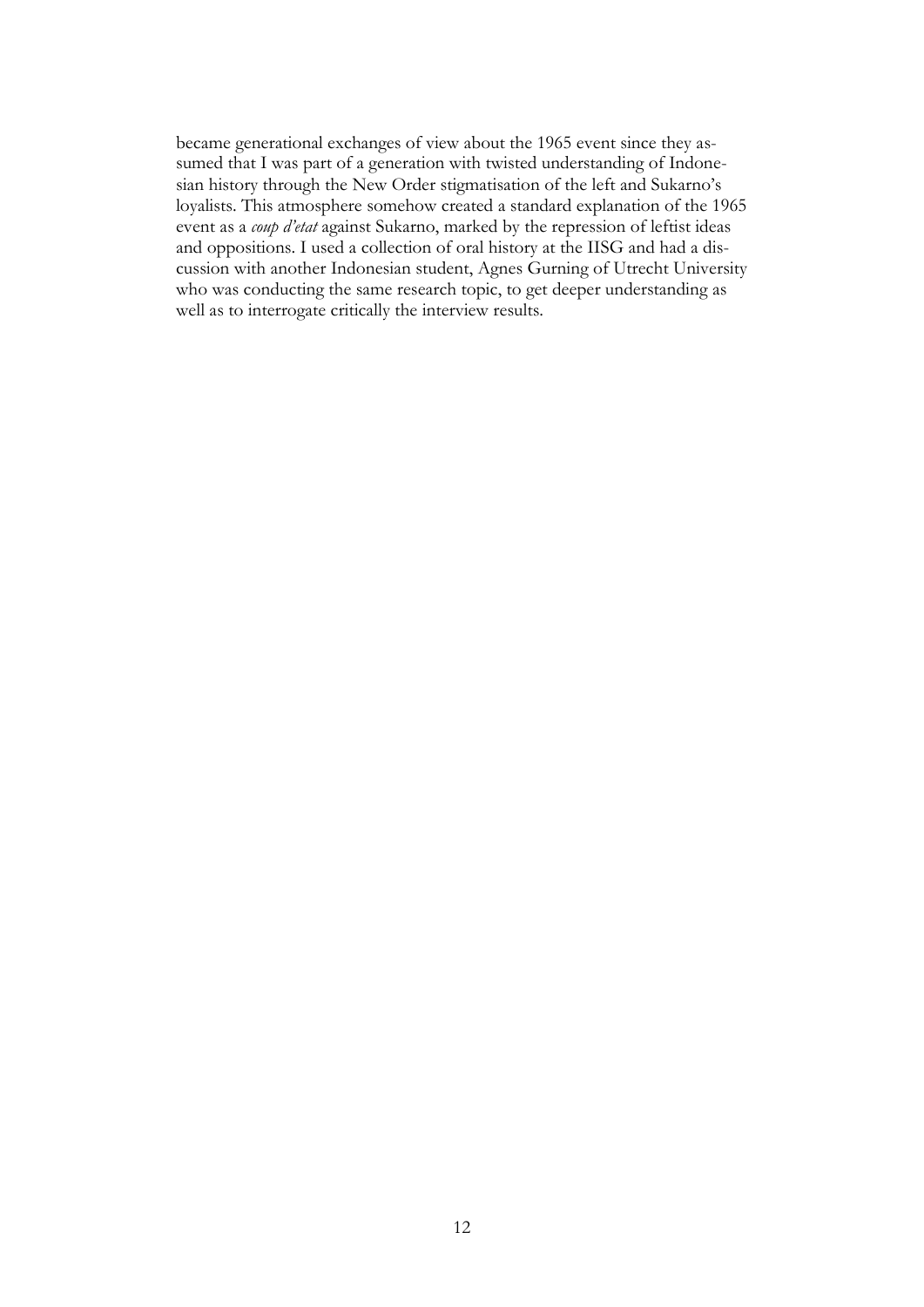became generational exchanges of view about the 1965 event since they assumed that I was part of a generation with twisted understanding of Indonesian history through the New Order stigmatisation of the left and Sukarno's loyalists. This atmosphere somehow created a standard explanation of the 1965 event as a *coup d'etat* against Sukarno, marked by the repression of leftist ideas and oppositions. I used a collection of oral history at the IISG and had a discussion with another Indonesian student, Agnes Gurning of Utrecht University who was conducting the same research topic, to get deeper understanding as well as to interrogate critically the interview results.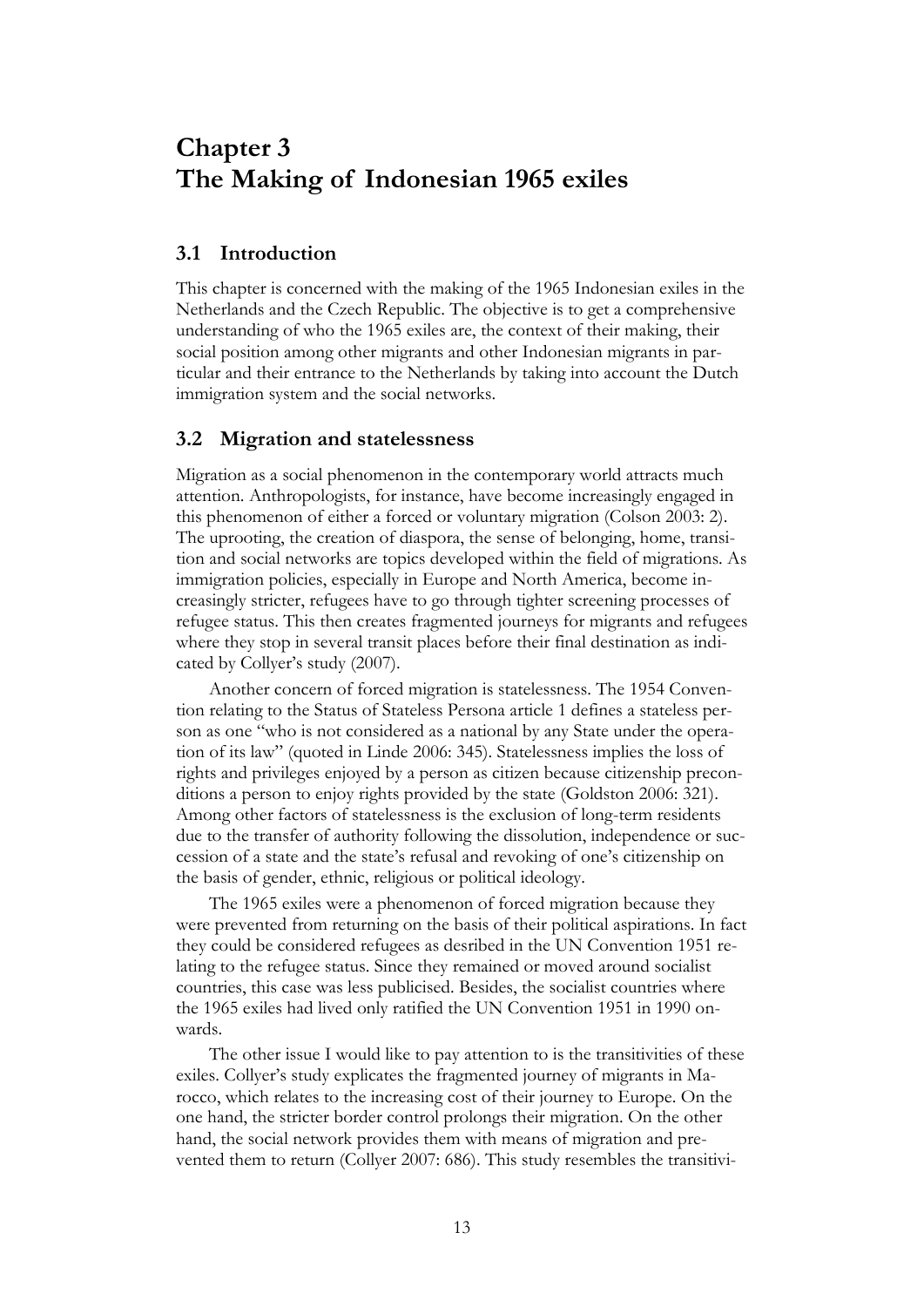# Chapter 3
# The Making of Indonesian 1965 exiles

## 3.1 Introduction

This chapter is concerned with the making of the 1965 Indonesian exiles in the Netherlands and the Czech Republic. The objective is to get a comprehensive understanding of who the 1965 exiles are, the context of their making, their social position among other migrants and other Indonesian migrants in particular and their entrance to the Netherlands by taking into account the Dutch immigration system and the social networks.

## 3.2 Migration and statelessness

Migration as a social phenomenon in the contemporary world attracts much attention. Anthropologists, for instance, have become increasingly engaged in this phenomenon of either a forced or voluntary migration (Colson 2003: 2). The uprooting, the creation of diaspora, the sense of belonging, home, transition and social networks are topics developed within the field of migrations. As immigration policies, especially in Europe and North America, become increasingly stricter, refugees have to go through tighter screening processes of refugee status. This then creates fragmented journeys for migrants and refugees where they stop in several transit places before their final destination as indicated by Collyer's study (2007).

Another concern of forced migration is statelessness. The 1954 Convention relating to the Status of Stateless Persona article 1 defines a stateless person as one "who is not considered as a national by any State under the operation of its law" (quoted in Linde 2006: 345). Statelessness implies the loss of rights and privileges enjoyed by a person as citizen because citizenship preconditions a person to enjoy rights provided by the state (Goldston 2006: 321). Among other factors of statelessness is the exclusion of long-term residents due to the transfer of authority following the dissolution, independence or succession of a state and the state's refusal and revoking of one's citizenship on the basis of gender, ethnic, religious or political ideology.

The 1965 exiles were a phenomenon of forced migration because they were prevented from returning on the basis of their political aspirations. In fact they could be considered refugees as desribed in the UN Convention 1951 relating to the refugee status. Since they remained or moved around socialist countries, this case was less publicised. Besides, the socialist countries where the 1965 exiles had lived only ratified the UN Convention 1951 in 1990 onwards.

The other issue I would like to pay attention to is the transitivities of these exiles. Collyer's study explicates the fragmented journey of migrants in Marocco, which relates to the increasing cost of their journey to Europe. On the one hand, the stricter border control prolongs their migration. On the other hand, the social network provides them with means of migration and prevented them to return (Collyer 2007: 686). This study resembles the transitivi-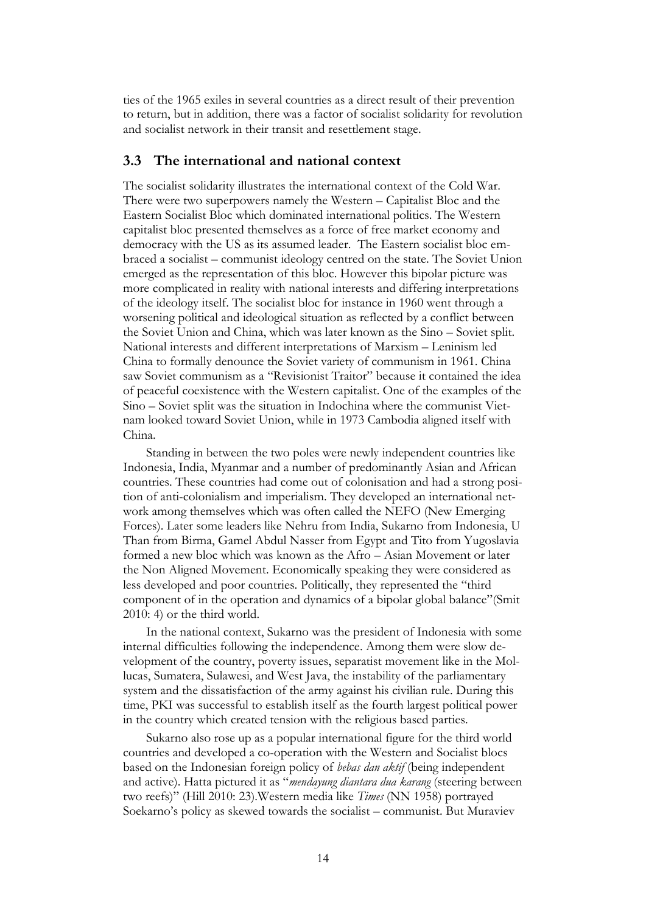ties of the 1965 exiles in several countries as a direct result of their prevention to return, but in addition, there was a factor of socialist solidarity for revolution and socialist network in their transit and resettlement stage.

### 3.3 The international and national context

The socialist solidarity illustrates the international context of the Cold War. There were two superpowers namely the Western – Capitalist Bloc and the Eastern Socialist Bloc which dominated international politics. The Western capitalist bloc presented themselves as a force of free market economy and democracy with the US as its assumed leader. The Eastern socialist bloc embraced a socialist – communist ideology centred on the state. The Soviet Union emerged as the representation of this bloc. However this bipolar picture was more complicated in reality with national interests and differing interpretations of the ideology itself. The socialist bloc for instance in 1960 went through a worsening political and ideological situation as reflected by a conflict between the Soviet Union and China, which was later known as the Sino – Soviet split. National interests and different interpretations of Marxism – Leninism led China to formally denounce the Soviet variety of communism in 1961. China saw Soviet communism as a "Revisionist Traitor" because it contained the idea of peaceful coexistence with the Western capitalist. One of the examples of the Sino – Soviet split was the situation in Indochina where the communist Vietnam looked toward Soviet Union, while in 1973 Cambodia aligned itself with China.

Standing in between the two poles were newly independent countries like Indonesia, India, Myanmar and a number of predominantly Asian and African countries. These countries had come out of colonisation and had a strong position of anti-colonialism and imperialism. They developed an international network among themselves which was often called the NEFO (New Emerging Forces). Later some leaders like Nehru from India, Sukarno from Indonesia, U Than from Birma, Gamel Abdul Nasser from Egypt and Tito from Yugoslavia formed a new bloc which was known as the Afro – Asian Movement or later the Non Aligned Movement. Economically speaking they were considered as less developed and poor countries. Politically, they represented the "third component of in the operation and dynamics of a bipolar global balance"(Smit 2010: 4) or the third world.

In the national context, Sukarno was the president of Indonesia with some internal difficulties following the independence. Among them were slow development of the country, poverty issues, separatist movement like in the Mollucas, Sumatera, Sulawesi, and West Java, the instability of the parliamentary system and the dissatisfaction of the army against his civilian rule. During this time, PKI was successful to establish itself as the fourth largest political power in the country which created tension with the religious based parties.

Sukarno also rose up as a popular international figure for the third world countries and developed a co-operation with the Western and Socialist blocs based on the Indonesian foreign policy of *bebas dan aktif* (being independent and active). Hatta pictured it as "*mendayung diantara dua karang* (steering between two reefs)" (Hill 2010: 23).Western media like *Times* (NN 1958) portrayed Soekarno's policy as skewed towards the socialist – communist. But Muraviev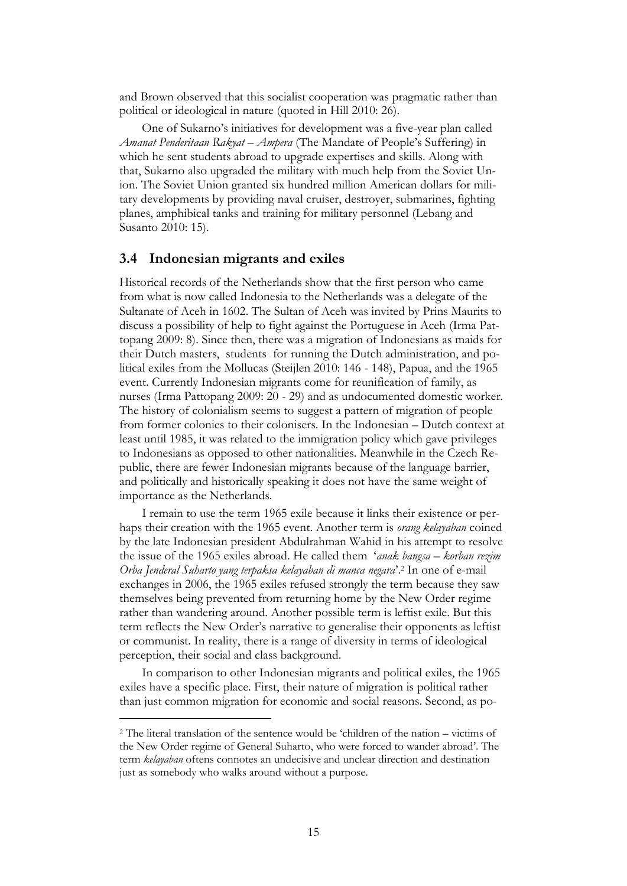and Brown observed that this socialist cooperation was pragmatic rather than political or ideological in nature (quoted in Hill 2010: 26).

One of Sukarno's initiatives for development was a five-year plan called *Amanat Penderitaan Rakyat – Ampera* (The Mandate of People's Suffering) in which he sent students abroad to upgrade expertises and skills. Along with that, Sukarno also upgraded the military with much help from the Soviet Union. The Soviet Union granted six hundred million American dollars for military developments by providing naval cruiser, destroyer, submarines, fighting planes, amphibical tanks and training for military personnel (Lebang and Susanto 2010: 15).

## 3.4 Indonesian migrants and exiles

Historical records of the Netherlands show that the first person who came from what is now called Indonesia to the Netherlands was a delegate of the Sultanate of Aceh in 1602. The Sultan of Aceh was invited by Prins Maurits to discuss a possibility of help to fight against the Portuguese in Aceh (Irma Pattopang 2009: 8). Since then, there was a migration of Indonesians as maids for their Dutch masters, students for running the Dutch administration, and political exiles from the Mollucas (Steijlen 2010: 146 - 148), Papua, and the 1965 event. Currently Indonesian migrants come for reunification of family, as nurses (Irma Pattopang 2009: 20 - 29) and as undocumented domestic worker. The history of colonialism seems to suggest a pattern of migration of people from former colonies to their colonisers. In the Indonesian – Dutch context at least until 1985, it was related to the immigration policy which gave privileges to Indonesians as opposed to other nationalities. Meanwhile in the Czech Republic, there are fewer Indonesian migrants because of the language barrier, and politically and historically speaking it does not have the same weight of importance as the Netherlands.

I remain to use the term 1965 exile because it links their existence or perhaps their creation with the 1965 event. Another term is *orang kelayaban* coined by the late Indonesian president Abdulrahman Wahid in his attempt to resolve the issue of the 1965 exiles abroad. He called them '*anak bangsa – korban rezim Orba Jenderal Suharto yang terpaksa kelayaban di manca negara*'.[2] In one of e-mail exchanges in 2006, the 1965 exiles refused strongly the term because they saw themselves being prevented from returning home by the New Order regime rather than wandering around. Another possible term is leftist exile. But this term reflects the New Order's narrative to generalise their opponents as leftist or communist. In reality, there is a range of diversity in terms of ideological perception, their social and class background.

In comparison to other Indonesian migrants and political exiles, the 1965 exiles have a specific place. First, their nature of migration is political rather than just common migration for economic and social reasons. Second, as po-

[2] The literal translation of the sentence would be 'children of the nation – victims of the New Order regime of General Suharto, who were forced to wander abroad'. The term *kelayaban* oftens connotes an undecisive and unclear direction and destination just as somebody who walks around without a purpose.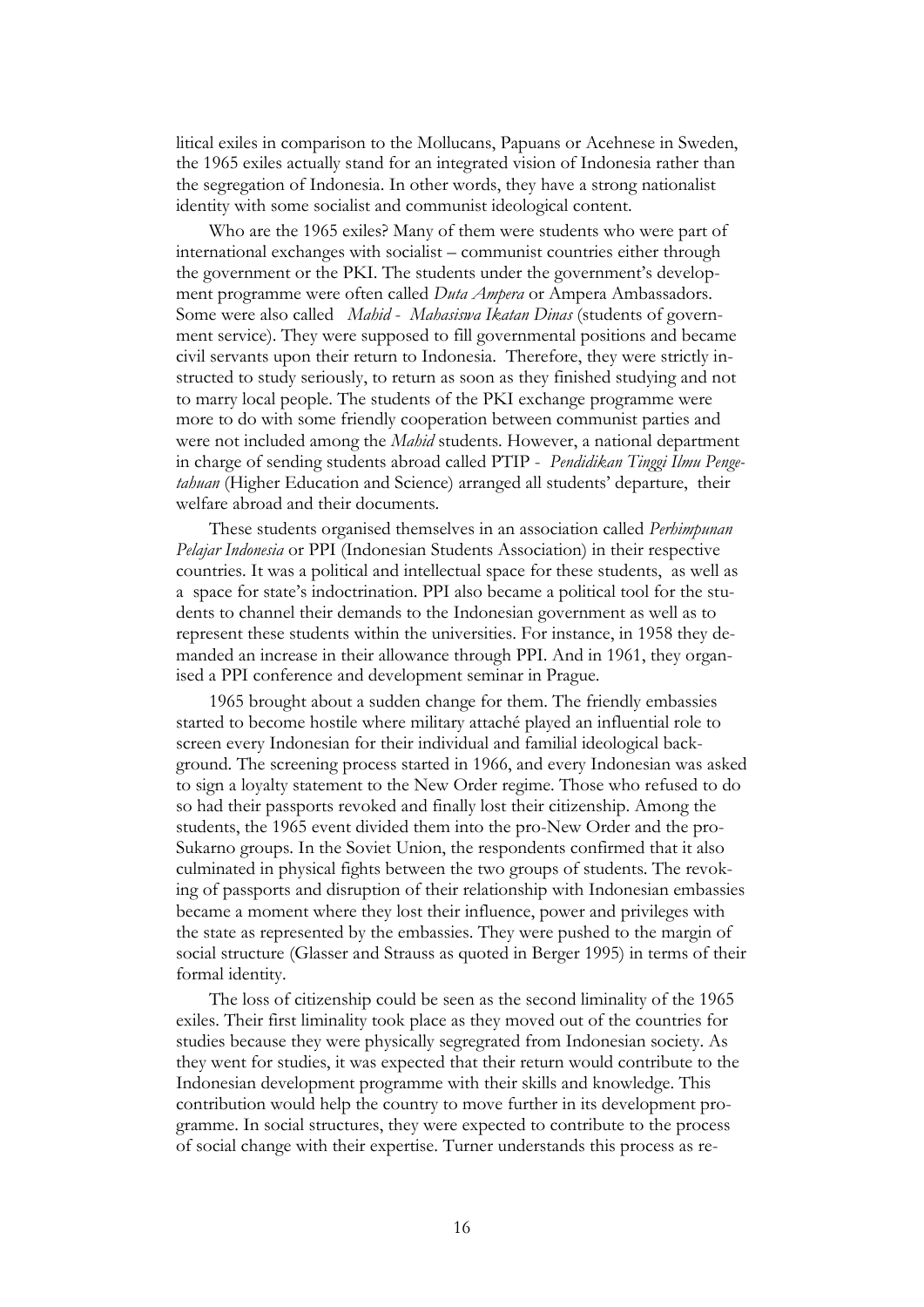litical exiles in comparison to the Mollucans, Papuans or Acehnese in Sweden, the 1965 exiles actually stand for an integrated vision of Indonesia rather than the segregation of Indonesia. In other words, they have a strong nationalist identity with some socialist and communist ideological content.

Who are the 1965 exiles? Many of them were students who were part of international exchanges with socialist – communist countries either through the government or the PKI. The students under the government's development programme were often called *Duta Ampera* or Ampera Ambassadors. Some were also called *Mahid - Mahasiswa Ikatan Dinas* (students of government service). They were supposed to fill governmental positions and became civil servants upon their return to Indonesia. Therefore, they were strictly instructed to study seriously, to return as soon as they finished studying and not to marry local people. The students of the PKI exchange programme were more to do with some friendly cooperation between communist parties and were not included among the *Mahid* students. However, a national department in charge of sending students abroad called PTIP - *Pendidikan Tinggi Ilmu Pengetahuan* (Higher Education and Science) arranged all students' departure, their welfare abroad and their documents.

These students organised themselves in an association called *Perhimpunan Pelajar Indonesia* or PPI (Indonesian Students Association) in their respective countries. It was a political and intellectual space for these students, as well as a space for state's indoctrination. PPI also became a political tool for the students to channel their demands to the Indonesian government as well as to represent these students within the universities. For instance, in 1958 they demanded an increase in their allowance through PPI. And in 1961, they organised a PPI conference and development seminar in Prague.

1965 brought about a sudden change for them. The friendly embassies started to become hostile where military attaché played an influential role to screen every Indonesian for their individual and familial ideological background. The screening process started in 1966, and every Indonesian was asked to sign a loyalty statement to the New Order regime. Those who refused to do so had their passports revoked and finally lost their citizenship. Among the students, the 1965 event divided them into the pro-New Order and the pro-Sukarno groups. In the Soviet Union, the respondents confirmed that it also culminated in physical fights between the two groups of students. The revoking of passports and disruption of their relationship with Indonesian embassies became a moment where they lost their influence, power and privileges with the state as represented by the embassies. They were pushed to the margin of social structure (Glasser and Strauss as quoted in Berger 1995) in terms of their formal identity.

The loss of citizenship could be seen as the second liminality of the 1965 exiles. Their first liminality took place as they moved out of the countries for studies because they were physically segregrated from Indonesian society. As they went for studies, it was expected that their return would contribute to the Indonesian development programme with their skills and knowledge. This contribution would help the country to move further in its development programme. In social structures, they were expected to contribute to the process of social change with their expertise. Turner understands this process as re-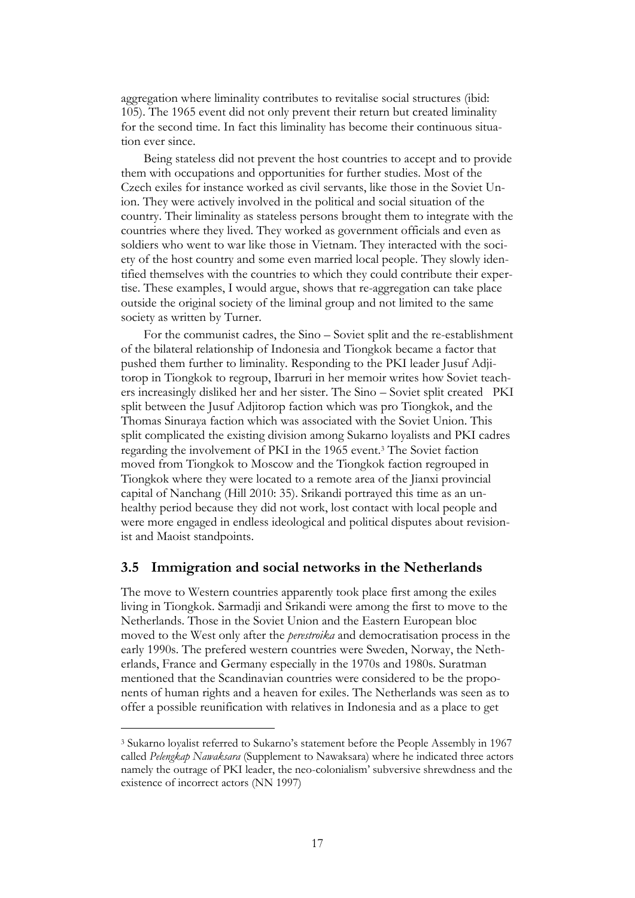aggregation where liminality contributes to revitalise social structures (ibid: 105). The 1965 event did not only prevent their return but created liminality for the second time. In fact this liminality has become their continuous situation ever since.

Being stateless did not prevent the host countries to accept and to provide them with occupations and opportunities for further studies. Most of the Czech exiles for instance worked as civil servants, like those in the Soviet Union. They were actively involved in the political and social situation of the country. Their liminality as stateless persons brought them to integrate with the countries where they lived. They worked as government officials and even as soldiers who went to war like those in Vietnam. They interacted with the society of the host country and some even married local people. They slowly identified themselves with the countries to which they could contribute their expertise. These examples, I would argue, shows that re-aggregation can take place outside the original society of the liminal group and not limited to the same society as written by Turner.

For the communist cadres, the Sino – Soviet split and the re-establishment of the bilateral relationship of Indonesia and Tiongkok became a factor that pushed them further to liminality. Responding to the PKI leader Jusuf Adjitorop in Tiongkok to regroup, Ibarruri in her memoir writes how Soviet teachers increasingly disliked her and her sister. The Sino – Soviet split created PKI split between the Jusuf Adjitorop faction which was pro Tiongkok, and the Thomas Sinuraya faction which was associated with the Soviet Union. This split complicated the existing division among Sukarno loyalists and PKI cadres regarding the involvement of PKI in the 1965 event.[3] The Soviet faction moved from Tiongkok to Moscow and the Tiongkok faction regrouped in Tiongkok where they were located to a remote area of the Jianxi provincial capital of Nanchang (Hill 2010: 35). Srikandi portrayed this time as an unhealthy period because they did not work, lost contact with local people and were more engaged in endless ideological and political disputes about revisionist and Maoist standpoints.

## 3.5 Immigration and social networks in the Netherlands

The move to Western countries apparently took place first among the exiles living in Tiongkok. Sarmadji and Srikandi were among the first to move to the Netherlands. Those in the Soviet Union and the Eastern European bloc moved to the West only after the *perestroika* and democratisation process in the early 1990s. The prefered western countries were Sweden, Norway, the Netherlands, France and Germany especially in the 1970s and 1980s. Suratman mentioned that the Scandinavian countries were considered to be the proponents of human rights and a heaven for exiles. The Netherlands was seen as to offer a possible reunification with relatives in Indonesia and as a place to get

[3] Sukarno loyalist referred to Sukarno's statement before the People Assembly in 1967 called *Pelengkap Nawaksara* (Supplement to Nawaksara) where he indicated three actors namely the outrage of PKI leader, the neo-colonialism' subversive shrewdness and the existence of incorrect actors (NN 1997)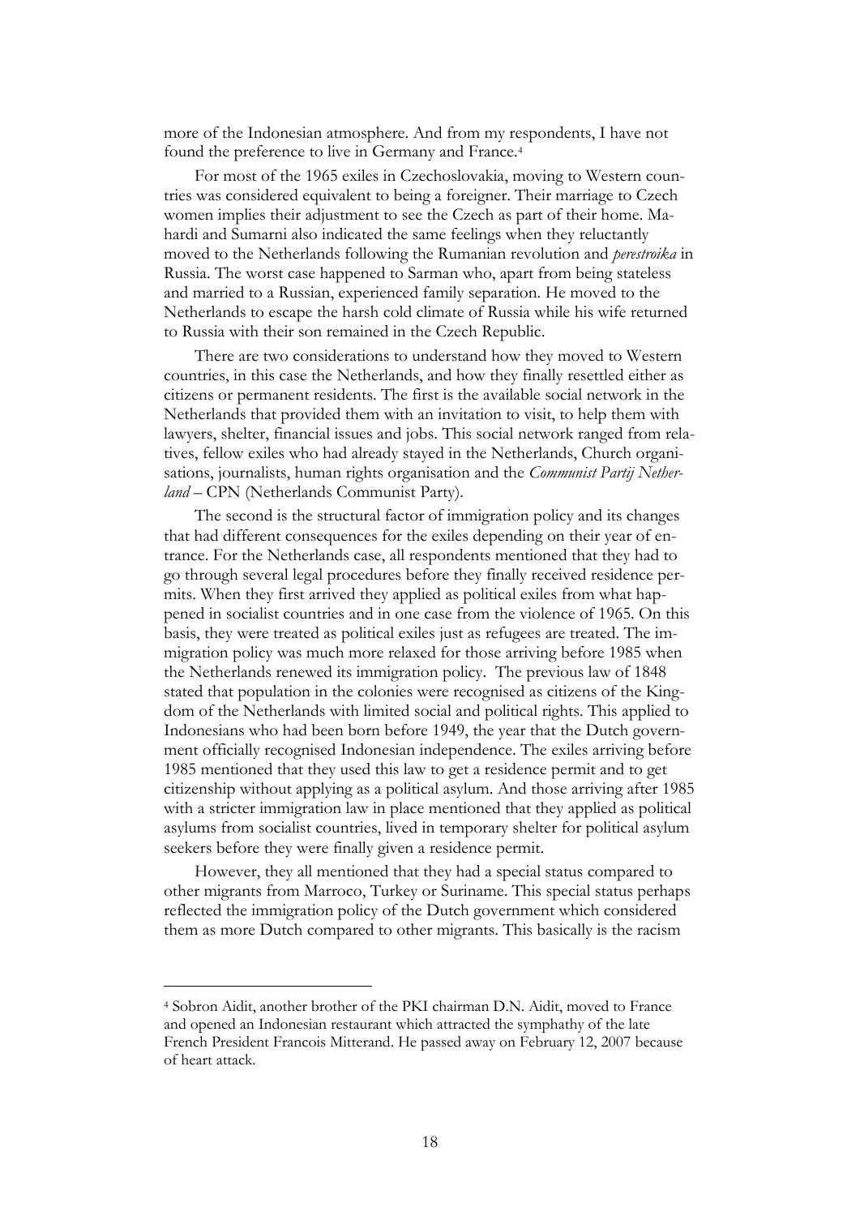more of the Indonesian atmosphere. And from my respondents, I have not found the preference to live in Germany and France.[4]

For most of the 1965 exiles in Czechoslovakia, moving to Western countries was considered equivalent to being a foreigner. Their marriage to Czech women implies their adjustment to see the Czech as part of their home. Mahardi and Sumarni also indicated the same feelings when they reluctantly moved to the Netherlands following the Rumanian revolution and *perestroika* in Russia. The worst case happened to Sarman who, apart from being stateless and married to a Russian, experienced family separation. He moved to the Netherlands to escape the harsh cold climate of Russia while his wife returned to Russia with their son remained in the Czech Republic.

There are two considerations to understand how they moved to Western countries, in this case the Netherlands, and how they finally resettled either as citizens or permanent residents. The first is the available social network in the Netherlands that provided them with an invitation to visit, to help them with lawyers, shelter, financial issues and jobs. This social network ranged from relatives, fellow exiles who had already stayed in the Netherlands, Church organisations, journalists, human rights organisation and the *Communist Partij Netherland* – CPN (Netherlands Communist Party).

The second is the structural factor of immigration policy and its changes that had different consequences for the exiles depending on their year of entrance. For the Netherlands case, all respondents mentioned that they had to go through several legal procedures before they finally received residence permits. When they first arrived they applied as political exiles from what happened in socialist countries and in one case from the violence of 1965. On this basis, they were treated as political exiles just as refugees are treated. The immigration policy was much more relaxed for those arriving before 1985 when the Netherlands renewed its immigration policy. The previous law of 1848 stated that population in the colonies were recognised as citizens of the Kingdom of the Netherlands with limited social and political rights. This applied to Indonesians who had been born before 1949, the year that the Dutch government officially recognised Indonesian independence. The exiles arriving before 1985 mentioned that they used this law to get a residence permit and to get citizenship without applying as a political asylum. And those arriving after 1985 with a stricter immigration law in place mentioned that they applied as political asylums from socialist countries, lived in temporary shelter for political asylum seekers before they were finally given a residence permit.

However, they all mentioned that they had a special status compared to other migrants from Marroco, Turkey or Suriname. This special status perhaps reflected the immigration policy of the Dutch government which considered them as more Dutch compared to other migrants. This basically is the racism

---

[4] Sobron Aidit, another brother of the PKI chairman D.N. Aidit, moved to France and opened an Indonesian restaurant which attracted the symphathy of the late French President Francois Mitterand. He passed away on February 12, 2007 because of heart attack.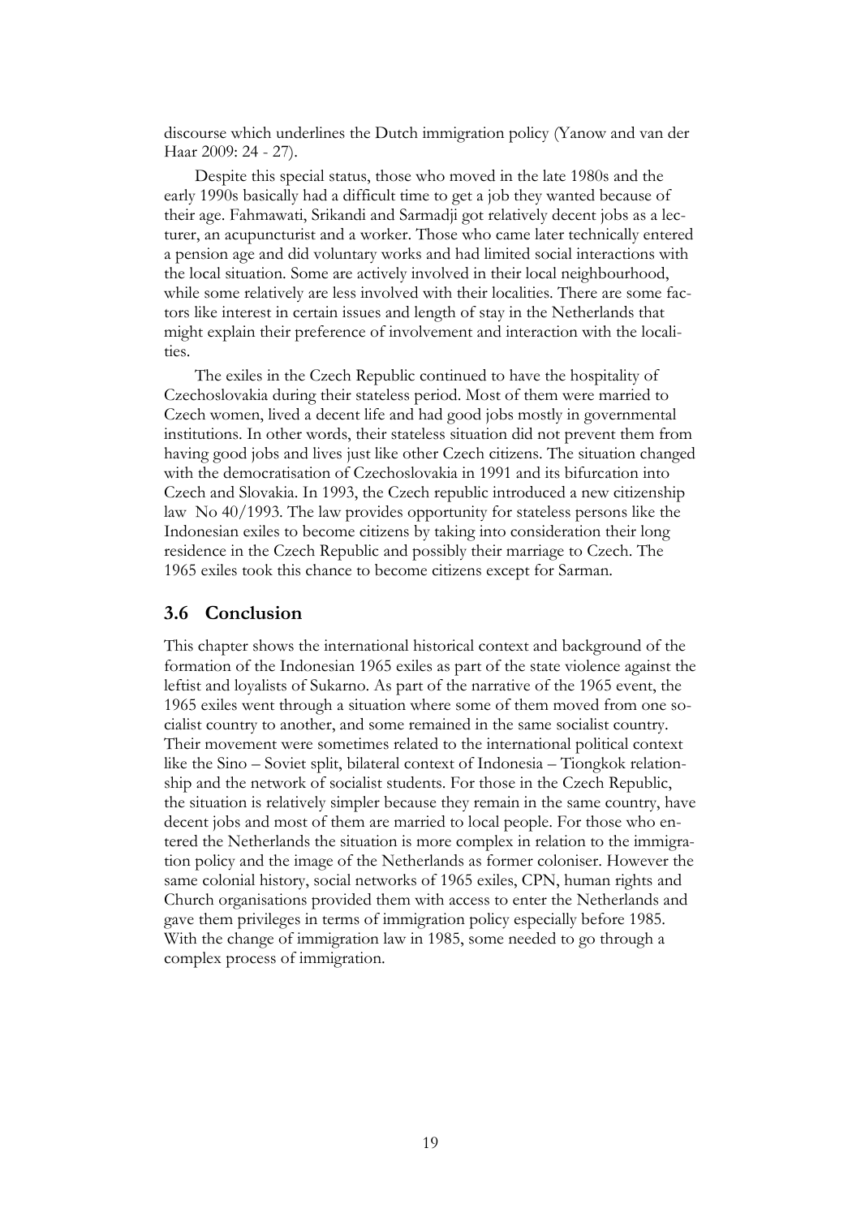discourse which underlines the Dutch immigration policy (Yanow and van der Haar 2009: 24 - 27).

Despite this special status, those who moved in the late 1980s and the early 1990s basically had a difficult time to get a job they wanted because of their age. Fahmawati, Srikandi and Sarmadji got relatively decent jobs as a lecturer, an acupuncturist and a worker. Those who came later technically entered a pension age and did voluntary works and had limited social interactions with the local situation. Some are actively involved in their local neighbourhood, while some relatively are less involved with their localities. There are some factors like interest in certain issues and length of stay in the Netherlands that might explain their preference of involvement and interaction with the localities.

The exiles in the Czech Republic continued to have the hospitality of Czechoslovakia during their stateless period. Most of them were married to Czech women, lived a decent life and had good jobs mostly in governmental institutions. In other words, their stateless situation did not prevent them from having good jobs and lives just like other Czech citizens. The situation changed with the democratisation of Czechoslovakia in 1991 and its bifurcation into Czech and Slovakia. In 1993, the Czech republic introduced a new citizenship law No 40/1993. The law provides opportunity for stateless persons like the Indonesian exiles to become citizens by taking into consideration their long residence in the Czech Republic and possibly their marriage to Czech. The 1965 exiles took this chance to become citizens except for Sarman.

## 3.6 Conclusion

This chapter shows the international historical context and background of the formation of the Indonesian 1965 exiles as part of the state violence against the leftist and loyalists of Sukarno. As part of the narrative of the 1965 event, the 1965 exiles went through a situation where some of them moved from one socialist country to another, and some remained in the same socialist country. Their movement were sometimes related to the international political context like the Sino – Soviet split, bilateral context of Indonesia – Tiongkok relationship and the network of socialist students. For those in the Czech Republic, the situation is relatively simpler because they remain in the same country, have decent jobs and most of them are married to local people. For those who entered the Netherlands the situation is more complex in relation to the immigration policy and the image of the Netherlands as former coloniser. However the same colonial history, social networks of 1965 exiles, CPN, human rights and Church organisations provided them with access to enter the Netherlands and gave them privileges in terms of immigration policy especially before 1985. With the change of immigration law in 1985, some needed to go through a complex process of immigration.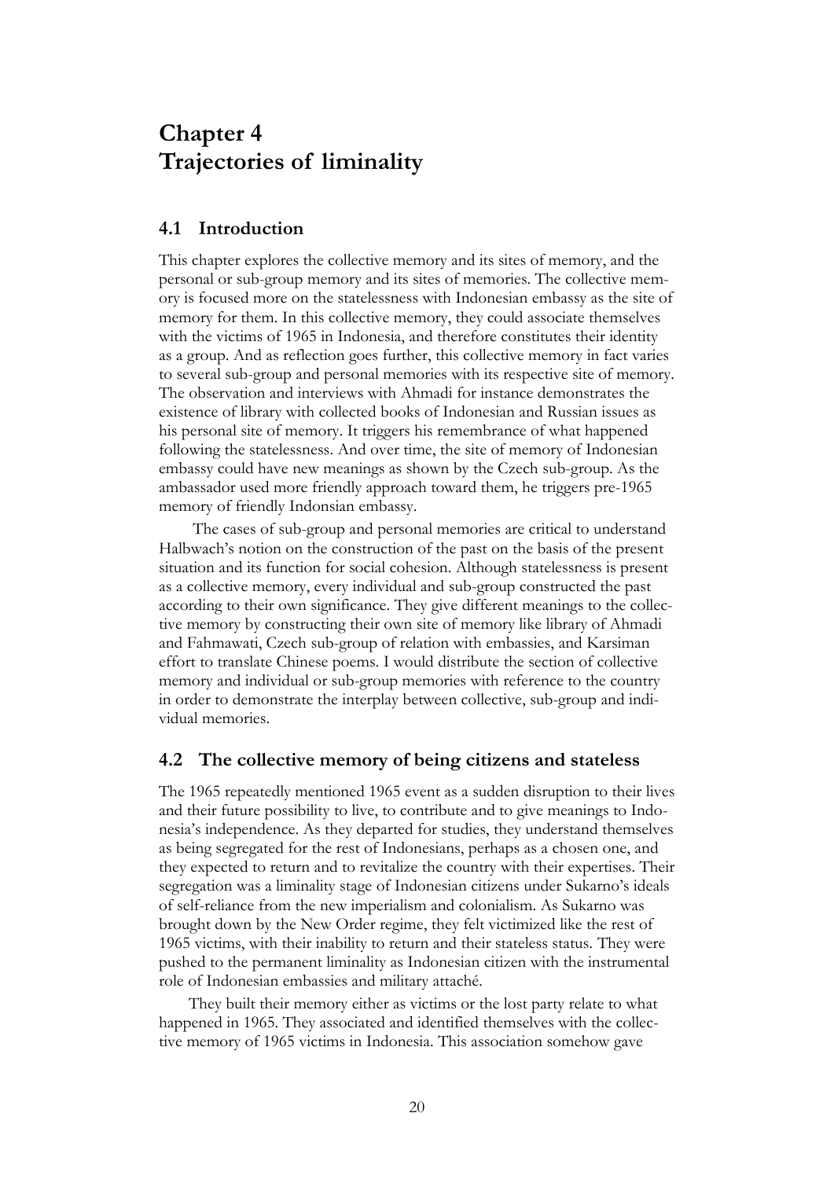# Chapter 4
# Trajectories of liminality

## 4.1 Introduction

This chapter explores the collective memory and its sites of memory, and the personal or sub-group memory and its sites of memories. The collective memory is focused more on the statelessness with Indonesian embassy as the site of memory for them. In this collective memory, they could associate themselves with the victims of 1965 in Indonesia, and therefore constitutes their identity as a group. And as reflection goes further, this collective memory in fact varies to several sub-group and personal memories with its respective site of memory. The observation and interviews with Ahmadi for instance demonstrates the existence of library with collected books of Indonesian and Russian issues as his personal site of memory. It triggers his remembrance of what happened following the statelessness. And over time, the site of memory of Indonesian embassy could have new meanings as shown by the Czech sub-group. As the ambassador used more friendly approach toward them, he triggers pre-1965 memory of friendly Indonsian embassy.

The cases of sub-group and personal memories are critical to understand Halbwach's notion on the construction of the past on the basis of the present situation and its function for social cohesion. Although statelessness is present as a collective memory, every individual and sub-group constructed the past according to their own significance. They give different meanings to the collective memory by constructing their own site of memory like library of Ahmadi and Fahmawati, Czech sub-group of relation with embassies, and Karsiman effort to translate Chinese poems. I would distribute the section of collective memory and individual or sub-group memories with reference to the country in order to demonstrate the interplay between collective, sub-group and individual memories.

## 4.2 The collective memory of being citizens and stateless

The 1965 repeatedly mentioned 1965 event as a sudden disruption to their lives and their future possibility to live, to contribute and to give meanings to Indonesia's independence. As they departed for studies, they understand themselves as being segregated for the rest of Indonesians, perhaps as a chosen one, and they expected to return and to revitalize the country with their expertises. Their segregation was a liminality stage of Indonesian citizens under Sukarno's ideals of self-reliance from the new imperialism and colonialism. As Sukarno was brought down by the New Order regime, they felt victimized like the rest of 1965 victims, with their inability to return and their stateless status. They were pushed to the permanent liminality as Indonesian citizen with the instrumental role of Indonesian embassies and military attaché.

They built their memory either as victims or the lost party relate to what happened in 1965. They associated and identified themselves with the collective memory of 1965 victims in Indonesia. This association somehow gave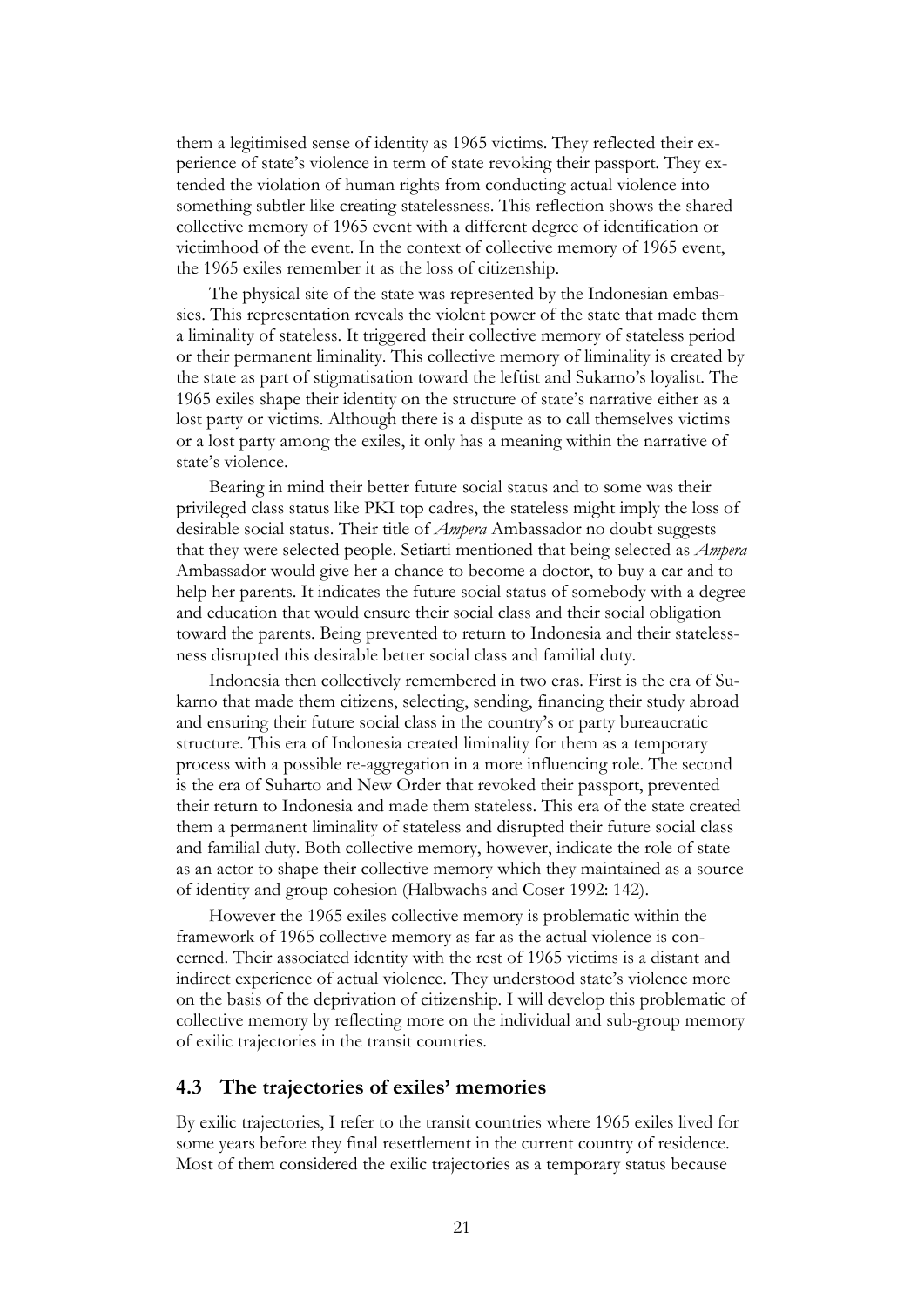them a legitimised sense of identity as 1965 victims. They reflected their experience of state's violence in term of state revoking their passport. They extended the violation of human rights from conducting actual violence into something subtler like creating statelessness. This reflection shows the shared collective memory of 1965 event with a different degree of identification or victimhood of the event. In the context of collective memory of 1965 event, the 1965 exiles remember it as the loss of citizenship.

The physical site of the state was represented by the Indonesian embassies. This representation reveals the violent power of the state that made them a liminality of stateless. It triggered their collective memory of stateless period or their permanent liminality. This collective memory of liminality is created by the state as part of stigmatisation toward the leftist and Sukarno's loyalist. The 1965 exiles shape their identity on the structure of state's narrative either as a lost party or victims. Although there is a dispute as to call themselves victims or a lost party among the exiles, it only has a meaning within the narrative of state's violence.

Bearing in mind their better future social status and to some was their privileged class status like PKI top cadres, the stateless might imply the loss of desirable social status. Their title of *Ampera* Ambassador no doubt suggests that they were selected people. Setiarti mentioned that being selected as *Ampera* Ambassador would give her a chance to become a doctor, to buy a car and to help her parents. It indicates the future social status of somebody with a degree and education that would ensure their social class and their social obligation toward the parents. Being prevented to return to Indonesia and their statelessness disrupted this desirable better social class and familial duty.

Indonesia then collectively remembered in two eras. First is the era of Sukarno that made them citizens, selecting, sending, financing their study abroad and ensuring their future social class in the country's or party bureaucratic structure. This era of Indonesia created liminality for them as a temporary process with a possible re-aggregation in a more influencing role. The second is the era of Suharto and New Order that revoked their passport, prevented their return to Indonesia and made them stateless. This era of the state created them a permanent liminality of stateless and disrupted their future social class and familial duty. Both collective memory, however, indicate the role of state as an actor to shape their collective memory which they maintained as a source of identity and group cohesion (Halbwachs and Coser 1992: 142).

However the 1965 exiles collective memory is problematic within the framework of 1965 collective memory as far as the actual violence is concerned. Their associated identity with the rest of 1965 victims is a distant and indirect experience of actual violence. They understood state's violence more on the basis of the deprivation of citizenship. I will develop this problematic of collective memory by reflecting more on the individual and sub-group memory of exilic trajectories in the transit countries.

## 4.3 The trajectories of exiles' memories

By exilic trajectories, I refer to the transit countries where 1965 exiles lived for some years before they final resettlement in the current country of residence. Most of them considered the exilic trajectories as a temporary status because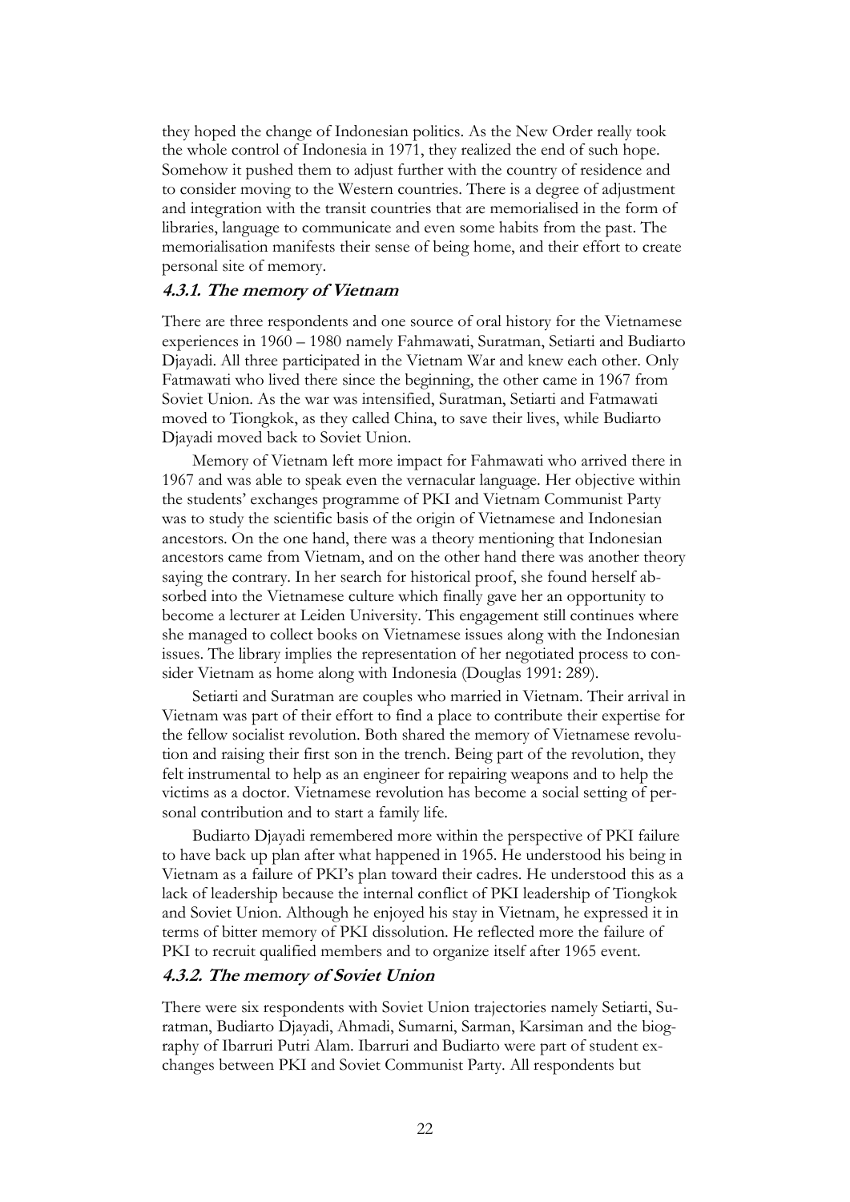they hoped the change of Indonesian politics. As the New Order really took the whole control of Indonesia in 1971, they realized the end of such hope. Somehow it pushed them to adjust further with the country of residence and to consider moving to the Western countries. There is a degree of adjustment and integration with the transit countries that are memorialised in the form of libraries, language to communicate and even some habits from the past. The memorialisation manifests their sense of being home, and their effort to create personal site of memory.

#### 4.3.1. The memory of Vietnam

There are three respondents and one source of oral history for the Vietnamese experiences in 1960 – 1980 namely Fahmawati, Suratman, Setiarti and Budiarto Djayadi. All three participated in the Vietnam War and knew each other. Only Fatmawati who lived there since the beginning, the other came in 1967 from Soviet Union. As the war was intensified, Suratman, Setiarti and Fatmawati moved to Tiongkok, as they called China, to save their lives, while Budiarto Djayadi moved back to Soviet Union.

Memory of Vietnam left more impact for Fahmawati who arrived there in 1967 and was able to speak even the vernacular language. Her objective within the students' exchanges programme of PKI and Vietnam Communist Party was to study the scientific basis of the origin of Vietnamese and Indonesian ancestors. On the one hand, there was a theory mentioning that Indonesian ancestors came from Vietnam, and on the other hand there was another theory saying the contrary. In her search for historical proof, she found herself absorbed into the Vietnamese culture which finally gave her an opportunity to become a lecturer at Leiden University. This engagement still continues where she managed to collect books on Vietnamese issues along with the Indonesian issues. The library implies the representation of her negotiated process to consider Vietnam as home along with Indonesia (Douglas 1991: 289).

Setiarti and Suratman are couples who married in Vietnam. Their arrival in Vietnam was part of their effort to find a place to contribute their expertise for the fellow socialist revolution. Both shared the memory of Vietnamese revolution and raising their first son in the trench. Being part of the revolution, they felt instrumental to help as an engineer for repairing weapons and to help the victims as a doctor. Vietnamese revolution has become a social setting of personal contribution and to start a family life.

Budiarto Djayadi remembered more within the perspective of PKI failure to have back up plan after what happened in 1965. He understood his being in Vietnam as a failure of PKI's plan toward their cadres. He understood this as a lack of leadership because the internal conflict of PKI leadership of Tiongkok and Soviet Union. Although he enjoyed his stay in Vietnam, he expressed it in terms of bitter memory of PKI dissolution. He reflected more the failure of PKI to recruit qualified members and to organize itself after 1965 event.

#### 4.3.2. The memory of Soviet Union

There were six respondents with Soviet Union trajectories namely Setiarti, Suratman, Budiarto Djayadi, Ahmadi, Sumarni, Sarman, Karsiman and the biography of Ibarruri Putri Alam. Ibarruri and Budiarto were part of student exchanges between PKI and Soviet Communist Party. All respondents but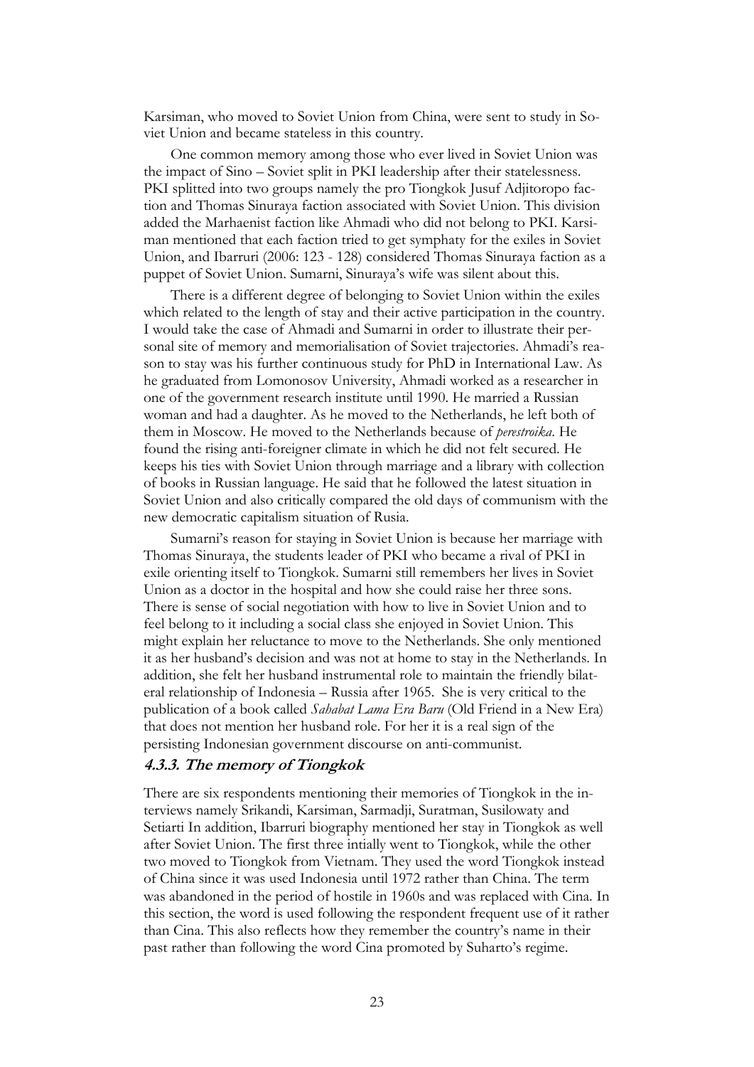Karsiman, who moved to Soviet Union from China, were sent to study in Soviet Union and became stateless in this country.

One common memory among those who ever lived in Soviet Union was the impact of Sino – Soviet split in PKI leadership after their statelessness. PKI splitted into two groups namely the pro Tiongkok Jusuf Adjitoropo faction and Thomas Sinuraya faction associated with Soviet Union. This division added the Marhaenist faction like Ahmadi who did not belong to PKI. Karsiman mentioned that each faction tried to get symphaty for the exiles in Soviet Union, and Ibarruri (2006: 123 - 128) considered Thomas Sinuraya faction as a puppet of Soviet Union. Sumarni, Sinuraya's wife was silent about this.

There is a different degree of belonging to Soviet Union within the exiles which related to the length of stay and their active participation in the country. I would take the case of Ahmadi and Sumarni in order to illustrate their personal site of memory and memorialisation of Soviet trajectories. Ahmadi's reason to stay was his further continuous study for PhD in International Law. As he graduated from Lomonosov University, Ahmadi worked as a researcher in one of the government research institute until 1990. He married a Russian woman and had a daughter. As he moved to the Netherlands, he left both of them in Moscow. He moved to the Netherlands because of *perestroika*. He found the rising anti-foreigner climate in which he did not felt secured. He keeps his ties with Soviet Union through marriage and a library with collection of books in Russian language. He said that he followed the latest situation in Soviet Union and also critically compared the old days of communism with the new democratic capitalism situation of Rusia.

Sumarni's reason for staying in Soviet Union is because her marriage with Thomas Sinuraya, the students leader of PKI who became a rival of PKI in exile orienting itself to Tiongkok. Sumarni still remembers her lives in Soviet Union as a doctor in the hospital and how she could raise her three sons. There is sense of social negotiation with how to live in Soviet Union and to feel belong to it including a social class she enjoyed in Soviet Union. This might explain her reluctance to move to the Netherlands. She only mentioned it as her husband's decision and was not at home to stay in the Netherlands. In addition, she felt her husband instrumental role to maintain the friendly bilateral relationship of Indonesia – Russia after 1965. She is very critical to the publication of a book called *Sahabat Lama Era Baru* (Old Friend in a New Era) that does not mention her husband role. For her it is a real sign of the persisting Indonesian government discourse on anti-communist.

### 4.3.3. The memory of Tiongkok

There are six respondents mentioning their memories of Tiongkok in the interviews namely Srikandi, Karsiman, Sarmadji, Suratman, Susilowaty and Setiarti In addition, Ibarruri biography mentioned her stay in Tiongkok as well after Soviet Union. The first three intially went to Tiongkok, while the other two moved to Tiongkok from Vietnam. They used the word Tiongkok instead of China since it was used Indonesia until 1972 rather than China. The term was abandoned in the period of hostile in 1960s and was replaced with Cina. In this section, the word is used following the respondent frequent use of it rather than Cina. This also reflects how they remember the country's name in their past rather than following the word Cina promoted by Suharto's regime.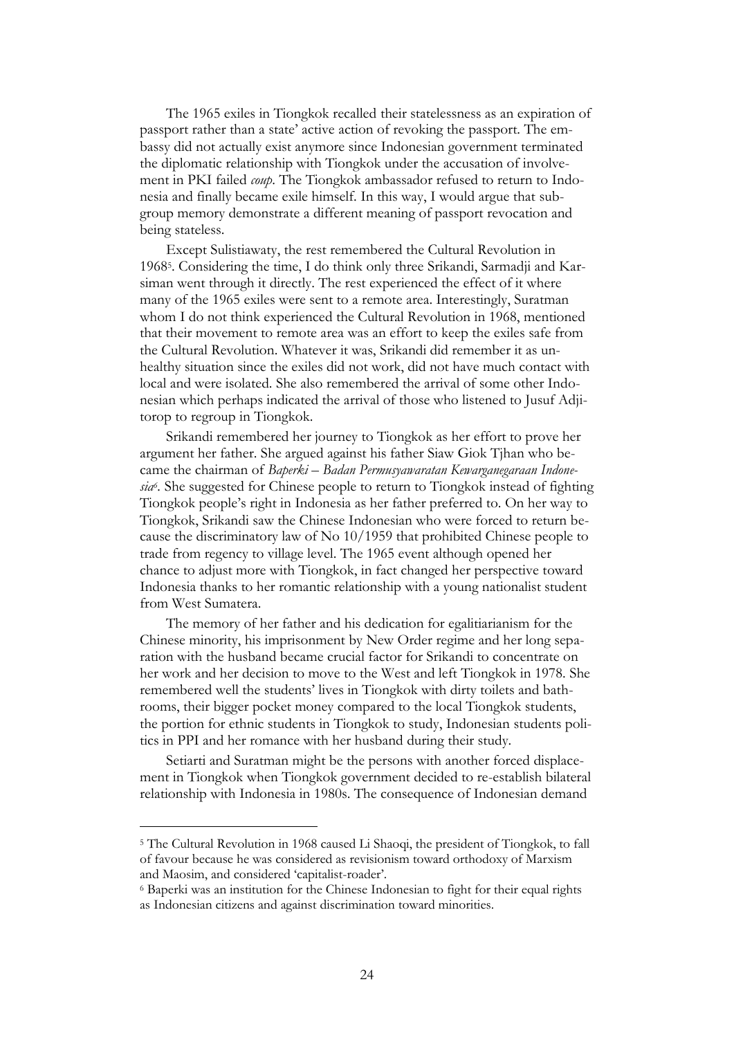The 1965 exiles in Tiongkok recalled their statelessness as an expiration of passport rather than a state' active action of revoking the passport. The embassy did not actually exist anymore since Indonesian government terminated the diplomatic relationship with Tiongkok under the accusation of involvement in PKI failed *coup*. The Tiongkok ambassador refused to return to Indonesia and finally became exile himself. In this way, I would argue that subgroup memory demonstrate a different meaning of passport revocation and being stateless.

Except Sulistiawaty, the rest remembered the Cultural Revolution in 1968[5]. Considering the time, I do think only three Srikandi, Sarmadji and Karsiman went through it directly. The rest experienced the effect of it where many of the 1965 exiles were sent to a remote area. Interestingly, Suratman whom I do not think experienced the Cultural Revolution in 1968, mentioned that their movement to remote area was an effort to keep the exiles safe from the Cultural Revolution. Whatever it was, Srikandi did remember it as unhealthy situation since the exiles did not work, did not have much contact with local and were isolated. She also remembered the arrival of some other Indonesian which perhaps indicated the arrival of those who listened to Jusuf Adjitorop to regroup in Tiongkok.

Srikandi remembered her journey to Tiongkok as her effort to prove her argument her father. She argued against his father Siaw Giok Tjhan who became the chairman of *Baperki – Badan Permusyawaratan Kewarganegaraan Indonesia*[6]. She suggested for Chinese people to return to Tiongkok instead of fighting Tiongkok people's right in Indonesia as her father preferred to. On her way to Tiongkok, Srikandi saw the Chinese Indonesian who were forced to return because the discriminatory law of No 10/1959 that prohibited Chinese people to trade from regency to village level. The 1965 event although opened her chance to adjust more with Tiongkok, in fact changed her perspective toward Indonesia thanks to her romantic relationship with a young nationalist student from West Sumatera.

The memory of her father and his dedication for egalitiarianism for the Chinese minority, his imprisonment by New Order regime and her long separation with the husband became crucial factor for Srikandi to concentrate on her work and her decision to move to the West and left Tiongkok in 1978. She remembered well the students' lives in Tiongkok with dirty toilets and bathrooms, their bigger pocket money compared to the local Tiongkok students, the portion for ethnic students in Tiongkok to study, Indonesian students politics in PPI and her romance with her husband during their study.

Setiarti and Suratman might be the persons with another forced displacement in Tiongkok when Tiongkok government decided to re-establish bilateral relationship with Indonesia in 1980s. The consequence of Indonesian demand

---

[5] The Cultural Revolution in 1968 caused Li Shaoqi, the president of Tiongkok, to fall of favour because he was considered as revisionism toward orthodoxy of Marxism and Maosim, and considered 'capitalist-roader'.

[6] Baperki was an institution for the Chinese Indonesian to fight for their equal rights as Indonesian citizens and against discrimination toward minorities.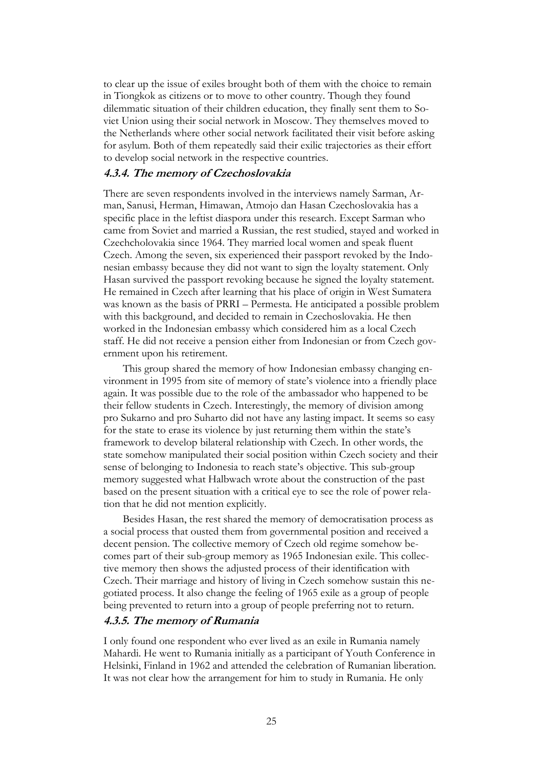to clear up the issue of exiles brought both of them with the choice to remain in Tiongkok as citizens or to move to other country. Though they found dilemmatic situation of their children education, they finally sent them to Soviet Union using their social network in Moscow. They themselves moved to the Netherlands where other social network facilitated their visit before asking for asylum. Both of them repeatedly said their exilic trajectories as their effort to develop social network in the respective countries.

### *4.3.4. The memory of Czechoslovakia*

There are seven respondents involved in the interviews namely Sarman, Arman, Sanusi, Herman, Himawan, Atmojo dan Hasan Czechoslovakia has a specific place in the leftist diaspora under this research. Except Sarman who came from Soviet and married a Russian, the rest studied, stayed and worked in Czechcholovakia since 1964. They married local women and speak fluent Czech. Among the seven, six experienced their passport revoked by the Indonesian embassy because they did not want to sign the loyalty statement. Only Hasan survived the passport revoking because he signed the loyalty statement. He remained in Czech after learning that his place of origin in West Sumatera was known as the basis of PRRI – Permesta. He anticipated a possible problem with this background, and decided to remain in Czechoslovakia. He then worked in the Indonesian embassy which considered him as a local Czech staff. He did not receive a pension either from Indonesian or from Czech government upon his retirement.

This group shared the memory of how Indonesian embassy changing environment in 1995 from site of memory of state's violence into a friendly place again. It was possible due to the role of the ambassador who happened to be their fellow students in Czech. Interestingly, the memory of division among pro Sukarno and pro Suharto did not have any lasting impact. It seems so easy for the state to erase its violence by just returning them within the state's framework to develop bilateral relationship with Czech. In other words, the state somehow manipulated their social position within Czech society and their sense of belonging to Indonesia to reach state's objective. This sub-group memory suggested what Halbwach wrote about the construction of the past based on the present situation with a critical eye to see the role of power relation that he did not mention explicitly.

Besides Hasan, the rest shared the memory of democratisation process as a social process that ousted them from governmental position and received a decent pension. The collective memory of Czech old regime somehow becomes part of their sub-group memory as 1965 Indonesian exile. This collective memory then shows the adjusted process of their identification with Czech. Their marriage and history of living in Czech somehow sustain this negotiated process. It also change the feeling of 1965 exile as a group of people being prevented to return into a group of people preferring not to return.

### *4.3.5. The memory of Rumania*

I only found one respondent who ever lived as an exile in Rumania namely Mahardi. He went to Rumania initially as a participant of Youth Conference in Helsinki, Finland in 1962 and attended the celebration of Rumanian liberation. It was not clear how the arrangement for him to study in Rumania. He only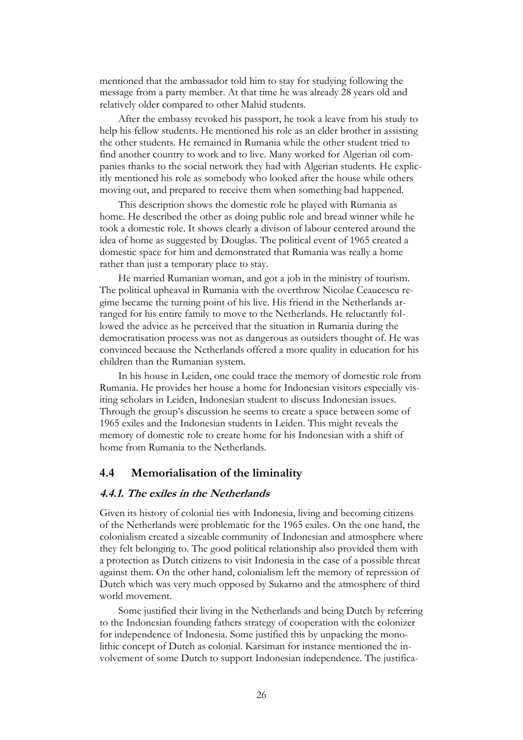mentioned that the ambassador told him to stay for studying following the message from a party member. At that time he was already 28 years old and relatively older compared to other Mahid students.

After the embassy revoked his passport, he took a leave from his study to help his fellow students. He mentioned his role as an elder brother in assisting the other students. He remained in Rumania while the other student tried to find another country to work and to live. Many worked for Algerian oil companies thanks to the social network they had with Algerian students. He explicitly mentioned his role as somebody who looked after the house while others moving out, and prepared to receive them when something bad happened.

This description shows the domestic role he played with Rumania as home. He described the other as doing public role and bread winner while he took a domestic role. It shows clearly a divison of labour centered around the idea of home as suggested by Douglas. The political event of 1965 created a domestic space for him and demonstrated that Rumania was really a home rather than just a temporary place to stay.

He married Rumanian woman, and got a job in the ministry of tourism. The political upheaval in Rumania with the overthrow Nicolae Ceaucescu regime became the turning point of his live. His friend in the Netherlands arranged for his entire family to move to the Netherlands. He reluctantly followed the advice as he perceived that the situation in Rumania during the democratisation process was not as dangerous as outsiders thought of. He was convinced because the Netherlands offered a more quality in education for his children than the Rumanian system.

In his house in Leiden, one could trace the memory of domestic role from Rumania. He provides her house a home for Indonesian visitors especially visiting scholars in Leiden, Indonesian student to discuss Indonesian issues. Through the group's discussion he seems to create a space between some of 1965 exiles and the Indonesian students in Leiden. This might reveals the memory of domestic role to create home for his Indonesian with a shift of home from Rumania to the Netherlands.

## 4.4 Memorialisation of the liminality

### *4.4.1. The exiles in the Netherlands*

Given its history of colonial ties with Indonesia, living and becoming citizens of the Netherlands were problematic for the 1965 exiles. On the one hand, the colonialism created a sizeable community of Indonesian and atmosphere where they felt belonging to. The good political relationship also provided them with a protection as Dutch citizens to visit Indonesia in the case of a possible threat against them. On the other hand, colonialism left the memory of repression of Dutch which was very much opposed by Sukarno and the atmosphere of third world movement.

Some justified their living in the Netherlands and being Dutch by referring to the Indonesian founding fathers strategy of cooperation with the colonizer for independence of Indonesia. Some justified this by unpacking the monolithic concept of Dutch as colonial. Karsiman for instance mentioned the involvement of some Dutch to support Indonesian independence. The justifica-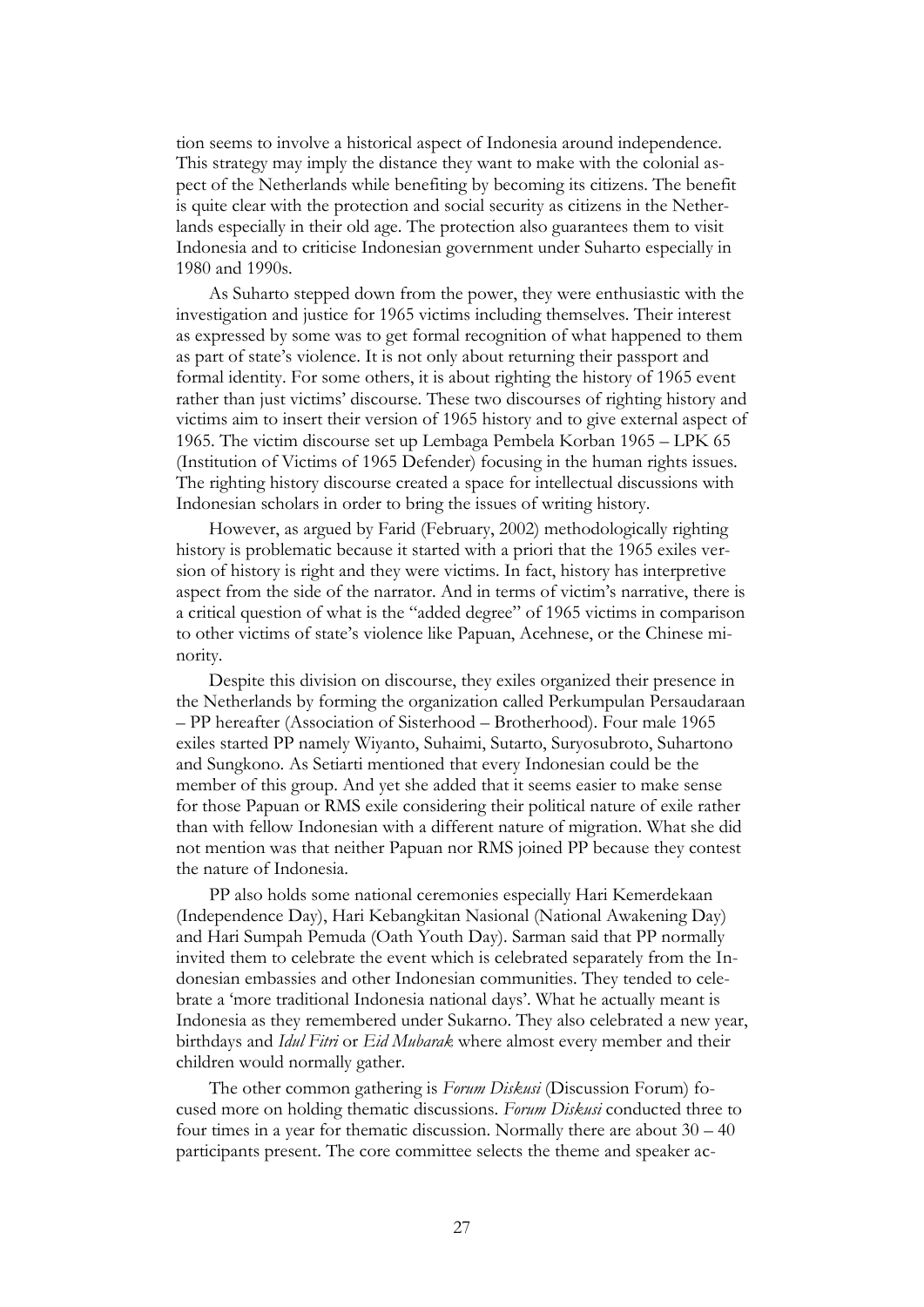tion seems to involve a historical aspect of Indonesia around independence. This strategy may imply the distance they want to make with the colonial aspect of the Netherlands while benefiting by becoming its citizens. The benefit is quite clear with the protection and social security as citizens in the Netherlands especially in their old age. The protection also guarantees them to visit Indonesia and to criticise Indonesian government under Suharto especially in 1980 and 1990s.

As Suharto stepped down from the power, they were enthusiastic with the investigation and justice for 1965 victims including themselves. Their interest as expressed by some was to get formal recognition of what happened to them as part of state's violence. It is not only about returning their passport and formal identity. For some others, it is about righting the history of 1965 event rather than just victims' discourse. These two discourses of righting history and victims aim to insert their version of 1965 history and to give external aspect of 1965. The victim discourse set up Lembaga Pembela Korban 1965 – LPK 65 (Institution of Victims of 1965 Defender) focusing in the human rights issues. The righting history discourse created a space for intellectual discussions with Indonesian scholars in order to bring the issues of writing history.

However, as argued by Farid (February, 2002) methodologically righting history is problematic because it started with a priori that the 1965 exiles version of history is right and they were victims. In fact, history has interpretive aspect from the side of the narrator. And in terms of victim's narrative, there is a critical question of what is the "added degree" of 1965 victims in comparison to other victims of state's violence like Papuan, Acehnese, or the Chinese minority.

Despite this division on discourse, they exiles organized their presence in the Netherlands by forming the organization called Perkumpulan Persaudaraan – PP hereafter (Association of Sisterhood – Brotherhood). Four male 1965 exiles started PP namely Wiyanto, Suhaimi, Sutarto, Suryosubroto, Suhartono and Sungkono. As Setiarti mentioned that every Indonesian could be the member of this group. And yet she added that it seems easier to make sense for those Papuan or RMS exile considering their political nature of exile rather than with fellow Indonesian with a different nature of migration. What she did not mention was that neither Papuan nor RMS joined PP because they contest the nature of Indonesia.

PP also holds some national ceremonies especially Hari Kemerdekaan (Independence Day), Hari Kebangkitan Nasional (National Awakening Day) and Hari Sumpah Pemuda (Oath Youth Day). Sarman said that PP normally invited them to celebrate the event which is celebrated separately from the Indonesian embassies and other Indonesian communities. They tended to celebrate a 'more traditional Indonesia national days'. What he actually meant is Indonesia as they remembered under Sukarno. They also celebrated a new year, birthdays and *Idul Fitri* or *Eid Mubarak* where almost every member and their children would normally gather.

The other common gathering is *Forum Diskusi* (Discussion Forum) focused more on holding thematic discussions. *Forum Diskusi* conducted three to four times in a year for thematic discussion. Normally there are about 30 – 40 participants present. The core committee selects the theme and speaker ac-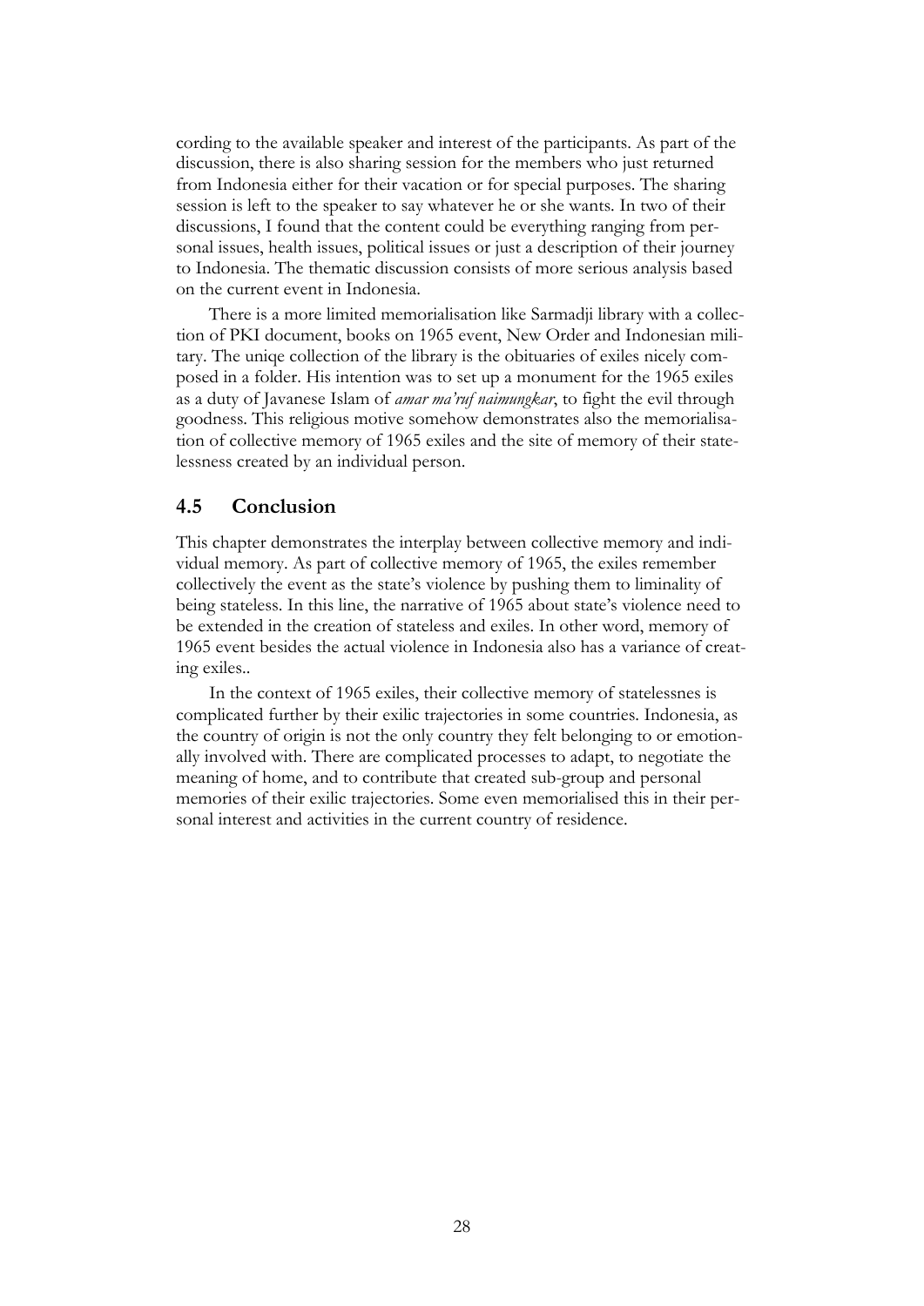cording to the available speaker and interest of the participants. As part of the discussion, there is also sharing session for the members who just returned from Indonesia either for their vacation or for special purposes. The sharing session is left to the speaker to say whatever he or she wants. In two of their discussions, I found that the content could be everything ranging from personal issues, health issues, political issues or just a description of their journey to Indonesia. The thematic discussion consists of more serious analysis based on the current event in Indonesia.

There is a more limited memorialisation like Sarmadji library with a collection of PKI document, books on 1965 event, New Order and Indonesian military. The uniqe collection of the library is the obituaries of exiles nicely composed in a folder. His intention was to set up a monument for the 1965 exiles as a duty of Javanese Islam of *amar ma'ruf naimungkar*, to fight the evil through goodness. This religious motive somehow demonstrates also the memorialisation of collective memory of 1965 exiles and the site of memory of their statelessness created by an individual person.

## 4.5 Conclusion

This chapter demonstrates the interplay between collective memory and individual memory. As part of collective memory of 1965, the exiles remember collectively the event as the state's violence by pushing them to liminality of being stateless. In this line, the narrative of 1965 about state's violence need to be extended in the creation of stateless and exiles. In other word, memory of 1965 event besides the actual violence in Indonesia also has a variance of creating exiles..

In the context of 1965 exiles, their collective memory of statelessnes is complicated further by their exilic trajectories in some countries. Indonesia, as the country of origin is not the only country they felt belonging to or emotionally involved with. There are complicated processes to adapt, to negotiate the meaning of home, and to contribute that created sub-group and personal memories of their exilic trajectories. Some even memorialised this in their personal interest and activities in the current country of residence.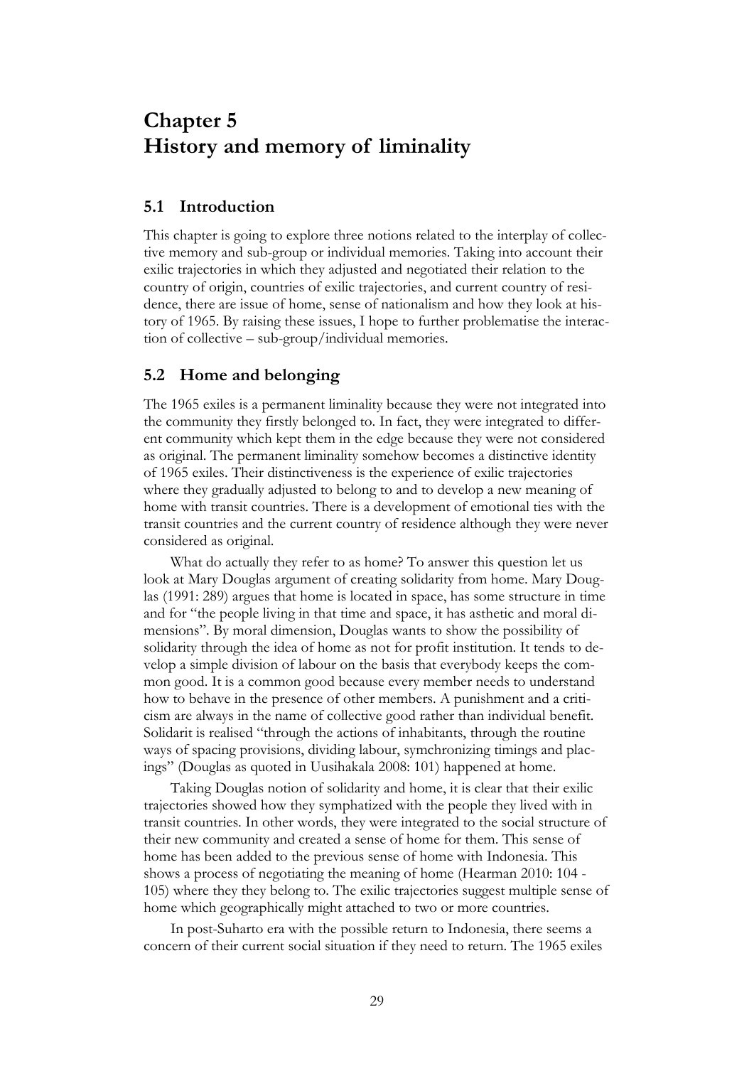# Chapter 5
# History and memory of liminality

## 5.1 Introduction

This chapter is going to explore three notions related to the interplay of collective memory and sub-group or individual memories. Taking into account their exilic trajectories in which they adjusted and negotiated their relation to the country of origin, countries of exilic trajectories, and current country of residence, there are issue of home, sense of nationalism and how they look at history of 1965. By raising these issues, I hope to further problematise the interaction of collective – sub-group/individual memories.

## 5.2 Home and belonging

The 1965 exiles is a permanent liminality because they were not integrated into the community they firstly belonged to. In fact, they were integrated to different community which kept them in the edge because they were not considered as original. The permanent liminality somehow becomes a distinctive identity of 1965 exiles. Their distinctiveness is the experience of exilic trajectories where they gradually adjusted to belong to and to develop a new meaning of home with transit countries. There is a development of emotional ties with the transit countries and the current country of residence although they were never considered as original.

What do actually they refer to as home? To answer this question let us look at Mary Douglas argument of creating solidarity from home. Mary Douglas (1991: 289) argues that home is located in space, has some structure in time and for "the people living in that time and space, it has asthetic and moral dimensions". By moral dimension, Douglas wants to show the possibility of solidarity through the idea of home as not for profit institution. It tends to develop a simple division of labour on the basis that everybody keeps the common good. It is a common good because every member needs to understand how to behave in the presence of other members. A punishment and a criticism are always in the name of collective good rather than individual benefit. Solidarit is realised "through the actions of inhabitants, through the routine ways of spacing provisions, dividing labour, symchronizing timings and placings" (Douglas as quoted in Uusihakala 2008: 101) happened at home.

Taking Douglas notion of solidarity and home, it is clear that their exilic trajectories showed how they symphatized with the people they lived with in transit countries. In other words, they were integrated to the social structure of their new community and created a sense of home for them. This sense of home has been added to the previous sense of home with Indonesia. This shows a process of negotiating the meaning of home (Hearman 2010: 104 - 105) where they they belong to. The exilic trajectories suggest multiple sense of home which geographically might attached to two or more countries.

In post-Suharto era with the possible return to Indonesia, there seems a concern of their current social situation if they need to return. The 1965 exiles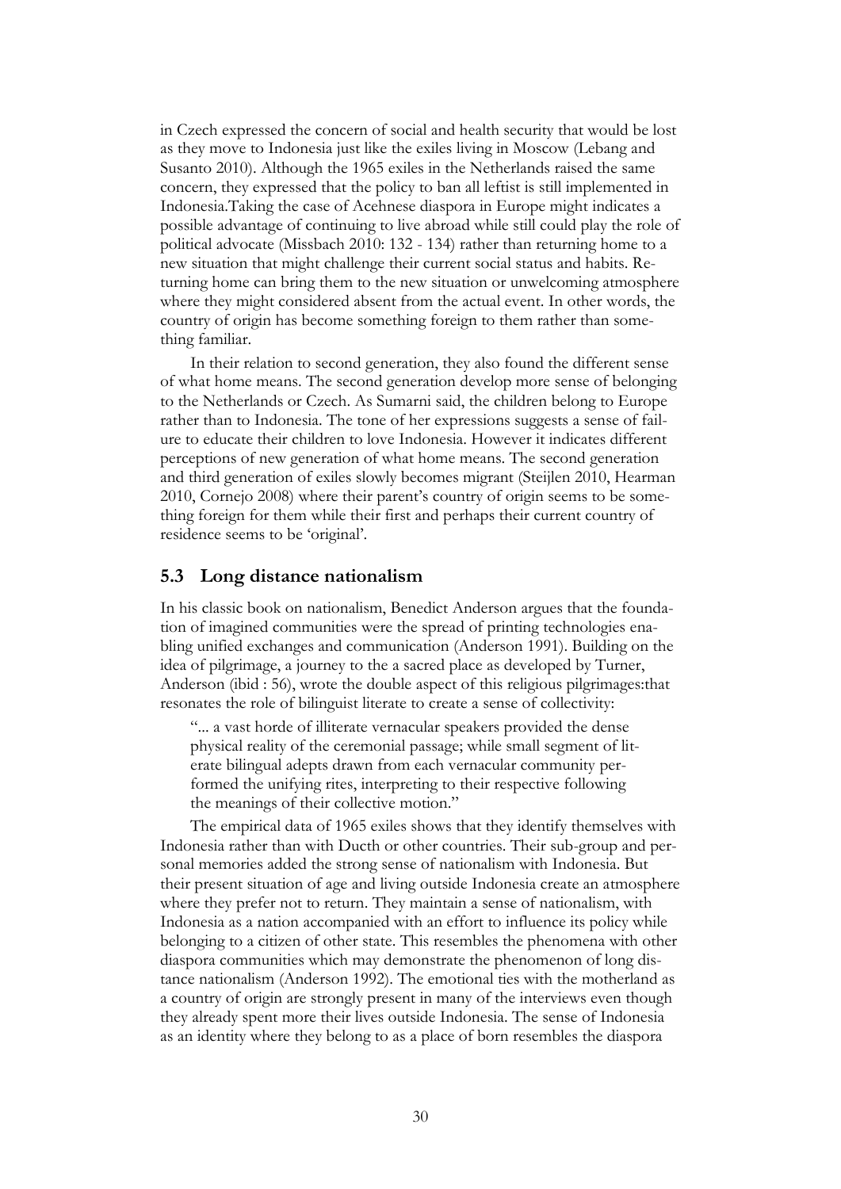in Czech expressed the concern of social and health security that would be lost as they move to Indonesia just like the exiles living in Moscow (Lebang and Susanto 2010). Although the 1965 exiles in the Netherlands raised the same concern, they expressed that the policy to ban all leftist is still implemented in Indonesia.Taking the case of Acehnese diaspora in Europe might indicates a possible advantage of continuing to live abroad while still could play the role of political advocate (Missbach 2010: 132 - 134) rather than returning home to a new situation that might challenge their current social status and habits. Returning home can bring them to the new situation or unwelcoming atmosphere where they might considered absent from the actual event. In other words, the country of origin has become something foreign to them rather than something familiar.

In their relation to second generation, they also found the different sense of what home means. The second generation develop more sense of belonging to the Netherlands or Czech. As Sumarni said, the children belong to Europe rather than to Indonesia. The tone of her expressions suggests a sense of failure to educate their children to love Indonesia. However it indicates different perceptions of new generation of what home means. The second generation and third generation of exiles slowly becomes migrant (Steijlen 2010, Hearman 2010, Cornejo 2008) where their parent's country of origin seems to be something foreign for them while their first and perhaps their current country of residence seems to be 'original'.

## 5.3 Long distance nationalism

In his classic book on nationalism, Benedict Anderson argues that the foundation of imagined communities were the spread of printing technologies enabling unified exchanges and communication (Anderson 1991). Building on the idea of pilgrimage, a journey to the sacred place as developed by Turner, Anderson (ibid : 56), wrote the double aspect of this religious pilgrimages:that resonates the role of bilinguist literate to create a sense of collectivity:

> "... a vast horde of illiterate vernacular speakers provided the dense physical reality of the ceremonial passage; while small segment of literate bilingual adepts drawn from each vernacular community performed the unifying rites, interpreting to their respective following the meanings of their collective motion."

The empirical data of 1965 exiles shows that they identify themselves with Indonesia rather than with Ducth or other countries. Their sub-group and personal memories added the strong sense of nationalism with Indonesia. But their present situation of age and living outside Indonesia create an atmosphere where they prefer not to return. They maintain a sense of nationalism, with Indonesia as a nation accompanied with an effort to influence its policy while belonging to a citizen of other state. This resembles the phenomena with other diaspora communities which may demonstrate the phenomenon of long distance nationalism (Anderson 1992). The emotional ties with the motherland as a country of origin are strongly present in many of the interviews even though they already spent more their lives outside Indonesia. The sense of Indonesia as an identity where they belong to as a place of born resembles the diaspora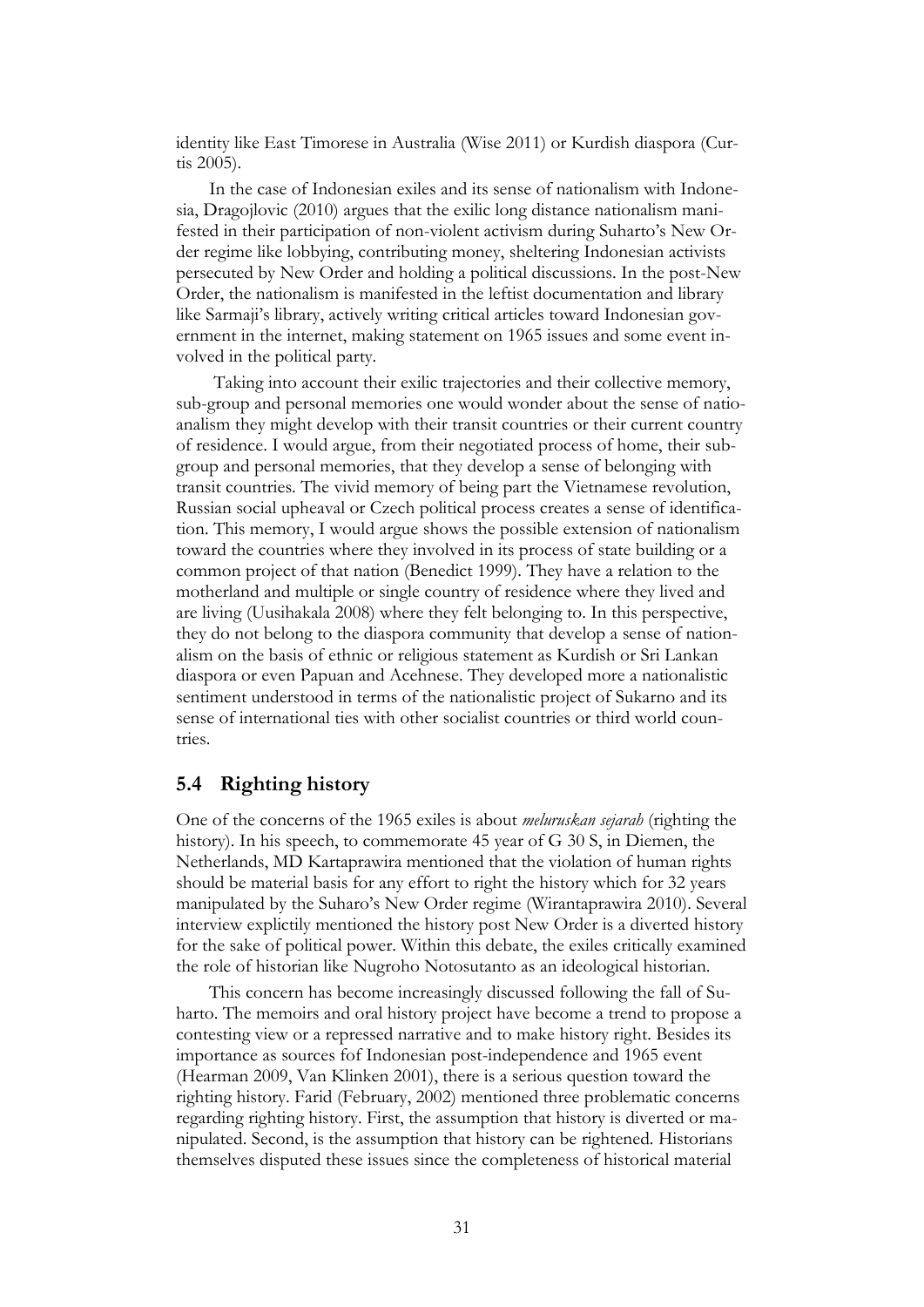identity like East Timorese in Australia (Wise 2011) or Kurdish diaspora (Curtis 2005).

In the case of Indonesian exiles and its sense of nationalism with Indonesia, Dragojlovic (2010) argues that the exilic long distance nationalism manifested in their participation of non-violent activism during Suharto's New Order regime like lobbying, contributing money, sheltering Indonesian activists persecuted by New Order and holding a political discussions. In the post-New Order, the nationalism is manifested in the leftist documentation and library like Sarmaji's library, actively writing critical articles toward Indonesian government in the internet, making statement on 1965 issues and some event involved in the political party.

Taking into account their exilic trajectories and their collective memory, sub-group and personal memories one would wonder about the sense of natioanalism they might develop with their transit countries or their current country of residence. I would argue, from their negotiated process of home, their subgroup and personal memories, that they develop a sense of belonging with transit countries. The vivid memory of being part the Vietnamese revolution, Russian social upheaval or Czech political process creates a sense of identification. This memory, I would argue shows the possible extension of nationalism toward the countries where they involved in its process of state building or a common project of that nation (Benedict 1999). They have a relation to the motherland and multiple or single country of residence where they lived and are living (Uusihakala 2008) where they felt belonging to. In this perspective, they do not belong to the diaspora community that develop a sense of nationalism on the basis of ethnic or religious statement as Kurdish or Sri Lankan diaspora or even Papuan and Acehnese. They developed more a nationalistic sentiment understood in terms of the nationalistic project of Sukarno and its sense of international ties with other socialist countries or third world countries.

## 5.4 Righting history

One of the concerns of the 1965 exiles is about *meluruskan sejarah* (righting the history). In his speech, to commemorate 45 year of G 30 S, in Diemen, the Netherlands, MD Kartaprawira mentioned that the violation of human rights should be material basis for any effort to right the history which for 32 years manipulated by the Suharo's New Order regime (Wirantaprawira 2010). Several interview explictily mentioned the history post New Order is a diverted history for the sake of political power. Within this debate, the exiles critically examined the role of historian like Nugroho Notosutanto as an ideological historian.

This concern has become increasingly discussed following the fall of Suharto. The memoirs and oral history project have become a trend to propose a contesting view or a repressed narrative and to make history right. Besides its importance as sources fof Indonesian post-independence and 1965 event (Hearman 2009, Van Klinken 2001), there is a serious question toward the righting history. Farid (February, 2002) mentioned three problematic concerns regarding righting history. First, the assumption that history is diverted or manipulated. Second, is the assumption that history can be rightened. Historians themselves disputed these issues since the completeness of historical material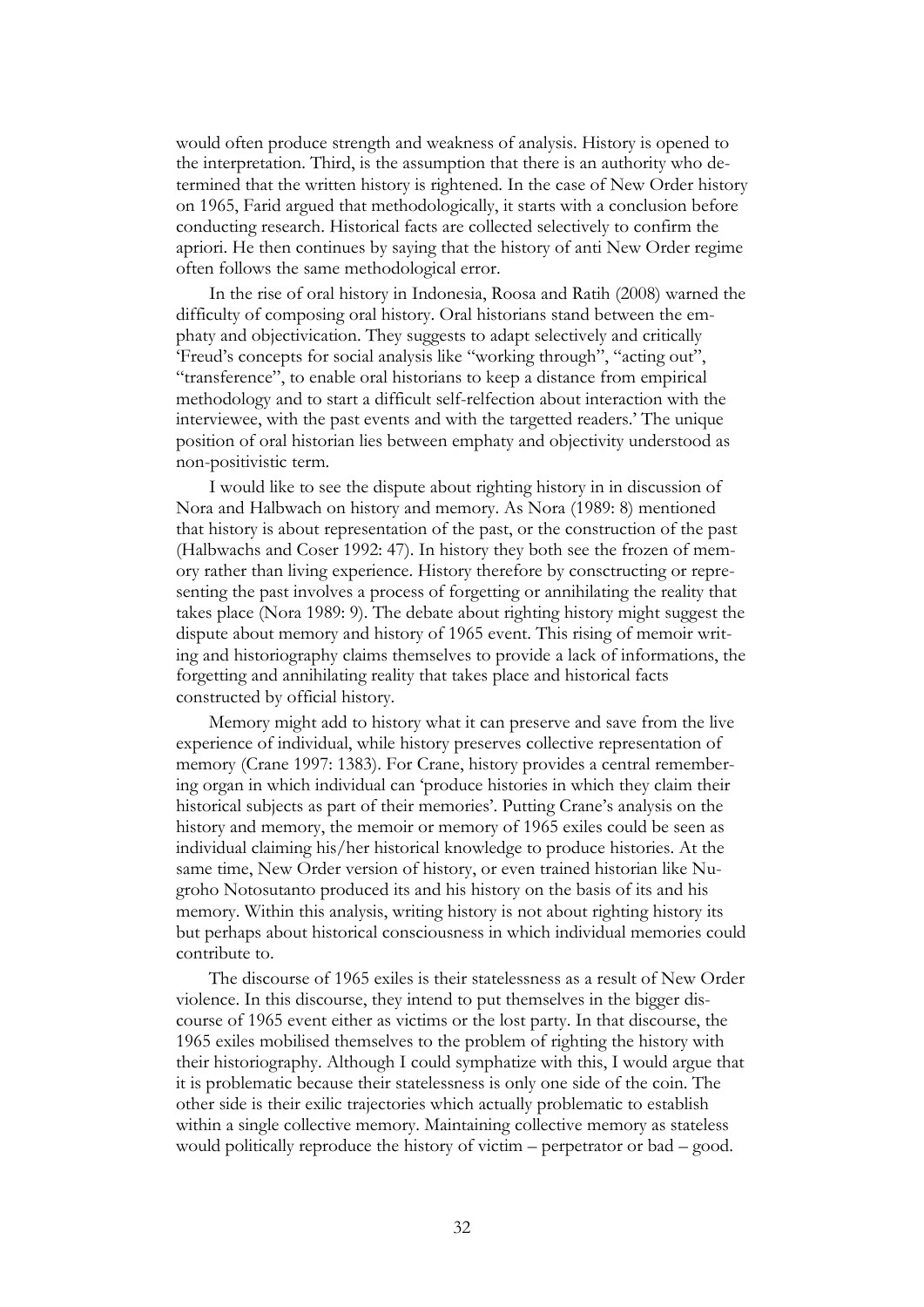would often produce strength and weakness of analysis. History is opened to the interpretation. Third, is the assumption that there is an authority who determined that the written history is rightened. In the case of New Order history on 1965, Farid argued that methodologically, it starts with a conclusion before conducting research. Historical facts are collected selectively to confirm the apriori. He then continues by saying that the history of anti New Order regime often follows the same methodological error.

In the rise of oral history in Indonesia, Roosa and Ratih (2008) warned the difficulty of composing oral history. Oral historians stand between the emphaty and objectivication. They suggests to adapt selectively and critically 'Freud's concepts for social analysis like "working through", "acting out", "transference", to enable oral historians to keep a distance from empirical methodology and to start a difficult self-relfection about interaction with the interviewee, with the past events and with the targetted readers.' The unique position of oral historian lies between emphaty and objectivity understood as non-positivistic term.

I would like to see the dispute about righting history in in discussion of Nora and Halbwach on history and memory. As Nora (1989: 8) mentioned that history is about representation of the past, or the construction of the past (Halbwachs and Coser 1992: 47). In history they both see the frozen of memory rather than living experience. History therefore by consctructing or representing the past involves a process of forgetting or annihilating the reality that takes place (Nora 1989: 9). The debate about righting history might suggest the dispute about memory and history of 1965 event. This rising of memoir writing and historiography claims themselves to provide a lack of informations, the forgetting and annihilating reality that takes place and historical facts constructed by official history.

Memory might add to history what it can preserve and save from the live experience of individual, while history preserves collective representation of memory (Crane 1997: 1383). For Crane, history provides a central remembering organ in which individual can 'produce histories in which they claim their historical subjects as part of their memories'. Putting Crane's analysis on the history and memory, the memoir or memory of 1965 exiles could be seen as individual claiming his/her historical knowledge to produce histories. At the same time, New Order version of history, or even trained historian like Nugroho Notosutanto produced its and his history on the basis of its and his memory. Within this analysis, writing history is not about righting history its but perhaps about historical consciousness in which individual memories could contribute to.

The discourse of 1965 exiles is their statelessness as a result of New Order violence. In this discourse, they intend to put themselves in the bigger discourse of 1965 event either as victims or the lost party. In that discourse, the 1965 exiles mobilised themselves to the problem of righting the history with their historiography. Although I could symphatize with this, I would argue that it is problematic because their statelessness is only one side of the coin. The other side is their exilic trajectories which actually problematic to establish within a single collective memory. Maintaining collective memory as stateless would politically reproduce the history of victim – perpetrator or bad – good.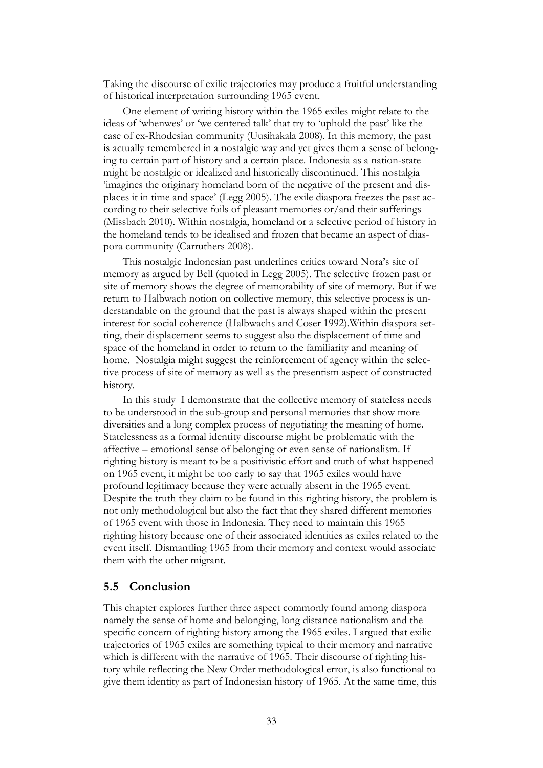Taking the discourse of exilic trajectories may produce a fruitful understanding of historical interpretation surrounding 1965 event.

One element of writing history within the 1965 exiles might relate to the ideas of 'whenwes' or 'we centered talk' that try to 'uphold the past' like the case of ex-Rhodesian community (Uusihakala 2008). In this memory, the past is actually remembered in a nostalgic way and yet gives them a sense of belonging to certain part of history and a certain place. Indonesia as a nation-state might be nostalgic or idealized and historically discontinued. This nostalgia 'imagines the originary homeland born of the negative of the present and displaces it in time and space' (Legg 2005). The exile diaspora freezes the past according to their selective foils of pleasant memories or/and their sufferings (Missbach 2010). Within nostalgia, homeland or a selective period of history in the homeland tends to be idealised and frozen that became an aspect of diaspora community (Carruthers 2008).

This nostalgic Indonesian past underlines critics toward Nora's site of memory as argued by Bell (quoted in Legg 2005). The selective frozen past or site of memory shows the degree of memorability of site of memory. But if we return to Halbwach notion on collective memory, this selective process is understandable on the ground that the past is always shaped within the present interest for social coherence (Halbwachs and Coser 1992).Within diaspora setting, their displacement seems to suggest also the displacement of time and space of the homeland in order to return to the familiarity and meaning of home. Nostalgia might suggest the reinforcement of agency within the selective process of site of memory as well as the presentism aspect of constructed history.

In this study I demonstrate that the collective memory of stateless needs to be understood in the sub-group and personal memories that show more diversities and a long complex process of negotiating the meaning of home. Statelessness as a formal identity discourse might be problematic with the affective – emotional sense of belonging or even sense of nationalism. If righting history is meant to be a positivistic effort and truth of what happened on 1965 event, it might be too early to say that 1965 exiles would have profound legitimacy because they were actually absent in the 1965 event. Despite the truth they claim to be found in this righting history, the problem is not only methodological but also the fact that they shared different memories of 1965 event with those in Indonesia. They need to maintain this 1965 righting history because one of their associated identities as exiles related to the event itself. Dismantling 1965 from their memory and context would associate them with the other migrant.

## 5.5 Conclusion

This chapter explores further three aspect commonly found among diaspora namely the sense of home and belonging, long distance nationalism and the specific concern of righting history among the 1965 exiles. I argued that exilic trajectories of 1965 exiles are something typical to their memory and narrative which is different with the narrative of 1965. Their discourse of righting history while reflecting the New Order methodological error, is also functional to give them identity as part of Indonesian history of 1965. At the same time, this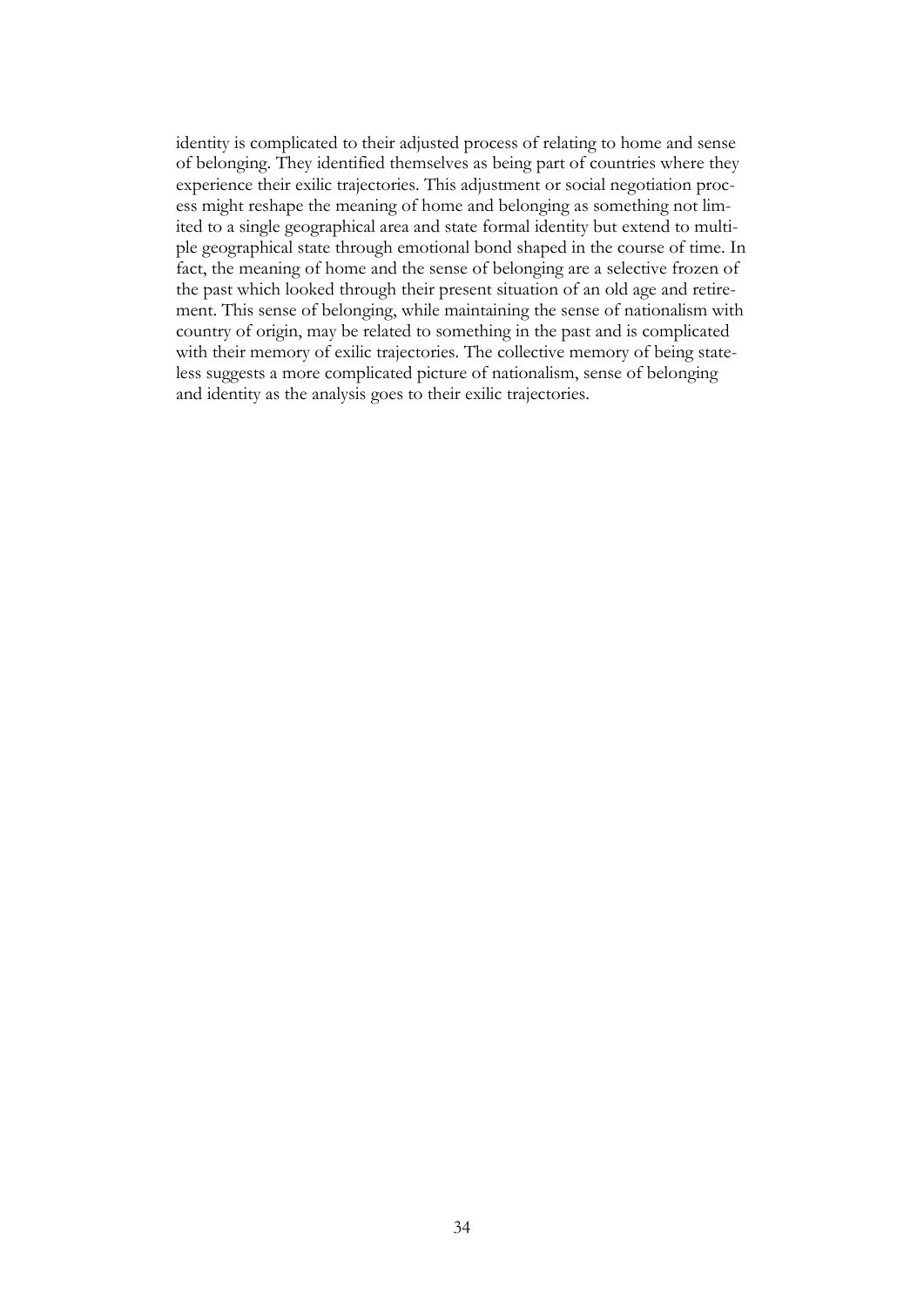identity is complicated to their adjusted process of relating to home and sense of belonging. They identified themselves as being part of countries where they experience their exilic trajectories. This adjustment or social negotiation process might reshape the meaning of home and belonging as something not limited to a single geographical area and state formal identity but extend to multiple geographical state through emotional bond shaped in the course of time. In fact, the meaning of home and the sense of belonging are a selective frozen of the past which looked through their present situation of an old age and retirement. This sense of belonging, while maintaining the sense of nationalism with country of origin, may be related to something in the past and is complicated with their memory of exilic trajectories. The collective memory of being stateless suggests a more complicated picture of nationalism, sense of belonging and identity as the analysis goes to their exilic trajectories.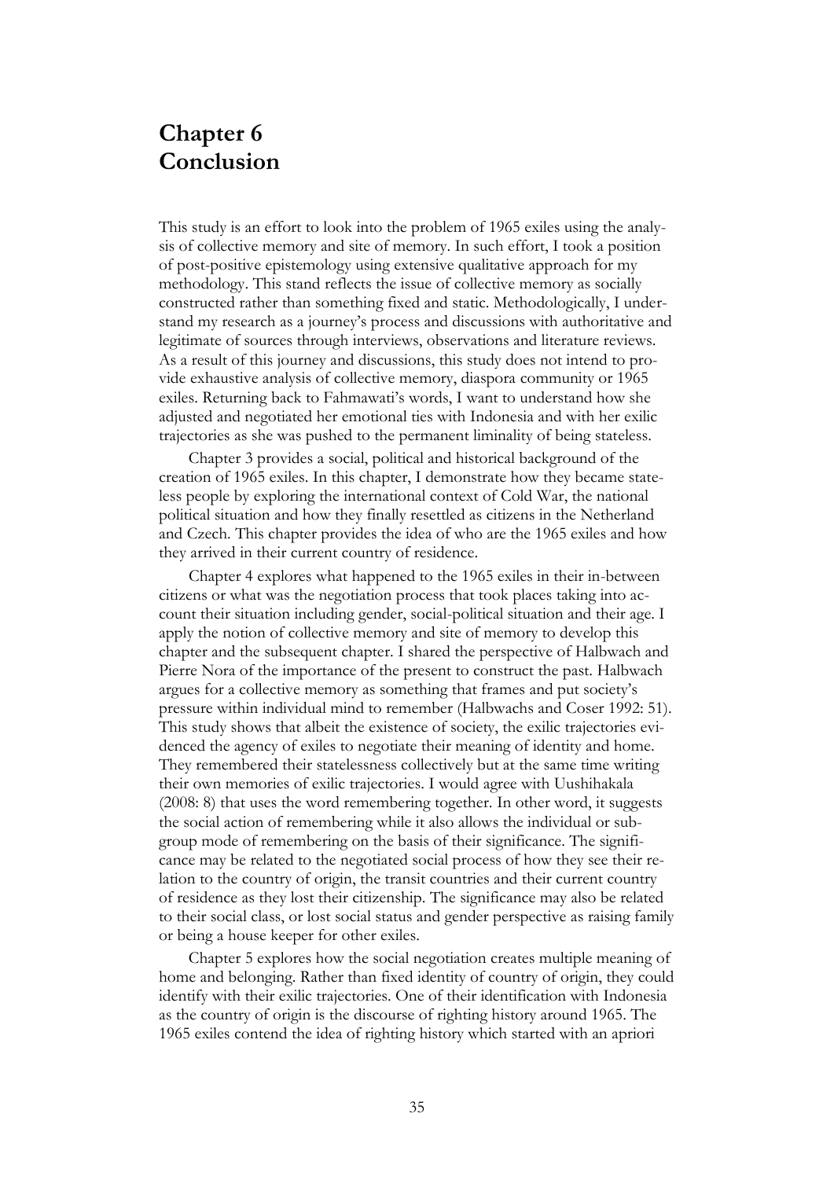# Chapter 6
# Conclusion

This study is an effort to look into the problem of 1965 exiles using the analysis of collective memory and site of memory. In such effort, I took a position of post-positive epistemology using extensive qualitative approach for my methodology. This stand reflects the issue of collective memory as socially constructed rather than something fixed and static. Methodologically, I understand my research as a journey's process and discussions with authoritative and legitimate of sources through interviews, observations and literature reviews. As a result of this journey and discussions, this study does not intend to provide exhaustive analysis of collective memory, diaspora community or 1965 exiles. Returning back to Fahmawati's words, I want to understand how she adjusted and negotiated her emotional ties with Indonesia and with her exilic trajectories as she was pushed to the permanent liminality of being stateless.

Chapter 3 provides a social, political and historical background of the creation of 1965 exiles. In this chapter, I demonstrate how they became stateless people by exploring the international context of Cold War, the national political situation and how they finally resettled as citizens in the Netherland and Czech. This chapter provides the idea of who are the 1965 exiles and how they arrived in their current country of residence.

Chapter 4 explores what happened to the 1965 exiles in their in-between citizens or what was the negotiation process that took places taking into account their situation including gender, social-political situation and their age. I apply the notion of collective memory and site of memory to develop this chapter and the subsequent chapter. I shared the perspective of Halbwach and Pierre Nora of the importance of the present to construct the past. Halbwach argues for a collective memory as something that frames and put society's pressure within individual mind to remember (Halbwachs and Coser 1992: 51). This study shows that albeit the existence of society, the exilic trajectories evidenced the agency of exiles to negotiate their meaning of identity and home. They remembered their statelessness collectively but at the same time writing their own memories of exilic trajectories. I would agree with Uushihakala (2008: 8) that uses the word remembering together. In other word, it suggests the social action of remembering while it also allows the individual or subgroup mode of remembering on the basis of their significance. The significance may be related to the negotiated social process of how they see their relation to the country of origin, the transit countries and their current country of residence as they lost their citizenship. The significance may also be related to their social class, or lost social status and gender perspective as raising family or being a house keeper for other exiles.

Chapter 5 explores how the social negotiation creates multiple meaning of home and belonging. Rather than fixed identity of country of origin, they could identify with their exilic trajectories. One of their identification with Indonesia as the country of origin is the discourse of righting history around 1965. The 1965 exiles contend the idea of righting history which started with an apriori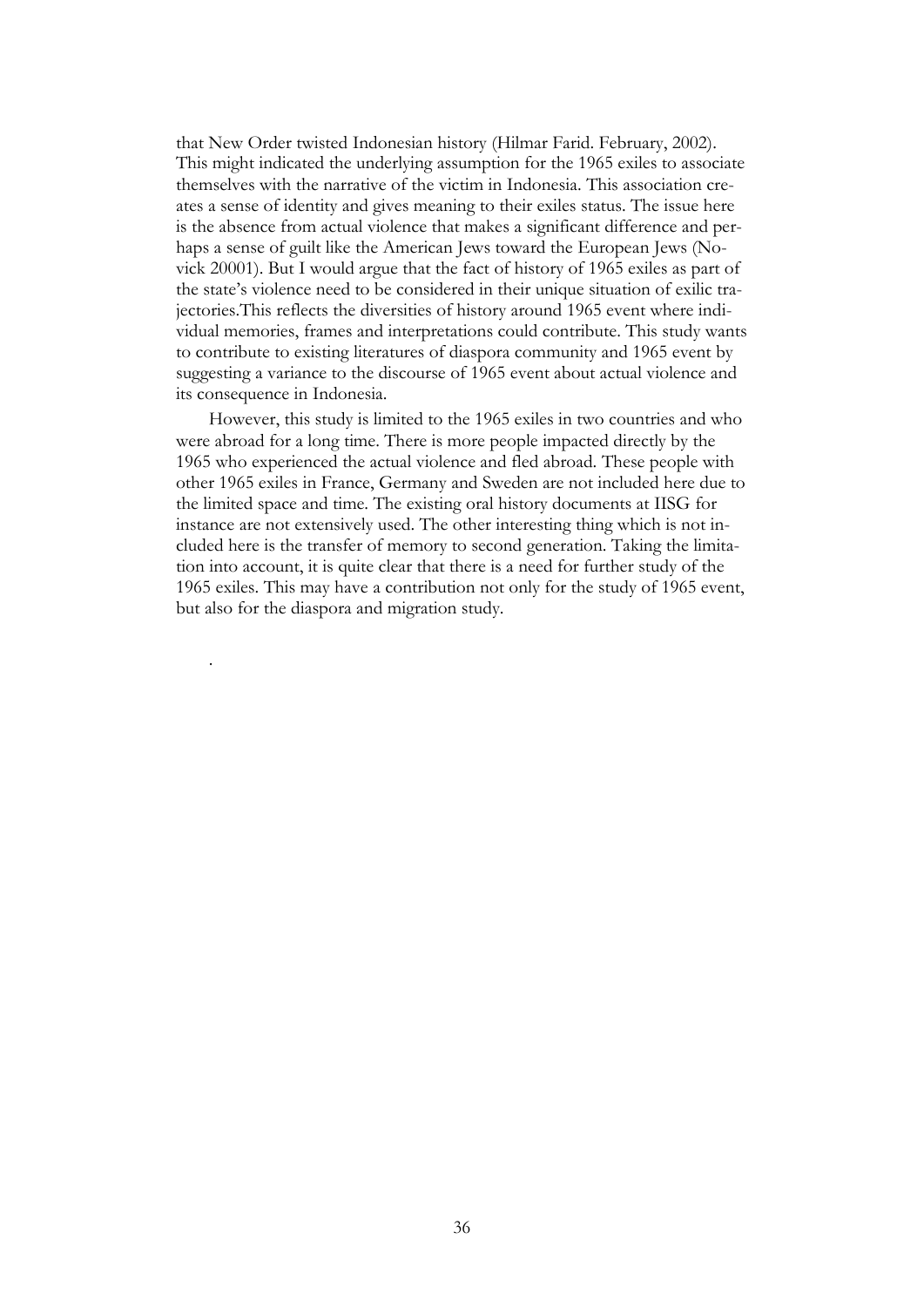that New Order twisted Indonesian history (Hilmar Farid. February, 2002). This might indicated the underlying assumption for the 1965 exiles to associate themselves with the narrative of the victim in Indonesia. This association creates a sense of identity and gives meaning to their exiles status. The issue here is the absence from actual violence that makes a significant difference and perhaps a sense of guilt like the American Jews toward the European Jews (Novick 20001). But I would argue that the fact of history of 1965 exiles as part of the state's violence need to be considered in their unique situation of exilic trajectories.This reflects the diversities of history around 1965 event where individual memories, frames and interpretations could contribute. This study wants to contribute to existing literatures of diaspora community and 1965 event by suggesting a variance to the discourse of 1965 event about actual violence and its consequence in Indonesia.

However, this study is limited to the 1965 exiles in two countries and who were abroad for a long time. There is more people impacted directly by the 1965 who experienced the actual violence and fled abroad. These people with other 1965 exiles in France, Germany and Sweden are not included here due to the limited space and time. The existing oral history documents at IISG for instance are not extensively used. The other interesting thing which is not included here is the transfer of memory to second generation. Taking the limitation into account, it is quite clear that there is a need for further study of the 1965 exiles. This may have a contribution not only for the study of 1965 event, but also for the diaspora and migration study.

.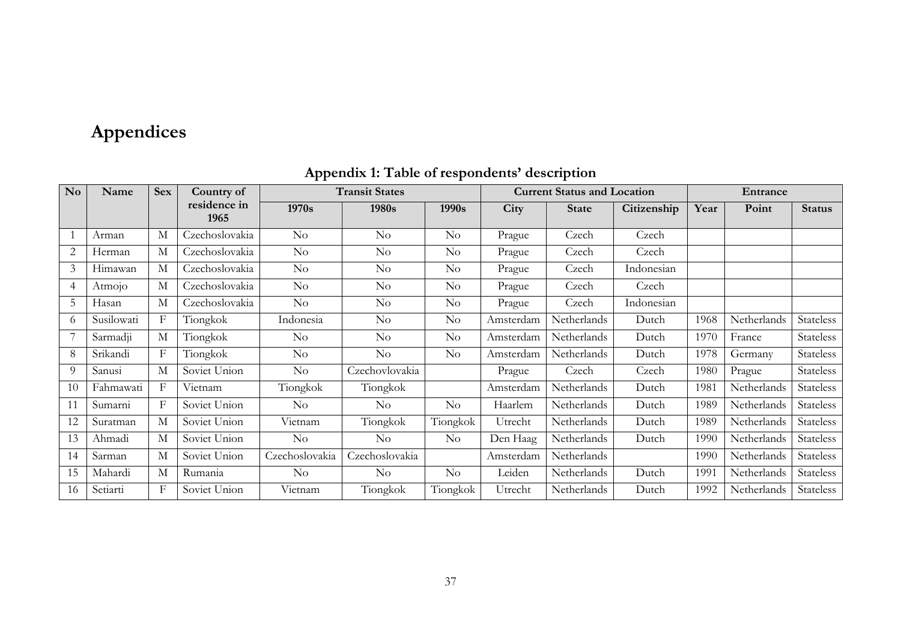# Appendices

## Appendix 1: Table of respondents' description

| No | Name | Sex | Country of residence in 1965 | Transit States | | | Current Status and Location | | | Entrance | | |
|---|---|---|---|---|---|---|---|---|---|---|---|---|
| | | | | 1970s | 1980s | 1990s | City | State | Citizenship | Year | Point | Status |
| 1 | Arman | M | Czechoslovakia | No | No | No | Prague | Czech | Czech | | | |
| 2 | Herman | M | Czechoslovakia | No | No | No | Prague | Czech | Czech | | | |
| 3 | Himawan | M | Czechoslovakia | No | No | No | Prague | Czech | Indonesian | | | |
| 4 | Atmojo | M | Czechoslovakia | No | No | No | Prague | Czech | Czech | | | |
| 5 | Hasan | M | Czechoslovakia | No | No | No | Prague | Czech | Indonesian | | | |
| 6 | Susilowati | F | Tiongkok | Indonesia | No | No | Amsterdam | Netherlands | Dutch | 1968 | Netherlands | Stateless |
| 7 | Sarmadji | M | Tiongkok | No | No | No | Amsterdam | Netherlands | Dutch | 1970 | France | Stateless |
| 8 | Srikandi | F | Tiongkok | No | No | No | Amsterdam | Netherlands | Dutch | 1978 | Germany | Stateless |
| 9 | Sanusi | M | Soviet Union | No | Czechovlovakia | | Prague | Czech | Czech | 1980 | Prague | Stateless |
| 10 | Fahmawati | F | Vietnam | Tiongkok | Tiongkok | | Amsterdam | Netherlands | Dutch | 1981 | Netherlands | Stateless |
| 11 | Sumarni | F | Soviet Union | No | No | No | Haarlem | Netherlands | Dutch | 1989 | Netherlands | Stateless |
| 12 | Suratman | M | Soviet Union | Vietnam | Tiongkok | Tiongkok | Utrecht | Netherlands | Dutch | 1989 | Netherlands | Stateless |
| 13 | Ahmadi | M | Soviet Union | No | No | No | Den Haag | Netherlands | Dutch | 1990 | Netherlands | Stateless |
| 14 | Sarman | M | Soviet Union | Czechoslovakia | Czechoslovakia | | Amsterdam | Netherlands | | 1990 | Netherlands | Stateless |
| 15 | Mahardi | M | Rumania | No | No | No | Leiden | Netherlands | Dutch | 1991 | Netherlands | Stateless |
| 16 | Setiarti | F | Soviet Union | Vietnam | Tiongkok | Tiongkok | Utrecht | Netherlands | Dutch | 1992 | Netherlands | Stateless |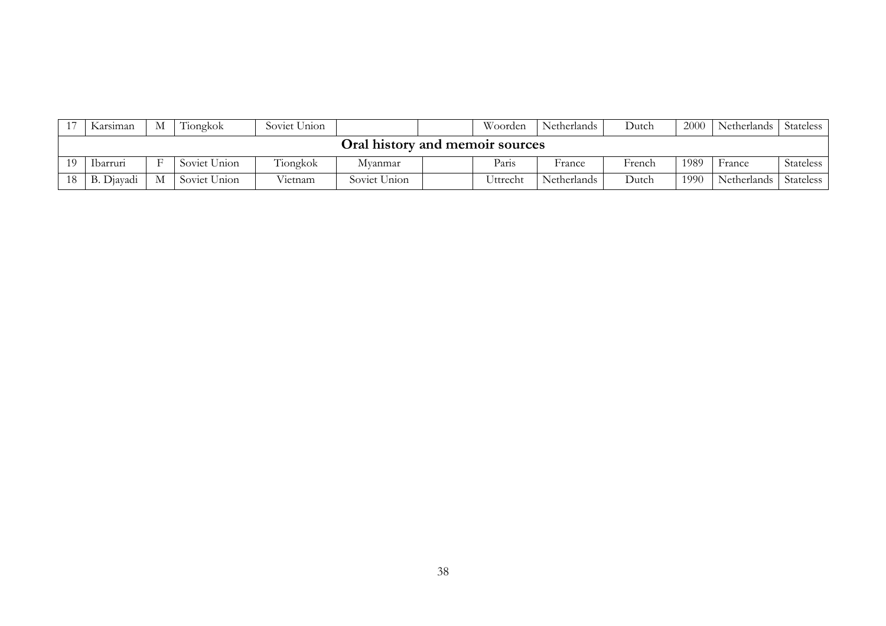| 17 | Karsiman | M | Tiongkok | Soviet Union | | | Woorden | Netherlands | Dutch | 2000 | Netherlands | Stateless |
|---|---|---|---|---|---|---|---|---|---|---|---|---|
| **Oral history and memoir sources** | | | | | | | | | | | | |
| 19 | Ibarruri | F | Soviet Union | Tiongkok | Myanmar | | Paris | France | French | 1989 | France | Stateless |
| 18 | B. Djayadi | M | Soviet Union | Vietnam | Soviet Union | | Uttrecht | Netherlands | Dutch | 1990 | Netherlands | Stateless |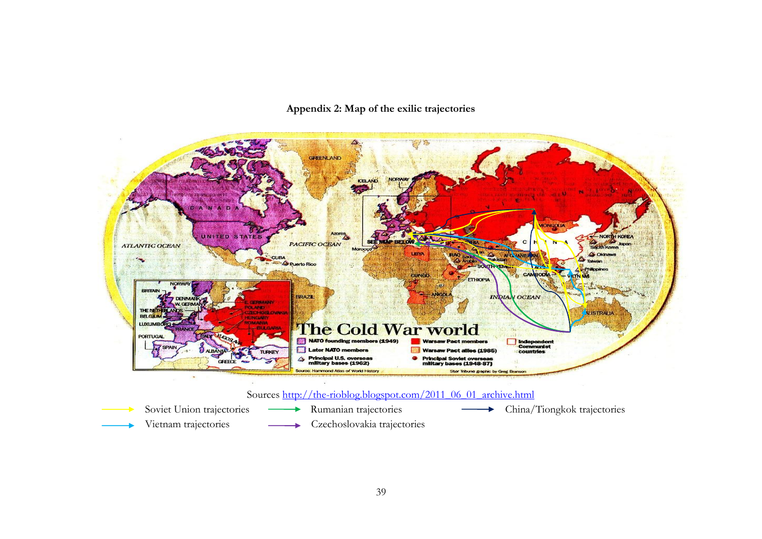**Appendix 2: Map of the exilic trajectories**

Sources http://the-rioblog.blogspot.com/2011_06_01_archive.html

Soviet Union trajectories — Rumanian trajectories — China/Tiongkok trajectories

Vietnam trajectories — Czechoslovakia trajectories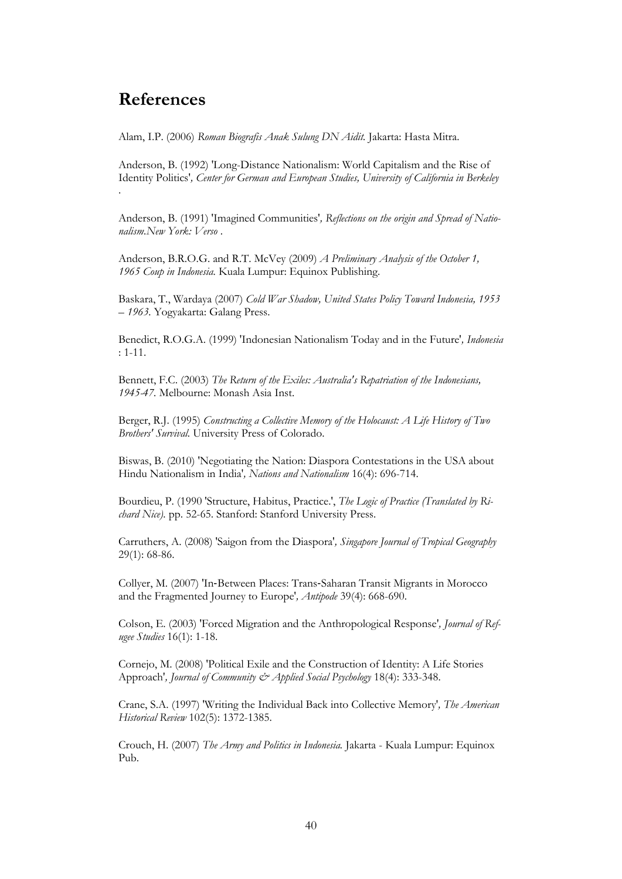## References

Alam, I.P. (2006) *Roman Biografis Anak Sulung DN Aidit.* Jakarta: Hasta Mitra.

Anderson, B. (1992) 'Long-Distance Nationalism: World Capitalism and the Rise of Identity Politics', *Center for German and European Studies, University of California in Berkeley* .

Anderson, B. (1991) 'Imagined Communities', *Reflections on the origin and Spread of Nationalism.New York: Verso* .

Anderson, B.R.O.G. and R.T. McVey (2009) *A Preliminary Analysis of the October 1, 1965 Coup in Indonesia.* Kuala Lumpur: Equinox Publishing.

Baskara, T., Wardaya (2007) *Cold War Shadow, United States Policy Toward Indonesia, 1953 – 1963.* Yogyakarta: Galang Press.

Benedict, R.O.G.A. (1999) 'Indonesian Nationalism Today and in the Future', *Indonesia* : 1-11.

Bennett, F.C. (2003) *The Return of the Exiles: Australia's Repatriation of the Indonesians, 1945-47.* Melbourne: Monash Asia Inst.

Berger, R.J. (1995) *Constructing a Collective Memory of the Holocaust: A Life History of Two Brothers' Survival.* University Press of Colorado.

Biswas, B. (2010) 'Negotiating the Nation: Diaspora Contestations in the USA about Hindu Nationalism in India', *Nations and Nationalism* 16(4): 696-714.

Bourdieu, P. (1990 'Structure, Habitus, Practice.', *The Logic of Practice (Translated by Richard Nice).* pp. 52-65. Stanford: Stanford University Press.

Carruthers, A. (2008) 'Saigon from the Diaspora', *Singapore Journal of Tropical Geography* 29(1): 68-86.

Collyer, M. (2007) 'In-Between Places: Trans-Saharan Transit Migrants in Morocco and the Fragmented Journey to Europe', *Antipode* 39(4): 668-690.

Colson, E. (2003) 'Forced Migration and the Anthropological Response', *Journal of Refugee Studies* 16(1): 1-18.

Cornejo, M. (2008) 'Political Exile and the Construction of Identity: A Life Stories Approach', *Journal of Community & Applied Social Psychology* 18(4): 333-348.

Crane, S.A. (1997) 'Writing the Individual Back into Collective Memory', *The American Historical Review* 102(5): 1372-1385.

Crouch, H. (2007) *The Army and Politics in Indonesia.* Jakarta - Kuala Lumpur: Equinox Pub.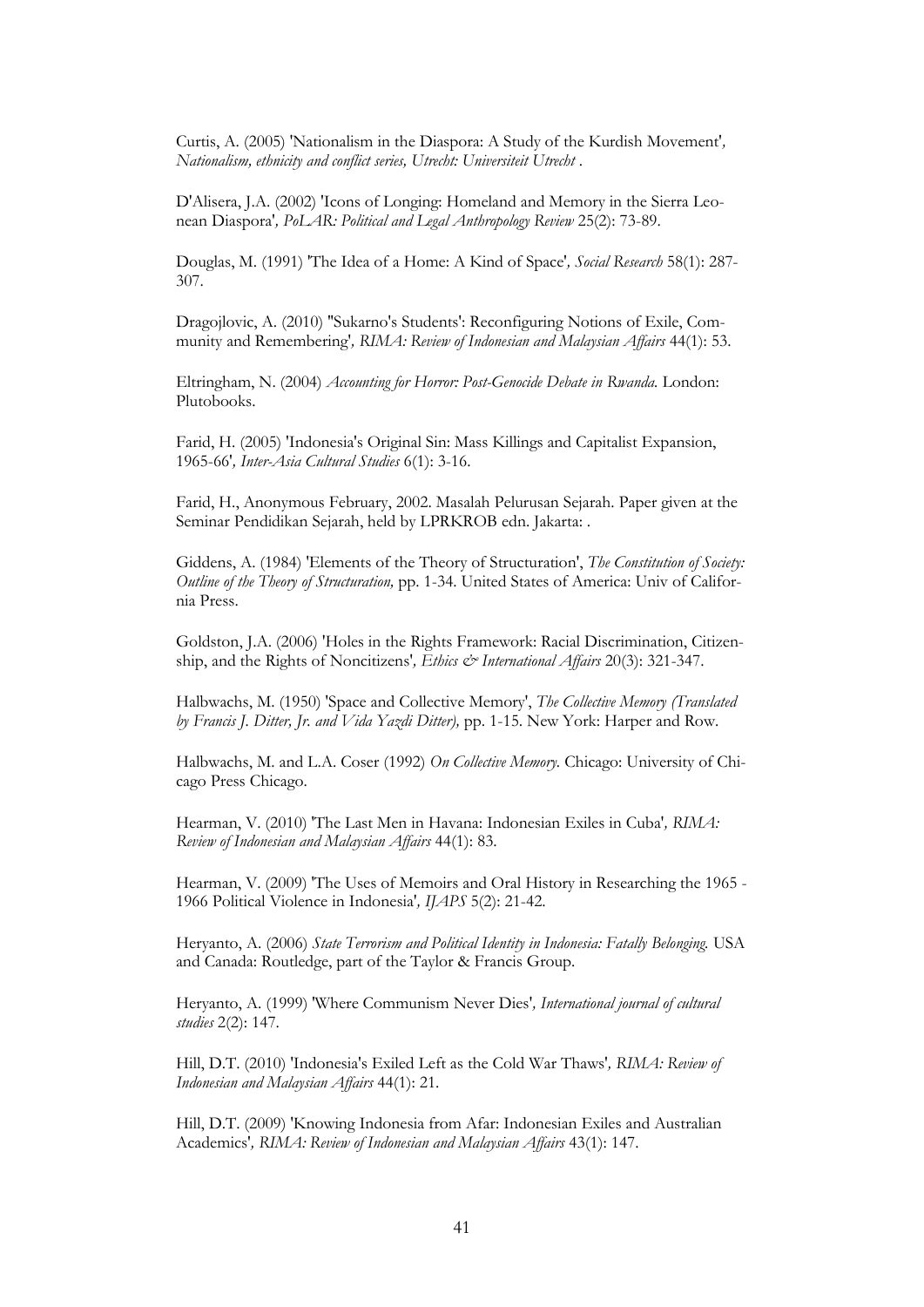Curtis, A. (2005) 'Nationalism in the Diaspora: A Study of the Kurdish Movement', *Nationalism, ethnicity and conflict series, Utrecht: Universiteit Utrecht* .

D'Alisera, J.A. (2002) 'Icons of Longing: Homeland and Memory in the Sierra Leonean Diaspora', *PoLAR: Political and Legal Anthropology Review* 25(2): 73-89.

Douglas, M. (1991) 'The Idea of a Home: A Kind of Space', *Social Research* 58(1): 287-307.

Dragojlovic, A. (2010) ''Sukarno's Students': Reconfiguring Notions of Exile, Community and Remembering', *RIMA: Review of Indonesian and Malaysian Affairs* 44(1): 53.

Eltringham, N. (2004) *Accounting for Horror: Post-Genocide Debate in Rwanda.* London: Plutobooks.

Farid, H. (2005) 'Indonesia's Original Sin: Mass Killings and Capitalist Expansion, 1965-66', *Inter-Asia Cultural Studies* 6(1): 3-16.

Farid, H., Anonymous February, 2002. Masalah Pelurusan Sejarah. Paper given at the Seminar Pendidikan Sejarah, held by LPRKROB edn. Jakarta: .

Giddens, A. (1984) 'Elements of the Theory of Structuration', *The Constitution of Society: Outline of the Theory of Structuration,* pp. 1-34. United States of America: Univ of California Press.

Goldston, J.A. (2006) 'Holes in the Rights Framework: Racial Discrimination, Citizenship, and the Rights of Noncitizens', *Ethics & International Affairs* 20(3): 321-347.

Halbwachs, M. (1950) 'Space and Collective Memory', *The Collective Memory (Translated by Francis J. Ditter, Jr. and Vida Yazdi Ditter),* pp. 1-15. New York: Harper and Row.

Halbwachs, M. and L.A. Coser (1992) *On Collective Memory.* Chicago: University of Chicago Press Chicago.

Hearman, V. (2010) 'The Last Men in Havana: Indonesian Exiles in Cuba', *RIMA: Review of Indonesian and Malaysian Affairs* 44(1): 83.

Hearman, V. (2009) 'The Uses of Memoirs and Oral History in Researching the 1965 - 1966 Political Violence in Indonesia', *IJAPS* 5(2): 21-42.

Heryanto, A. (2006) *State Terrorism and Political Identity in Indonesia: Fatally Belonging.* USA and Canada: Routledge, part of the Taylor & Francis Group.

Heryanto, A. (1999) 'Where Communism Never Dies', *International journal of cultural studies* 2(2): 147.

Hill, D.T. (2010) 'Indonesia's Exiled Left as the Cold War Thaws', *RIMA: Review of Indonesian and Malaysian Affairs* 44(1): 21.

Hill, D.T. (2009) 'Knowing Indonesia from Afar: Indonesian Exiles and Australian Academics', *RIMA: Review of Indonesian and Malaysian Affairs* 43(1): 147.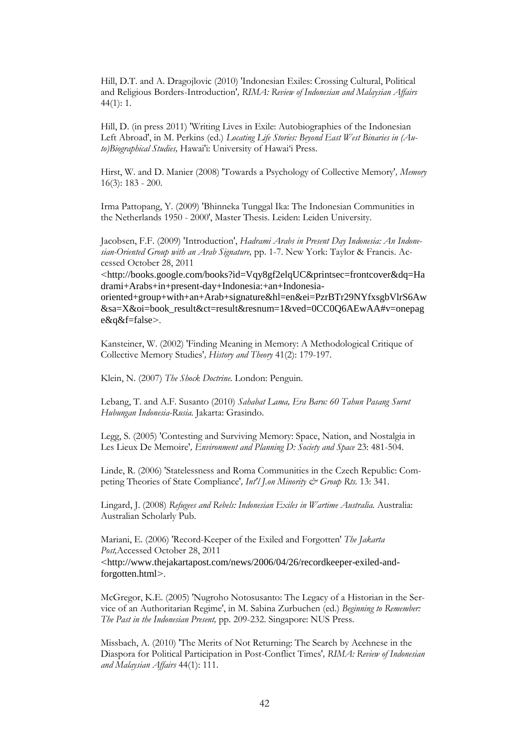Hill, D.T. and A. Dragojlovic (2010) 'Indonesian Exiles: Crossing Cultural, Political and Religious Borders-Introduction', *RIMA: Review of Indonesian and Malaysian Affairs* 44(1): 1.

Hill, D. (in press 2011) 'Writing Lives in Exile: Autobiographies of the Indonesian Left Abroad', in M. Perkins (ed.) *Locating Life Stories: Beyond East West Binaries in (Auto)Biographical Studies,* Hawai'i: University of Hawai'i Press.

Hirst, W. and D. Manier (2008) 'Towards a Psychology of Collective Memory', *Memory* 16(3): 183 - 200.

Irma Pattopang, Y. (2009) 'Bhinneka Tunggal Ika: The Indonesian Communities in the Netherlands 1950 - 2000', Master Thesis. Leiden: Leiden University.

Jacobsen, F.F. (2009) 'Introduction', *Hadrami Arabs in Present Day Indonesia: An Indonesian-Oriented Group with an Arab Signature,* pp. 1-7. New York: Taylor & Francis. Accessed October 28, 2011 <http://books.google.com/books?id=Vqy8gf2elqUC&printsec=frontcover&dq=Hadrami+Arabs+in+present-day+Indonesia:+an+Indonesia-oriented+group+with+an+Arab+signature&hl=en&ei=PzrBTr29NYfxsgbVlrS6Aw&sa=X&oi=book_result&ct=result&resnum=1&ved=0CC0Q6AEwAA#v=onepage&q&f=false>.

Kansteiner, W. (2002) 'Finding Meaning in Memory: A Methodological Critique of Collective Memory Studies', *History and Theory* 41(2): 179-197.

Klein, N. (2007) *The Shock Doctrine.* London: Penguin.

Lebang, T. and A.F. Susanto (2010) *Sahabat Lama, Era Baru: 60 Tahun Pasang Surut Hubungan Indonesia-Rusia.* Jakarta: Grasindo.

Legg, S. (2005) 'Contesting and Surviving Memory: Space, Nation, and Nostalgia in Les Lieux De Memoire', *Environment and Planning D: Society and Space* 23: 481-504.

Linde, R. (2006) 'Statelessness and Roma Communities in the Czech Republic: Competing Theories of State Compliance', *Int'l J.on Minority & Group Rts.* 13: 341.

Lingard, J. (2008) *Refugees and Rebels: Indonesian Exiles in Wartime Australia.* Australia: Australian Scholarly Pub.

Mariani, E. (2006) 'Record-Keeper of the Exiled and Forgotten' *The Jakarta Post,*Accessed October 28, 2011 <http://www.thejakartapost.com/news/2006/04/26/recordkeeper-exiled-and-forgotten.html>.

McGregor, K.E. (2005) 'Nugroho Notosusanto: The Legacy of a Historian in the Service of an Authoritarian Regime', in M. Sabina Zurbuchen (ed.) *Beginning to Remember: The Past in the Indonesian Present,* pp. 209-232. Singapore: NUS Press.

Missbach, A. (2010) 'The Merits of Not Returning: The Search by Acehnese in the Diaspora for Political Participation in Post-Conflict Times', *RIMA: Review of Indonesian and Malaysian Affairs* 44(1): 111.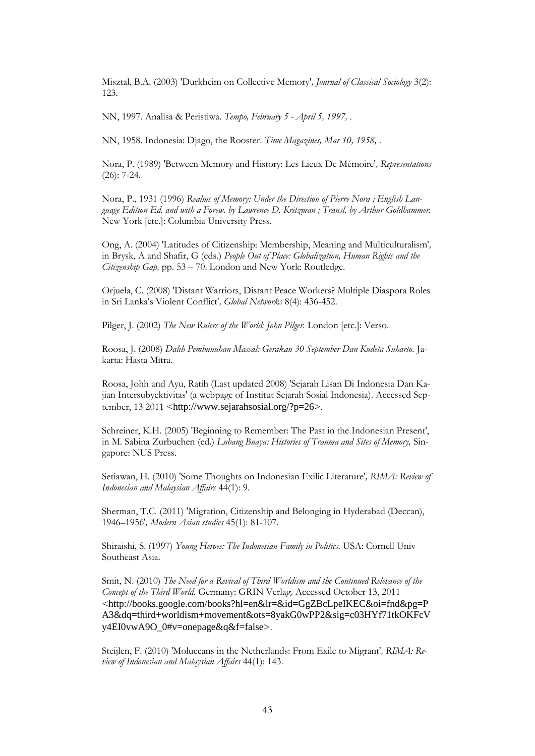Misztal, B.A. (2003) 'Durkheim on Collective Memory', *Journal of Classical Sociology* 3(2): 123.

NN, 1997. Analisa & Peristiwa. *Tempo, February 5 - April 5, 1997,* .

NN, 1958. Indonesia: Djago, the Rooster. *Time Magazines, Mar 10, 1958,* .

Nora, P. (1989) 'Between Memory and History: Les Lieux De Mémoire', *Representations* (26): 7-24.

Nora, P., 1931 (1996) *Realms of Memory: Under the Direction of Pierre Nora ; English Language Edition Ed. and with a Forew. by Lawrence D. Kritzman ; Transl. by Arthur Goldhammer.* New York [etc.]: Columbia University Press.

Ong, A. (2004) 'Latitudes of Citizenship: Membership, Meaning and Multiculturalism', in Brysk, A and Shafir, G (eds.) *People Out of Place: Globalization, Human Rights and the Citizenship Gap,* pp. 53 – 70. London and New York: Routledge.

Orjuela, C. (2008) 'Distant Warriors, Distant Peace Workers? Multiple Diaspora Roles in Sri Lanka's Violent Conflict', *Global Networks* 8(4): 436-452.

Pilger, J. (2002) *The New Rulers of the World: John Pilger.* London [etc.]: Verso.

Roosa, J. (2008) *Dalih Pembunuhan Massal: Gerakan 30 September Dan Kudeta Suharto.* Jakarta: Hasta Mitra.

Roosa, Johh and Ayu, Ratih (Last updated 2008) 'Sejarah Lisan Di Indonesia Dan Kajian Intersubyektivitas' (a webpage of Institut Sejarah Sosial Indonesia). Accessed September, 13 2011 <http://www.sejarahsosial.org/?p=26>.

Schreiner, K.H. (2005) 'Beginning to Remember: The Past in the Indonesian Present', in M. Sabina Zurbuchen (ed.) *Lubang Buaya: Histories of Trauma and Sites of Memory,* Singapore: NUS Press.

Setiawan, H. (2010) 'Some Thoughts on Indonesian Exilic Literature', *RIMA: Review of Indonesian and Malaysian Affairs* 44(1): 9.

Sherman, T.C. (2011) 'Migration, Citizenship and Belonging in Hyderabad (Deccan), 1946–1956', *Modern Asian studies* 45(1): 81-107.

Shiraishi, S. (1997) *Young Heroes: The Indonesian Family in Politics.* USA: Cornell Univ Southeast Asia.

Smit, N. (2010) *The Need for a Revival of Third Worldism and the Continued Relevance of the Concept of the Third World.* Germany: GRIN Verlag. Accessed October 13, 2011 <http://books.google.com/books?hl=en&lr=&id=GgZBcLpeIKEC&oi=fnd&pg=PA3&dq=third+worldism+movement&ots=8yakG0wPP2&sig=c03HYf71tkOKFcVy4EI0vwA9O_0#v=onepage&q&f=false>.

Steijlen, F. (2010) 'Moluccans in the Netherlands: From Exile to Migrant', *RIMA: Review of Indonesian and Malaysian Affairs* 44(1): 143.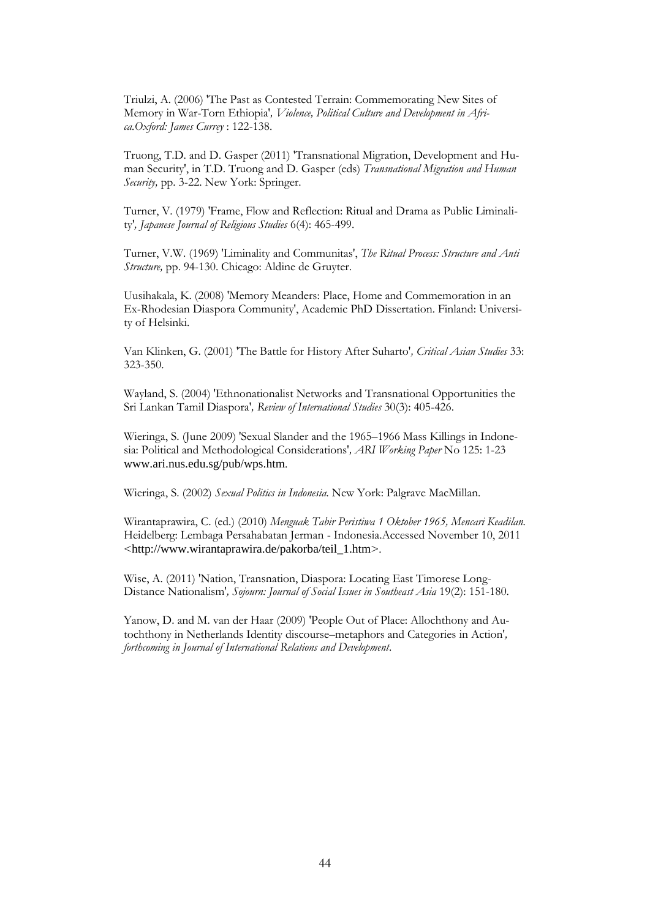Triulzi, A. (2006) 'The Past as Contested Terrain: Commemorating New Sites of Memory in War-Torn Ethiopia', *Violence, Political Culture and Development in Africa.Oxford: James Currey* : 122-138.

Truong, T.D. and D. Gasper (2011) 'Transnational Migration, Development and Human Security', in T.D. Truong and D. Gasper (eds) *Transnational Migration and Human Security,* pp. 3-22. New York: Springer.

Turner, V. (1979) 'Frame, Flow and Reflection: Ritual and Drama as Public Liminality', *Japanese Journal of Religious Studies* 6(4): 465-499.

Turner, V.W. (1969) 'Liminality and Communitas', *The Ritual Process: Structure and Anti Structure,* pp. 94-130. Chicago: Aldine de Gruyter.

Uusihakala, K. (2008) 'Memory Meanders: Place, Home and Commemoration in an Ex-Rhodesian Diaspora Community', Academic PhD Dissertation. Finland: University of Helsinki.

Van Klinken, G. (2001) 'The Battle for History After Suharto', *Critical Asian Studies* 33: 323-350.

Wayland, S. (2004) 'Ethnonationalist Networks and Transnational Opportunities the Sri Lankan Tamil Diaspora', *Review of International Studies* 30(3): 405-426.

Wieringa, S. (June 2009) 'Sexual Slander and the 1965–1966 Mass Killings in Indonesia: Political and Methodological Considerations', *ARI Working Paper* No 125: 1-23 www.ari.nus.edu.sg/pub/wps.htm.

Wieringa, S. (2002) *Sexual Politics in Indonesia.* New York: Palgrave MacMillan.

Wirantaprawira, C. (ed.) (2010) *Menguak Tabir Peristiwa 1 Oktober 1965, Mencari Keadilan.* Heidelberg: Lembaga Persahabatan Jerman - Indonesia.Accessed November 10, 2011 <http://www.wirantaprawira.de/pakorba/teil_1.htm>.

Wise, A. (2011) 'Nation, Transnation, Diaspora: Locating East Timorese Long-Distance Nationalism', *Sojourn: Journal of Social Issues in Southeast Asia* 19(2): 151-180.

Yanow, D. and M. van der Haar (2009) 'People Out of Place: Allochthony and Autochthony in Netherlands Identity discourse–metaphors and Categories in Action', *forthcoming in Journal of International Relations and Development*.